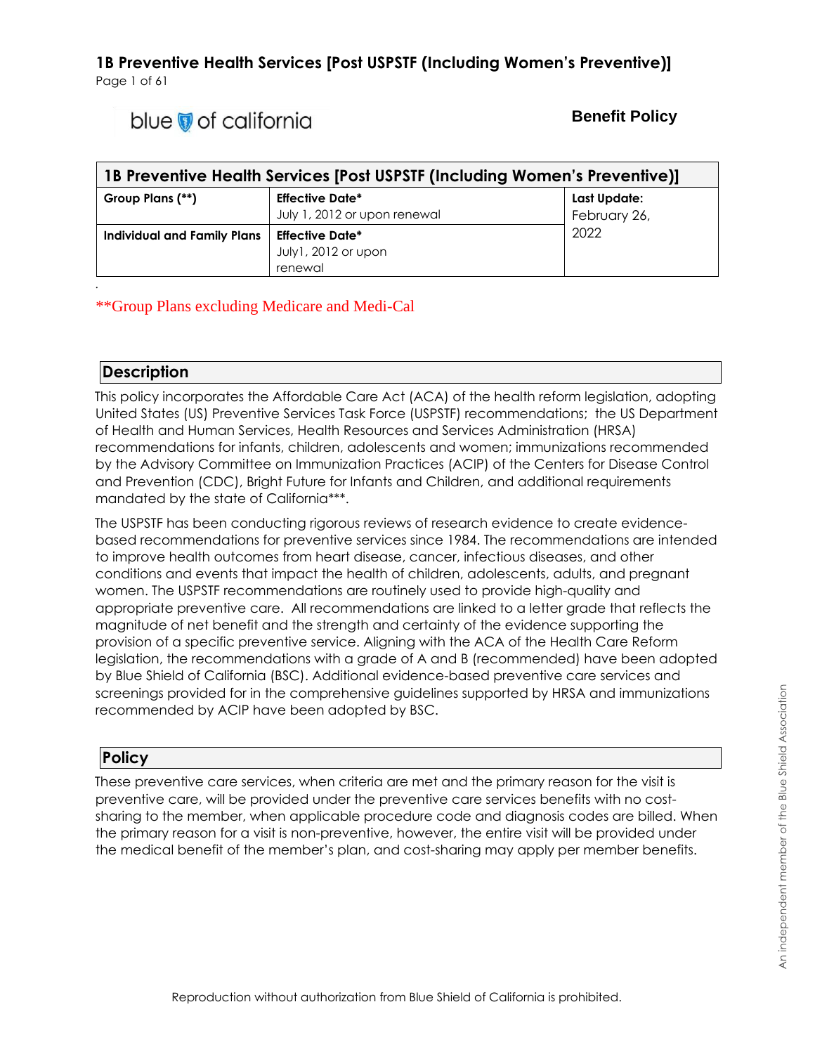# 1B Preventive Health Services [Post USPSTF (Including Women's Preventive)]

blue of california

**Benefit Policy**

| 1B Preventive Health Services [Post USPSTF (Including Women's Preventive)] | | |
|---|---|---|
| **Group Plans (\*\*)** | **Effective Date\***<br>July 1, 2012 or upon renewal | **Last Update:**<br>February 26, 2022 |
| **Individual and Family Plans** | **Effective Date\***<br>July1, 2012 or upon renewal | |

**Group Plans excluding Medicare and Medi-Cal

## Description

This policy incorporates the Affordable Care Act (ACA) of the health reform legislation, adopting United States (US) Preventive Services Task Force (USPSTF) recommendations; the US Department of Health and Human Services, Health Resources and Services Administration (HRSA) recommendations for infants, children, adolescents and women; immunizations recommended by the Advisory Committee on Immunization Practices (ACIP) of the Centers for Disease Control and Prevention (CDC), Bright Future for Infants and Children, and additional requirements mandated by the state of California***.

The USPSTF has been conducting rigorous reviews of research evidence to create evidence-based recommendations for preventive services since 1984. The recommendations are intended to improve health outcomes from heart disease, cancer, infectious diseases, and other conditions and events that impact the health of children, adolescents, adults, and pregnant women. The USPSTF recommendations are routinely used to provide high-quality and appropriate preventive care. All recommendations are linked to a letter grade that reflects the magnitude of net benefit and the strength and certainty of the evidence supporting the provision of a specific preventive service. Aligning with the ACA of the Health Care Reform legislation, the recommendations with a grade of A and B (recommended) have been adopted by Blue Shield of California (BSC). Additional evidence-based preventive care services and screenings provided for in the comprehensive guidelines supported by HRSA and immunizations recommended by ACIP have been adopted by BSC.

## Policy

These preventive care services, when criteria are met and the primary reason for the visit is preventive care, will be provided under the preventive care services benefits with no cost-sharing to the member, when applicable procedure code and diagnosis codes are billed. When the primary reason for a visit is non-preventive, however, the entire visit will be provided under the medical benefit of the member's plan, and cost-sharing may apply per member benefits.

Reproduction without authorization from Blue Shield of California is prohibited.

An independent member of the Blue Shield Association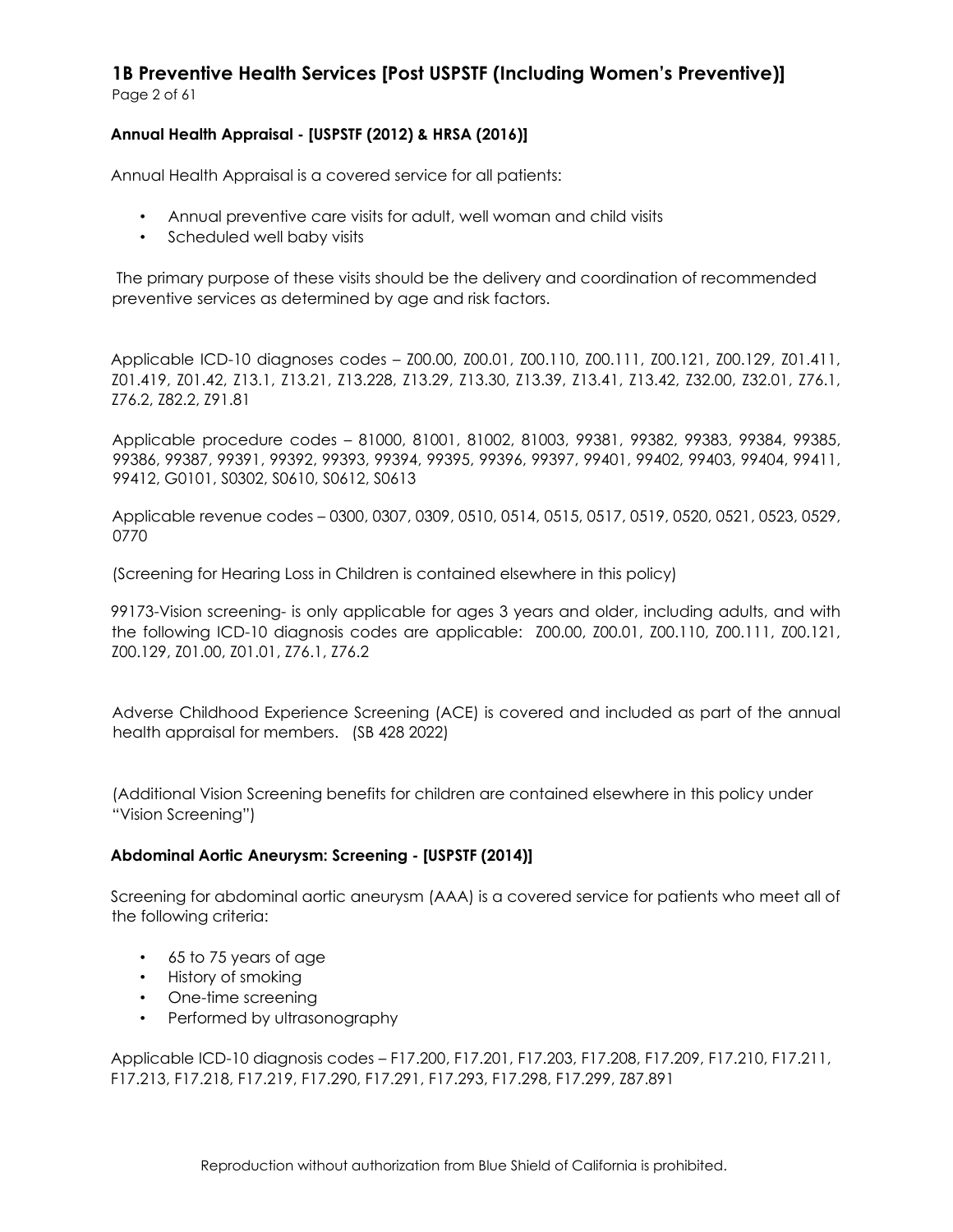### Annual Health Appraisal - [USPSTF (2012) & HRSA (2016)]

Annual Health Appraisal is a covered service for all patients:

- Annual preventive care visits for adult, well woman and child visits
- Scheduled well baby visits

The primary purpose of these visits should be the delivery and coordination of recommended preventive services as determined by age and risk factors.

Applicable ICD-10 diagnoses codes – Z00.00, Z00.01, Z00.110, Z00.111, Z00.121, Z00.129, Z01.411, Z01.419, Z01.42, Z13.1, Z13.21, Z13.228, Z13.29, Z13.30, Z13.39, Z13.41, Z13.42, Z32.00, Z32.01, Z76.1, Z76.2, Z82.2, Z91.81

Applicable procedure codes – 81000, 81001, 81002, 81003, 99381, 99382, 99383, 99384, 99385, 99386, 99387, 99391, 99392, 99393, 99394, 99395, 99396, 99397, 99401, 99402, 99403, 99404, 99411, 99412, G0101, S0302, S0610, S0612, S0613

Applicable revenue codes – 0300, 0307, 0309, 0510, 0514, 0515, 0517, 0519, 0520, 0521, 0523, 0529, 0770

(Screening for Hearing Loss in Children is contained elsewhere in this policy)

99173-Vision screening- is only applicable for ages 3 years and older, including adults, and with the following ICD-10 diagnosis codes are applicable: Z00.00, Z00.01, Z00.110, Z00.111, Z00.121, Z00.129, Z01.00, Z01.01, Z76.1, Z76.2

Adverse Childhood Experience Screening (ACE) is covered and included as part of the annual health appraisal for members. (SB 428 2022)

(Additional Vision Screening benefits for children are contained elsewhere in this policy under "Vision Screening")

### Abdominal Aortic Aneurysm: Screening - [USPSTF (2014)]

Screening for abdominal aortic aneurysm (AAA) is a covered service for patients who meet all of the following criteria:

- 65 to 75 years of age
- History of smoking
- One-time screening
- Performed by ultrasonography

Applicable ICD-10 diagnosis codes – F17.200, F17.201, F17.203, F17.208, F17.209, F17.210, F17.211, F17.213, F17.218, F17.219, F17.290, F17.291, F17.293, F17.298, F17.299, Z87.891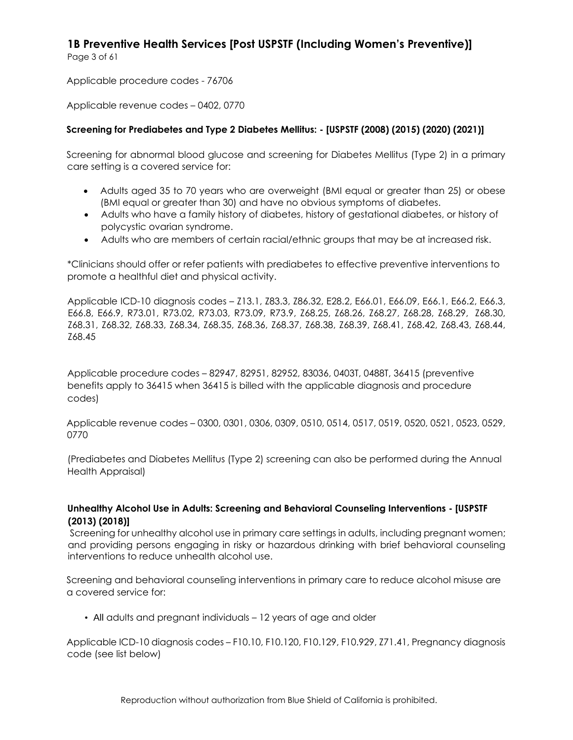Applicable procedure codes - 76706

Applicable revenue codes – 0402, 0770

**Screening for Prediabetes and Type 2 Diabetes Mellitus: - [USPSTF (2008) (2015) (2020) (2021)]**

Screening for abnormal blood glucose and screening for Diabetes Mellitus (Type 2) in a primary care setting is a covered service for:

- Adults aged 35 to 70 years who are overweight (BMI equal or greater than 25) or obese (BMI equal or greater than 30) and have no obvious symptoms of diabetes.
- Adults who have a family history of diabetes, history of gestational diabetes, or history of polycystic ovarian syndrome.
- Adults who are members of certain racial/ethnic groups that may be at increased risk.

*Clinicians should offer or refer patients with prediabetes to effective preventive interventions to promote a healthful diet and physical activity.

Applicable ICD-10 diagnosis codes – Z13.1, Z83.3, Z86.32, E28.2, E66.01, E66.09, E66.1, E66.2, E66.3, E66.8, E66.9, R73.01, R73.02, R73.03, R73.09, R73.9, Z68.25, Z68.26, Z68.27, Z68.28, Z68.29, Z68.30, Z68.31, Z68.32, Z68.33, Z68.34, Z68.35, Z68.36, Z68.37, Z68.38, Z68.39, Z68.41, Z68.42, Z68.43, Z68.44, Z68.45

Applicable procedure codes – 82947, 82951, 82952, 83036, 0403T, 0488T, 36415 (preventive benefits apply to 36415 when 36415 is billed with the applicable diagnosis and procedure codes)

Applicable revenue codes – 0300, 0301, 0306, 0309, 0510, 0514, 0517, 0519, 0520, 0521, 0523, 0529, 0770

(Prediabetes and Diabetes Mellitus (Type 2) screening can also be performed during the Annual Health Appraisal)

**Unhealthy Alcohol Use in Adults: Screening and Behavioral Counseling Interventions - [USPSTF (2013) (2018)]**

Screening for unhealthy alcohol use in primary care settings in adults, including pregnant women; and providing persons engaging in risky or hazardous drinking with brief behavioral counseling interventions to reduce unhealth alcohol use.

Screening and behavioral counseling interventions in primary care to reduce alcohol misuse are a covered service for:

- All adults and pregnant individuals – 12 years of age and older

Applicable ICD-10 diagnosis codes – F10.10, F10.120, F10.129, F10.929, Z71.41, Pregnancy diagnosis code (see list below)

Reproduction without authorization from Blue Shield of California is prohibited.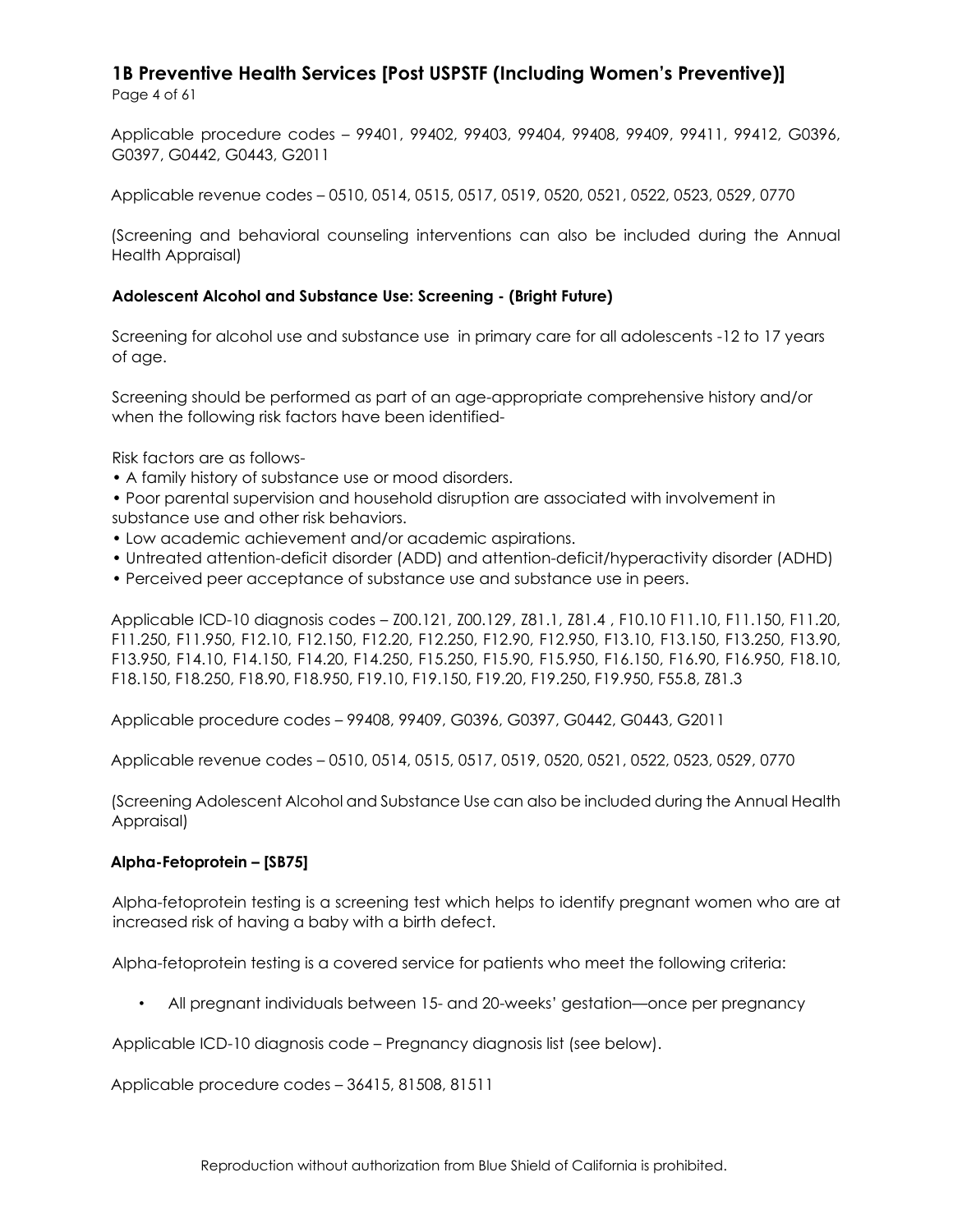Applicable procedure codes – 99401, 99402, 99403, 99404, 99408, 99409, 99411, 99412, G0396, G0397, G0442, G0443, G2011

Applicable revenue codes – 0510, 0514, 0515, 0517, 0519, 0520, 0521, 0522, 0523, 0529, 0770

(Screening and behavioral counseling interventions can also be included during the Annual Health Appraisal)

**Adolescent Alcohol and Substance Use: Screening - (Bright Future)**

Screening for alcohol use and substance use in primary care for all adolescents -12 to 17 years of age.

Screening should be performed as part of an age-appropriate comprehensive history and/or when the following risk factors have been identified-

Risk factors are as follows-

- A family history of substance use or mood disorders.
- Poor parental supervision and household disruption are associated with involvement in substance use and other risk behaviors.
- Low academic achievement and/or academic aspirations.
- Untreated attention-deficit disorder (ADD) and attention-deficit/hyperactivity disorder (ADHD)
- Perceived peer acceptance of substance use and substance use in peers.

Applicable ICD-10 diagnosis codes – Z00.121, Z00.129, Z81.1, Z81.4 , F10.10 F11.10, F11.150, F11.20, F11.250, F11.950, F12.10, F12.150, F12.20, F12.250, F12.90, F12.950, F13.10, F13.150, F13.250, F13.90, F13.950, F14.10, F14.150, F14.20, F14.250, F15.250, F15.90, F15.950, F16.150, F16.90, F16.950, F18.10, F18.150, F18.250, F18.90, F18.950, F19.10, F19.150, F19.20, F19.250, F19.950, F55.8, Z81.3

Applicable procedure codes – 99408, 99409, G0396, G0397, G0442, G0443, G2011

Applicable revenue codes – 0510, 0514, 0515, 0517, 0519, 0520, 0521, 0522, 0523, 0529, 0770

(Screening Adolescent Alcohol and Substance Use can also be included during the Annual Health Appraisal)

**Alpha-Fetoprotein – [SB75]**

Alpha-fetoprotein testing is a screening test which helps to identify pregnant women who are at increased risk of having a baby with a birth defect.

Alpha-fetoprotein testing is a covered service for patients who meet the following criteria:

- All pregnant individuals between 15- and 20-weeks' gestation—once per pregnancy

Applicable ICD-10 diagnosis code – Pregnancy diagnosis list (see below).

Applicable procedure codes – 36415, 81508, 81511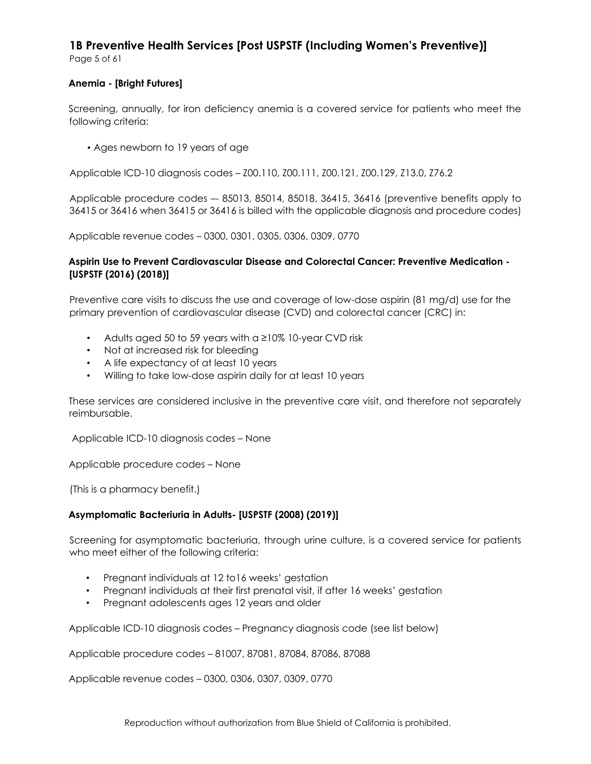### Anemia - [Bright Futures]

Screening, annually, for iron deficiency anemia is a covered service for patients who meet the following criteria:

- Ages newborn to 19 years of age

Applicable ICD-10 diagnosis codes – Z00.110, Z00.111, Z00.121, Z00.129, Z13.0, Z76.2

Applicable procedure codes –- 85013, 85014, 85018, 36415, 36416 (preventive benefits apply to 36415 or 36416 when 36415 or 36416 is billed with the applicable diagnosis and procedure codes)

Applicable revenue codes – 0300, 0301, 0305, 0306, 0309, 0770

### Aspirin Use to Prevent Cardiovascular Disease and Colorectal Cancer: Preventive Medication - [USPSTF (2016) (2018)]

Preventive care visits to discuss the use and coverage of low-dose aspirin (81 mg/d) use for the primary prevention of cardiovascular disease (CVD) and colorectal cancer (CRC) in:

- Adults aged 50 to 59 years with a ≥10% 10-year CVD risk
- Not at increased risk for bleeding
- A life expectancy of at least 10 years
- Willing to take low-dose aspirin daily for at least 10 years

These services are considered inclusive in the preventive care visit, and therefore not separately reimbursable.

Applicable ICD-10 diagnosis codes – None

Applicable procedure codes – None

(This is a pharmacy benefit.)

### Asymptomatic Bacteriuria in Adults- [USPSTF (2008) (2019)]

Screening for asymptomatic bacteriuria, through urine culture, is a covered service for patients who meet either of the following criteria:

- Pregnant individuals at 12 to16 weeks' gestation
- Pregnant individuals at their first prenatal visit, if after 16 weeks' gestation
- Pregnant adolescents ages 12 years and older

Applicable ICD-10 diagnosis codes – Pregnancy diagnosis code (see list below)

Applicable procedure codes – 81007, 87081, 87084, 87086, 87088

Applicable revenue codes – 0300, 0306, 0307, 0309, 0770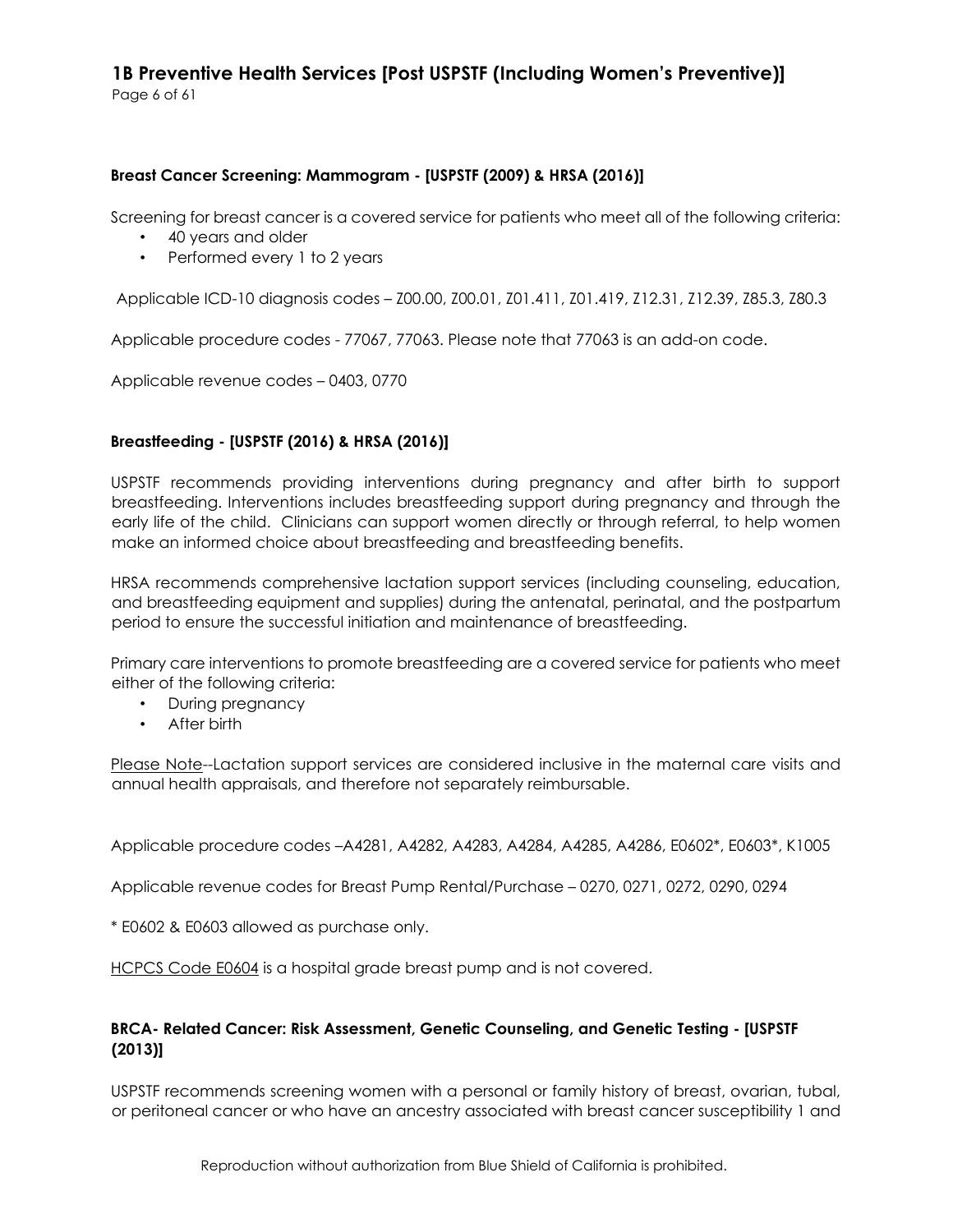### Breast Cancer Screening: Mammogram - [USPSTF (2009) & HRSA (2016)]

Screening for breast cancer is a covered service for patients who meet all of the following criteria:

- 40 years and older
- Performed every 1 to 2 years

Applicable ICD-10 diagnosis codes – Z00.00, Z00.01, Z01.411, Z01.419, Z12.31, Z12.39, Z85.3, Z80.3

Applicable procedure codes - 77067, 77063. Please note that 77063 is an add-on code.

Applicable revenue codes – 0403, 0770

### Breastfeeding - [USPSTF (2016) & HRSA (2016)]

USPSTF recommends providing interventions during pregnancy and after birth to support breastfeeding. Interventions includes breastfeeding support during pregnancy and through the early life of the child. Clinicians can support women directly or through referral, to help women make an informed choice about breastfeeding and breastfeeding benefits.

HRSA recommends comprehensive lactation support services (including counseling, education, and breastfeeding equipment and supplies) during the antenatal, perinatal, and the postpartum period to ensure the successful initiation and maintenance of breastfeeding.

Primary care interventions to promote breastfeeding are a covered service for patients who meet either of the following criteria:

- During pregnancy
- After birth

<u>Please Note</u>--Lactation support services are considered inclusive in the maternal care visits and annual health appraisals, and therefore not separately reimbursable.

Applicable procedure codes –A4281, A4282, A4283, A4284, A4285, A4286, E0602*, E0603*, K1005

Applicable revenue codes for Breast Pump Rental/Purchase – 0270, 0271, 0272, 0290, 0294

* E0602 & E0603 allowed as purchase only.

<u>HCPCS Code E0604</u> is a hospital grade breast pump and is not covered.

### BRCA- Related Cancer: Risk Assessment, Genetic Counseling, and Genetic Testing - [USPSTF (2013)]

USPSTF recommends screening women with a personal or family history of breast, ovarian, tubal, or peritoneal cancer or who have an ancestry associated with breast cancer susceptibility 1 and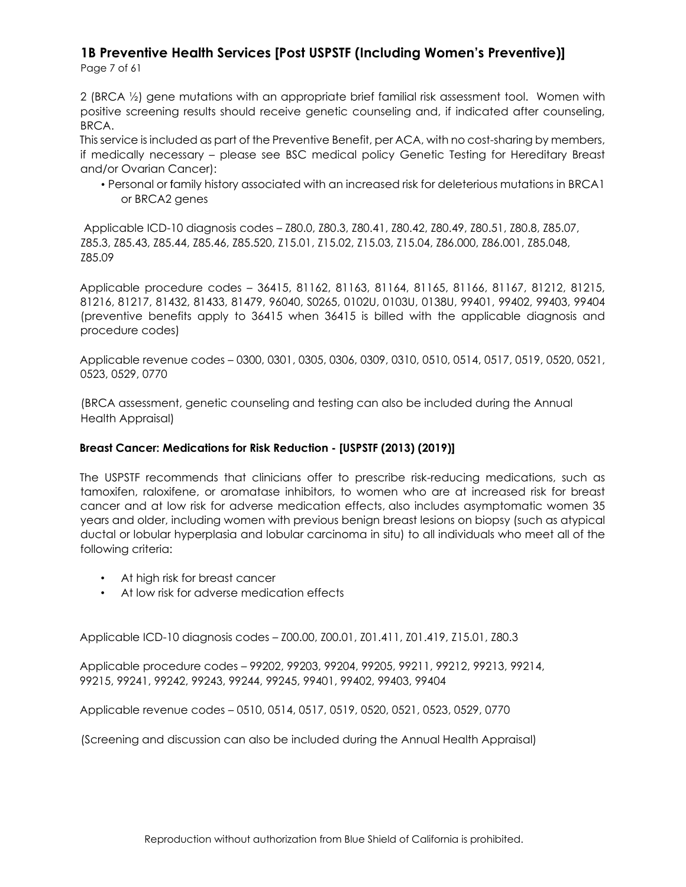2 (BRCA ½) gene mutations with an appropriate brief familial risk assessment tool. Women with positive screening results should receive genetic counseling and, if indicated after counseling, BRCA.

This service is included as part of the Preventive Benefit, per ACA, with no cost-sharing by members, if medically necessary – please see BSC medical policy Genetic Testing for Hereditary Breast and/or Ovarian Cancer):

- Personal or family history associated with an increased risk for deleterious mutations in BRCA1 or BRCA2 genes

Applicable ICD-10 diagnosis codes – Z80.0, Z80.3, Z80.41, Z80.42, Z80.49, Z80.51, Z80.8, Z85.07, Z85.3, Z85.43, Z85.44, Z85.46, Z85.520, Z15.01, Z15.02, Z15.03, Z15.04, Z86.000, Z86.001, Z85.048, Z85.09

Applicable procedure codes – 36415, 81162, 81163, 81164, 81165, 81166, 81167, 81212, 81215, 81216, 81217, 81432, 81433, 81479, 96040, S0265, 0102U, 0103U, 0138U, 99401, 99402, 99403, 99404 (preventive benefits apply to 36415 when 36415 is billed with the applicable diagnosis and procedure codes)

Applicable revenue codes – 0300, 0301, 0305, 0306, 0309, 0310, 0510, 0514, 0517, 0519, 0520, 0521, 0523, 0529, 0770

(BRCA assessment, genetic counseling and testing can also be included during the Annual Health Appraisal)

### Breast Cancer: Medications for Risk Reduction - [USPSTF (2013) (2019)]

The USPSTF recommends that clinicians offer to prescribe risk-reducing medications, such as tamoxifen, raloxifene, or aromatase inhibitors, to women who are at increased risk for breast cancer and at low risk for adverse medication effects, also includes asymptomatic women 35 years and older, including women with previous benign breast lesions on biopsy (such as atypical ductal or lobular hyperplasia and lobular carcinoma in situ) to all individuals who meet all of the following criteria:

- At high risk for breast cancer
- At low risk for adverse medication effects

Applicable ICD-10 diagnosis codes – Z00.00, Z00.01, Z01.411, Z01.419, Z15.01, Z80.3

Applicable procedure codes – 99202, 99203, 99204, 99205, 99211, 99212, 99213, 99214, 99215, 99241, 99242, 99243, 99244, 99245, 99401, 99402, 99403, 99404

Applicable revenue codes – 0510, 0514, 0517, 0519, 0520, 0521, 0523, 0529, 0770

(Screening and discussion can also be included during the Annual Health Appraisal)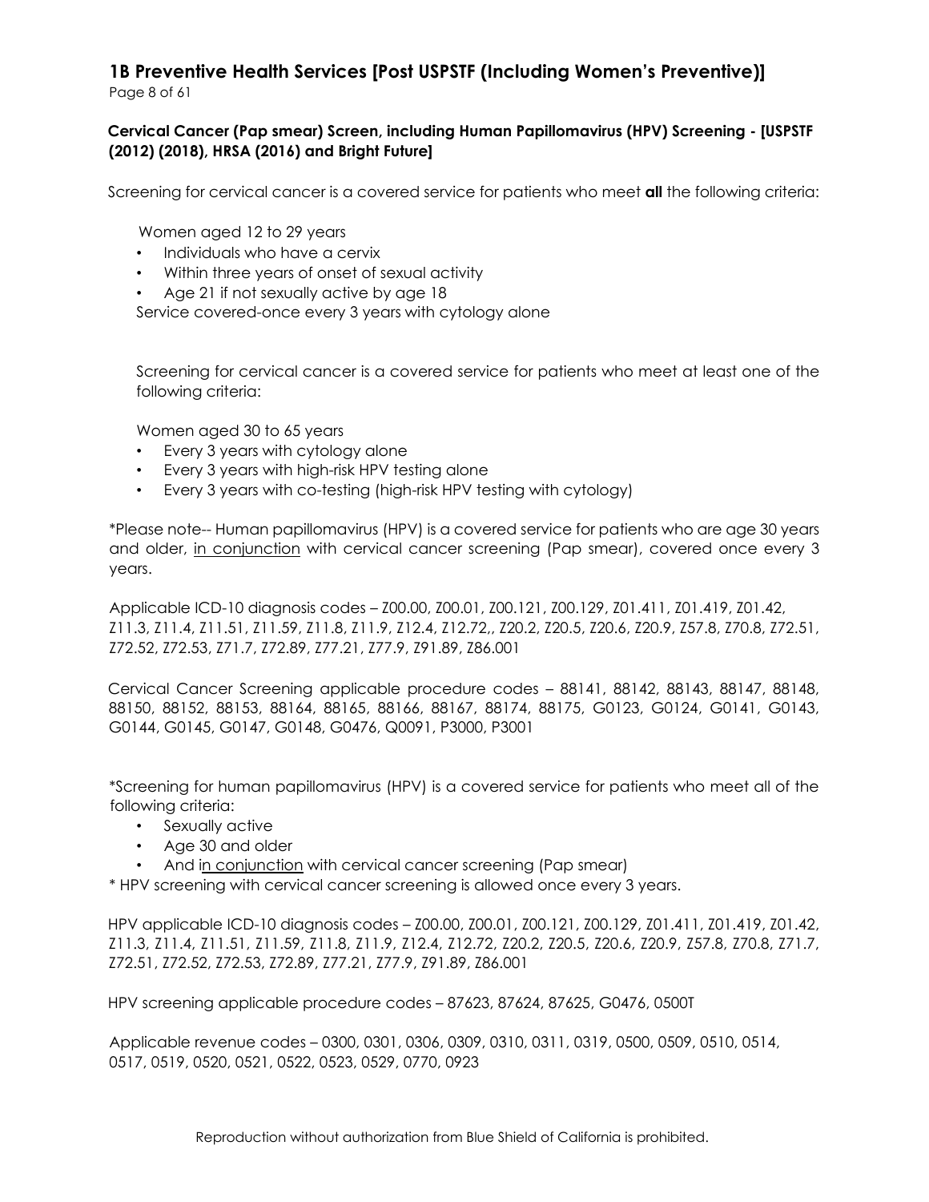## Cervical Cancer (Pap smear) Screen, including Human Papillomavirus (HPV) Screening - [USPSTF (2012) (2018), HRSA (2016) and Bright Future]

Screening for cervical cancer is a covered service for patients who meet **all** the following criteria:

Women aged 12 to 29 years

- Individuals who have a cervix
- Within three years of onset of sexual activity
- Age 21 if not sexually active by age 18

Service covered-once every 3 years with cytology alone

Screening for cervical cancer is a covered service for patients who meet at least one of the following criteria:

Women aged 30 to 65 years

- Every 3 years with cytology alone
- Every 3 years with high-risk HPV testing alone
- Every 3 years with co-testing (high-risk HPV testing with cytology)

*Please note-- Human papillomavirus (HPV) is a covered service for patients who are age 30 years and older, <u>in conjunction</u> with cervical cancer screening (Pap smear), covered once every 3 years.

Applicable ICD-10 diagnosis codes – Z00.00, Z00.01, Z00.121, Z00.129, Z01.411, Z01.419, Z01.42, Z11.3, Z11.4, Z11.51, Z11.59, Z11.8, Z11.9, Z12.4, Z12.72,, Z20.2, Z20.5, Z20.6, Z20.9, Z57.8, Z70.8, Z72.51, Z72.52, Z72.53, Z71.7, Z72.89, Z77.21, Z77.9, Z91.89, Z86.001

Cervical Cancer Screening applicable procedure codes – 88141, 88142, 88143, 88147, 88148, 88150, 88152, 88153, 88164, 88165, 88166, 88167, 88174, 88175, G0123, G0124, G0141, G0143, G0144, G0145, G0147, G0148, G0476, Q0091, P3000, P3001

*Screening for human papillomavirus (HPV) is a covered service for patients who meet all of the following criteria:

- Sexually active
- Age 30 and older
- And <u>in conjunction</u> with cervical cancer screening (Pap smear)

* HPV screening with cervical cancer screening is allowed once every 3 years.

HPV applicable ICD-10 diagnosis codes – Z00.00, Z00.01, Z00.121, Z00.129, Z01.411, Z01.419, Z01.42, Z11.3, Z11.4, Z11.51, Z11.59, Z11.8, Z11.9, Z12.4, Z12.72, Z20.2, Z20.5, Z20.6, Z20.9, Z57.8, Z70.8, Z71.7, Z72.51, Z72.52, Z72.53, Z72.89, Z77.21, Z77.9, Z91.89, Z86.001

HPV screening applicable procedure codes – 87623, 87624, 87625, G0476, 0500T

Applicable revenue codes – 0300, 0301, 0306, 0309, 0310, 0311, 0319, 0500, 0509, 0510, 0514, 0517, 0519, 0520, 0521, 0522, 0523, 0529, 0770, 0923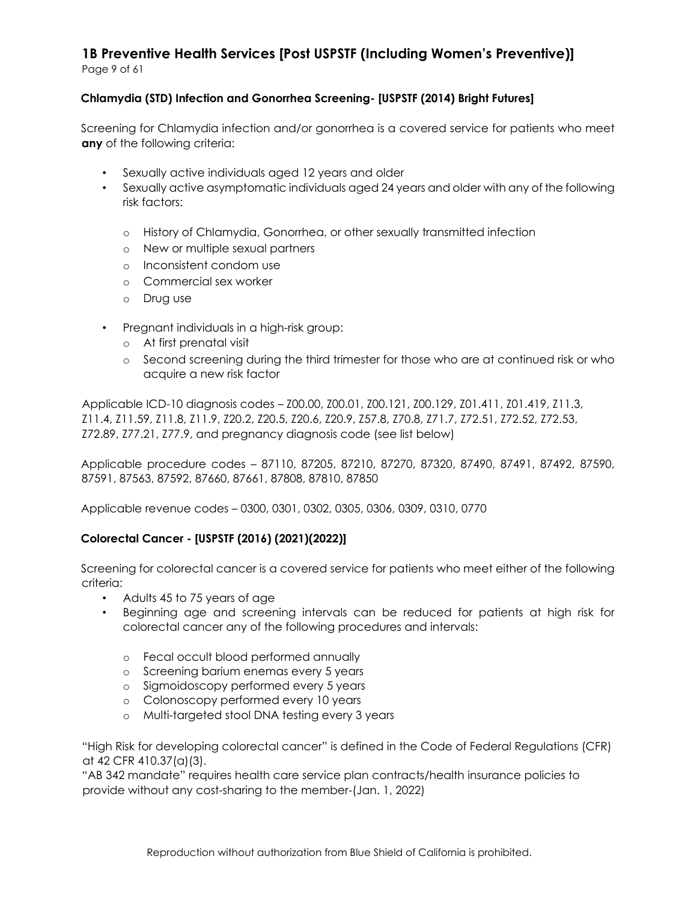**Chlamydia (STD) Infection and Gonorrhea Screening- [USPSTF (2014) Bright Futures]**

Screening for Chlamydia infection and/or gonorrhea is a covered service for patients who meet **any** of the following criteria:

- Sexually active individuals aged 12 years and older
- Sexually active asymptomatic individuals aged 24 years and older with any of the following risk factors:
  - History of Chlamydia, Gonorrhea, or other sexually transmitted infection
  - New or multiple sexual partners
  - Inconsistent condom use
  - Commercial sex worker
  - Drug use
- Pregnant individuals in a high-risk group:
  - At first prenatal visit
  - Second screening during the third trimester for those who are at continued risk or who acquire a new risk factor

Applicable ICD-10 diagnosis codes – Z00.00, Z00.01, Z00.121, Z00.129, Z01.411, Z01.419, Z11.3, Z11.4, Z11.59, Z11.8, Z11.9, Z20.2, Z20.5, Z20.6, Z20.9, Z57.8, Z70.8, Z71.7, Z72.51, Z72.52, Z72.53, Z72.89, Z77.21, Z77.9, and pregnancy diagnosis code (see list below)

Applicable procedure codes – 87110, 87205, 87210, 87270, 87320, 87490, 87491, 87492, 87590, 87591, 87563, 87592, 87660, 87661, 87808, 87810, 87850

Applicable revenue codes – 0300, 0301, 0302, 0305, 0306, 0309, 0310, 0770

**Colorectal Cancer - [USPSTF (2016) (2021)(2022)]**

Screening for colorectal cancer is a covered service for patients who meet either of the following criteria:

- Adults 45 to 75 years of age
- Beginning age and screening intervals can be reduced for patients at high risk for colorectal cancer any of the following procedures and intervals:
  - Fecal occult blood performed annually
  - Screening barium enemas every 5 years
  - Sigmoidoscopy performed every 5 years
  - Colonoscopy performed every 10 years
  - Multi-targeted stool DNA testing every 3 years

"High Risk for developing colorectal cancer" is defined in the Code of Federal Regulations (CFR) at 42 CFR 410.37(a)(3).

"AB 342 mandate" requires health care service plan contracts/health insurance policies to provide without any cost-sharing to the member-(Jan. 1, 2022)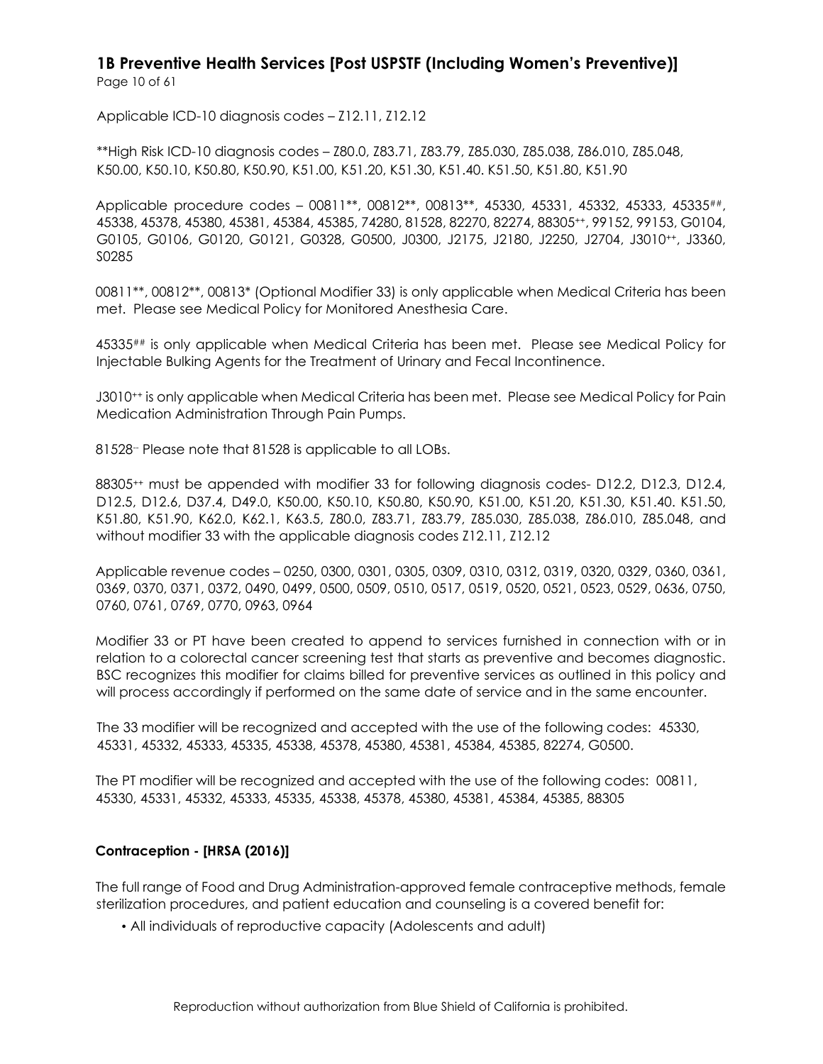Applicable ICD-10 diagnosis codes – Z12.11, Z12.12

**High Risk ICD-10 diagnosis codes – Z80.0, Z83.71, Z83.79, Z85.030, Z85.038, Z86.010, Z85.048, K50.00, K50.10, K50.80, K50.90, K51.00, K51.20, K51.30, K51.40. K51.50, K51.80, K51.90

Applicable procedure codes – 00811**, 00812**, 00813**, 45330, 45331, 45332, 45333, 45335##, 45338, 45378, 45380, 45381, 45384, 45385, 74280, 81528, 82270, 82274, 88305++, 99152, 99153, G0104, G0105, G0106, G0120, G0121, G0328, G0500, J0300, J2175, J2180, J2250, J2704, J3010++, J3360, S0285

00811**, 00812**, 00813* (Optional Modifier 33) is only applicable when Medical Criteria has been met. Please see Medical Policy for Monitored Anesthesia Care.

45335## is only applicable when Medical Criteria has been met. Please see Medical Policy for Injectable Bulking Agents for the Treatment of Urinary and Fecal Incontinence.

J3010++ is only applicable when Medical Criteria has been met. Please see Medical Policy for Pain Medication Administration Through Pain Pumps.

81528-- Please note that 81528 is applicable to all LOBs.

88305++ must be appended with modifier 33 for following diagnosis codes- D12.2, D12.3, D12.4, D12.5, D12.6, D37.4, D49.0, K50.00, K50.10, K50.80, K50.90, K51.00, K51.20, K51.30, K51.40. K51.50, K51.80, K51.90, K62.0, K62.1, K63.5, Z80.0, Z83.71, Z83.79, Z85.030, Z85.038, Z86.010, Z85.048, and without modifier 33 with the applicable diagnosis codes Z12.11, Z12.12

Applicable revenue codes – 0250, 0300, 0301, 0305, 0309, 0310, 0312, 0319, 0320, 0329, 0360, 0361, 0369, 0370, 0371, 0372, 0490, 0499, 0500, 0509, 0510, 0517, 0519, 0520, 0521, 0523, 0529, 0636, 0750, 0760, 0761, 0769, 0770, 0963, 0964

Modifier 33 or PT have been created to append to services furnished in connection with or in relation to a colorectal cancer screening test that starts as preventive and becomes diagnostic. BSC recognizes this modifier for claims billed for preventive services as outlined in this policy and will process accordingly if performed on the same date of service and in the same encounter.

The 33 modifier will be recognized and accepted with the use of the following codes: 45330, 45331, 45332, 45333, 45335, 45338, 45378, 45380, 45381, 45384, 45385, 82274, G0500.

The PT modifier will be recognized and accepted with the use of the following codes: 00811, 45330, 45331, 45332, 45333, 45335, 45338, 45378, 45380, 45381, 45384, 45385, 88305

**Contraception - [HRSA (2016)]**

The full range of Food and Drug Administration-approved female contraceptive methods, female sterilization procedures, and patient education and counseling is a covered benefit for:

- All individuals of reproductive capacity (Adolescents and adult)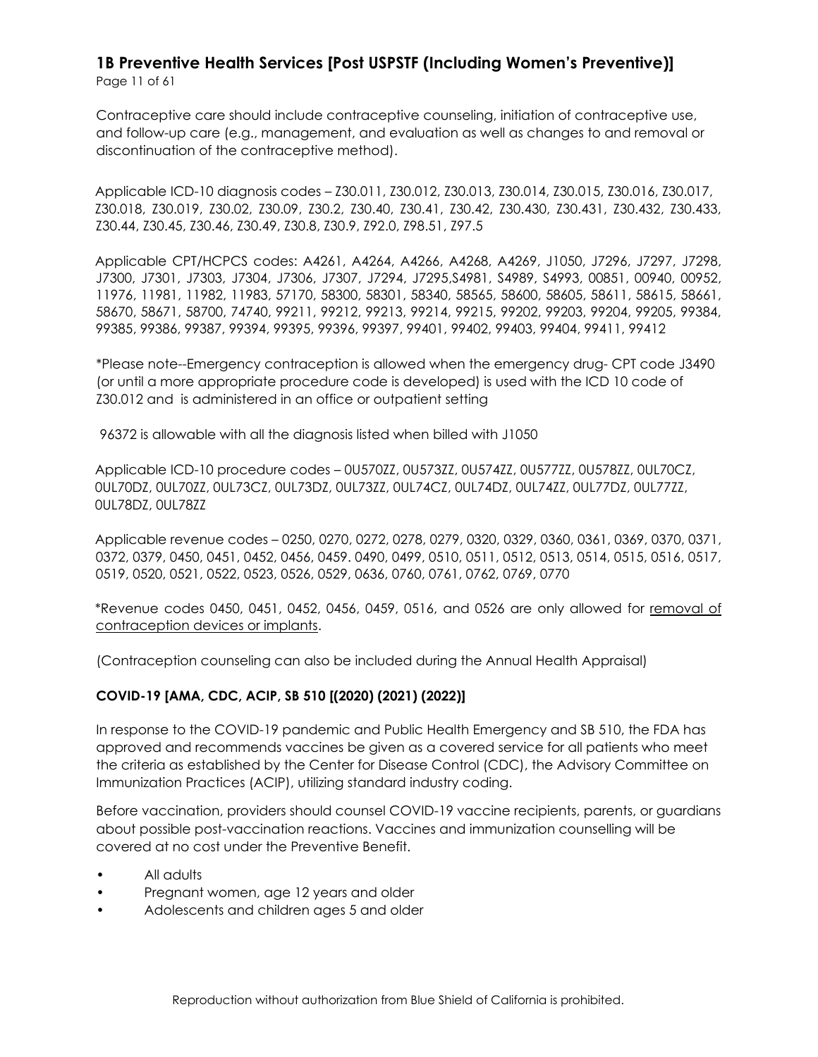Contraceptive care should include contraceptive counseling, initiation of contraceptive use, and follow-up care (e.g., management, and evaluation as well as changes to and removal or discontinuation of the contraceptive method).

Applicable ICD-10 diagnosis codes – Z30.011, Z30.012, Z30.013, Z30.014, Z30.015, Z30.016, Z30.017, Z30.018, Z30.019, Z30.02, Z30.09, Z30.2, Z30.40, Z30.41, Z30.42, Z30.430, Z30.431, Z30.432, Z30.433, Z30.44, Z30.45, Z30.46, Z30.49, Z30.8, Z30.9, Z92.0, Z98.51, Z97.5

Applicable CPT/HCPCS codes: A4261, A4264, A4266, A4268, A4269, J1050, J7296, J7297, J7298, J7300, J7301, J7303, J7304, J7306, J7307, J7294, J7295,S4981, S4989, S4993, 00851, 00940, 00952, 11976, 11981, 11982, 11983, 57170, 58300, 58301, 58340, 58565, 58600, 58605, 58611, 58615, 58661, 58670, 58671, 58700, 74740, 99211, 99212, 99213, 99214, 99215, 99202, 99203, 99204, 99205, 99384, 99385, 99386, 99387, 99394, 99395, 99396, 99397, 99401, 99402, 99403, 99404, 99411, 99412

*Please note--Emergency contraception is allowed when the emergency drug- CPT code J3490 (or until a more appropriate procedure code is developed) is used with the ICD 10 code of Z30.012 and is administered in an office or outpatient setting

96372 is allowable with all the diagnosis listed when billed with J1050

Applicable ICD-10 procedure codes – 0U570ZZ, 0U573ZZ, 0U574ZZ, 0U577ZZ, 0U578ZZ, 0UL70CZ, 0UL70DZ, 0UL70ZZ, 0UL73CZ, 0UL73DZ, 0UL73ZZ, 0UL74CZ, 0UL74DZ, 0UL74ZZ, 0UL77DZ, 0UL77ZZ, 0UL78DZ, 0UL78ZZ

Applicable revenue codes – 0250, 0270, 0272, 0278, 0279, 0320, 0329, 0360, 0361, 0369, 0370, 0371, 0372, 0379, 0450, 0451, 0452, 0456, 0459. 0490, 0499, 0510, 0511, 0512, 0513, 0514, 0515, 0516, 0517, 0519, 0520, 0521, 0522, 0523, 0526, 0529, 0636, 0760, 0761, 0762, 0769, 0770

*Revenue codes 0450, 0451, 0452, 0456, 0459, 0516, and 0526 are only allowed for removal of contraception devices or implants.

(Contraception counseling can also be included during the Annual Health Appraisal)

**COVID-19 [AMA, CDC, ACIP, SB 510 [(2020) (2021) (2022)]**

In response to the COVID-19 pandemic and Public Health Emergency and SB 510, the FDA has approved and recommends vaccines be given as a covered service for all patients who meet the criteria as established by the Center for Disease Control (CDC), the Advisory Committee on Immunization Practices (ACIP), utilizing standard industry coding.

Before vaccination, providers should counsel COVID-19 vaccine recipients, parents, or guardians about possible post-vaccination reactions. Vaccines and immunization counselling will be covered at no cost under the Preventive Benefit.

- All adults
- Pregnant women, age 12 years and older
- Adolescents and children ages 5 and older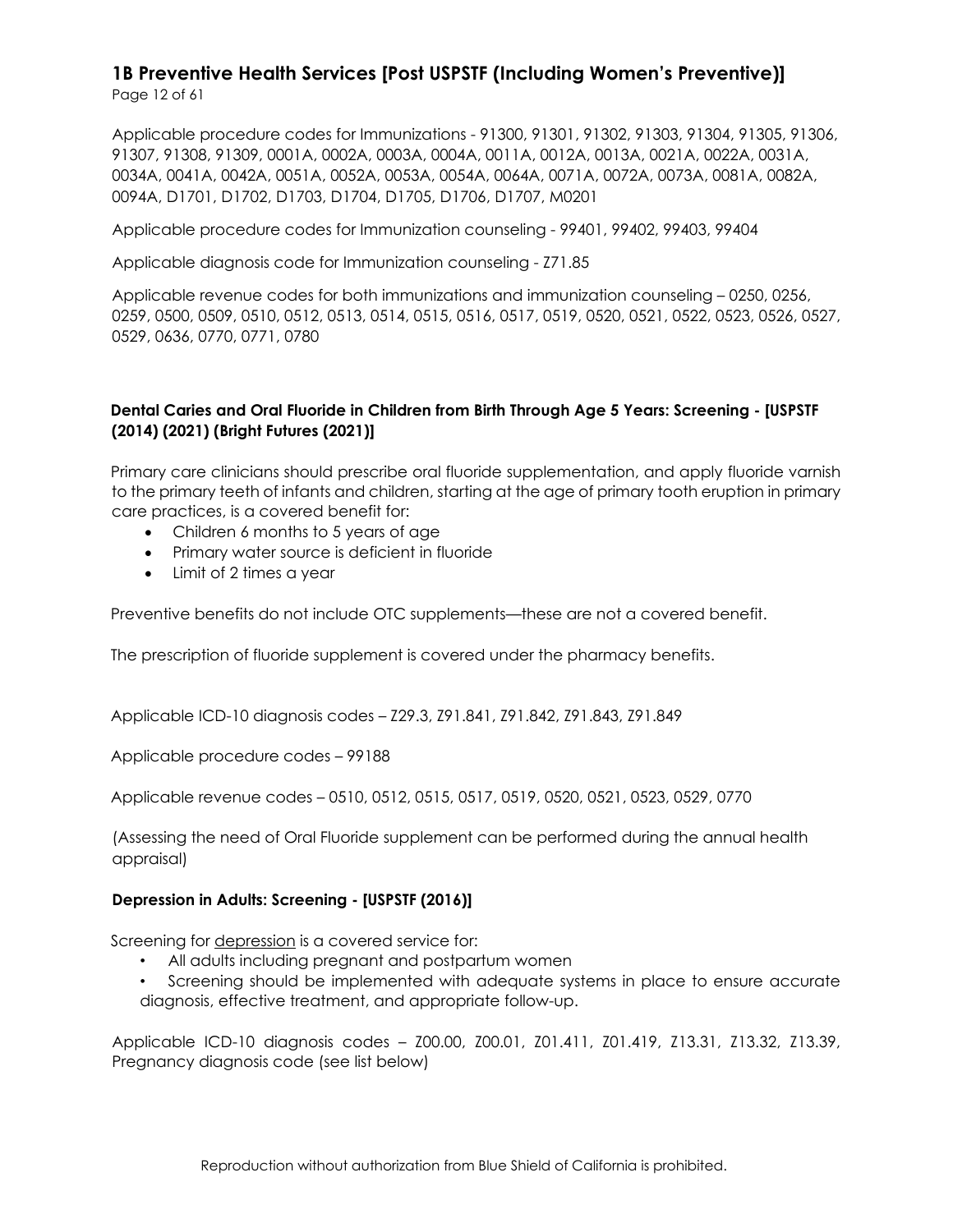Applicable procedure codes for Immunizations - 91300, 91301, 91302, 91303, 91304, 91305, 91306, 91307, 91308, 91309, 0001A, 0002A, 0003A, 0004A, 0011A, 0012A, 0013A, 0021A, 0022A, 0031A, 0034A, 0041A, 0042A, 0051A, 0052A, 0053A, 0054A, 0064A, 0071A, 0072A, 0073A, 0081A, 0082A, 0094A, D1701, D1702, D1703, D1704, D1705, D1706, D1707, M0201

Applicable procedure codes for Immunization counseling - 99401, 99402, 99403, 99404

Applicable diagnosis code for Immunization counseling - Z71.85

Applicable revenue codes for both immunizations and immunization counseling – 0250, 0256, 0259, 0500, 0509, 0510, 0512, 0513, 0514, 0515, 0516, 0517, 0519, 0520, 0521, 0522, 0523, 0526, 0527, 0529, 0636, 0770, 0771, 0780

**Dental Caries and Oral Fluoride in Children from Birth Through Age 5 Years: Screening - [USPSTF (2014) (2021) (Bright Futures (2021)]**

Primary care clinicians should prescribe oral fluoride supplementation, and apply fluoride varnish to the primary teeth of infants and children, starting at the age of primary tooth eruption in primary care practices, is a covered benefit for:

- Children 6 months to 5 years of age
- Primary water source is deficient in fluoride
- Limit of 2 times a year

Preventive benefits do not include OTC supplements—these are not a covered benefit.

The prescription of fluoride supplement is covered under the pharmacy benefits.

Applicable ICD-10 diagnosis codes – Z29.3, Z91.841, Z91.842, Z91.843, Z91.849

Applicable procedure codes – 99188

Applicable revenue codes – 0510, 0512, 0515, 0517, 0519, 0520, 0521, 0523, 0529, 0770

(Assessing the need of Oral Fluoride supplement can be performed during the annual health appraisal)

**Depression in Adults: Screening - [USPSTF (2016)]**

Screening for <u>depression</u> is a covered service for:

- All adults including pregnant and postpartum women
- Screening should be implemented with adequate systems in place to ensure accurate diagnosis, effective treatment, and appropriate follow-up.

Applicable ICD-10 diagnosis codes – Z00.00, Z00.01, Z01.411, Z01.419, Z13.31, Z13.32, Z13.39, Pregnancy diagnosis code (see list below)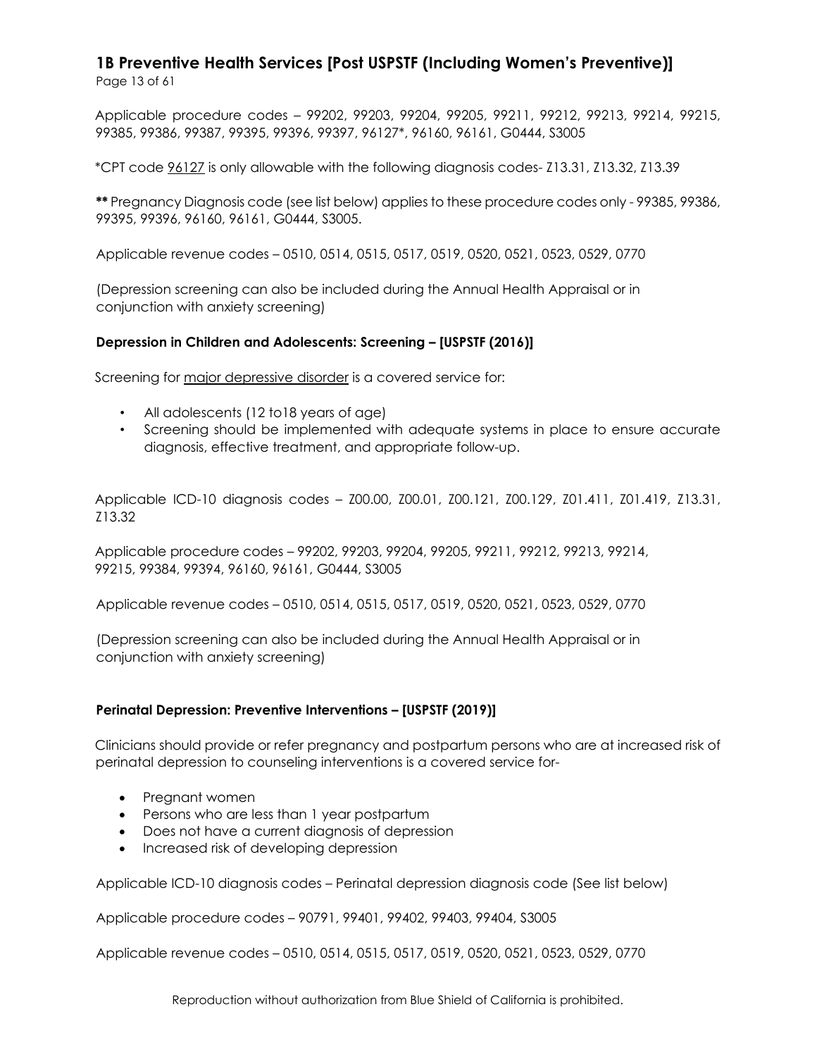Applicable procedure codes – 99202, 99203, 99204, 99205, 99211, 99212, 99213, 99214, 99215, 99385, 99386, 99387, 99395, 99396, 99397, 96127*, 96160, 96161, G0444, S3005

*CPT code 96127 is only allowable with the following diagnosis codes- Z13.31, Z13.32, Z13.39

**\*\*** Pregnancy Diagnosis code (see list below) applies to these procedure codes only - 99385, 99386, 99395, 99396, 96160, 96161, G0444, S3005.

Applicable revenue codes – 0510, 0514, 0515, 0517, 0519, 0520, 0521, 0523, 0529, 0770

(Depression screening can also be included during the Annual Health Appraisal or in conjunction with anxiety screening)

#### Depression in Children and Adolescents: Screening – [USPSTF (2016)]

Screening for major depressive disorder is a covered service for:

- All adolescents (12 to18 years of age)
- Screening should be implemented with adequate systems in place to ensure accurate diagnosis, effective treatment, and appropriate follow-up.

Applicable ICD-10 diagnosis codes – Z00.00, Z00.01, Z00.121, Z00.129, Z01.411, Z01.419, Z13.31, Z13.32

Applicable procedure codes – 99202, 99203, 99204, 99205, 99211, 99212, 99213, 99214, 99215, 99384, 99394, 96160, 96161, G0444, S3005

Applicable revenue codes – 0510, 0514, 0515, 0517, 0519, 0520, 0521, 0523, 0529, 0770

(Depression screening can also be included during the Annual Health Appraisal or in conjunction with anxiety screening)

#### Perinatal Depression: Preventive Interventions – [USPSTF (2019)]

Clinicians should provide or refer pregnancy and postpartum persons who are at increased risk of perinatal depression to counseling interventions is a covered service for-

- Pregnant women
- Persons who are less than 1 year postpartum
- Does not have a current diagnosis of depression
- Increased risk of developing depression

Applicable ICD-10 diagnosis codes – Perinatal depression diagnosis code (See list below)

Applicable procedure codes – 90791, 99401, 99402, 99403, 99404, S3005

Applicable revenue codes – 0510, 0514, 0515, 0517, 0519, 0520, 0521, 0523, 0529, 0770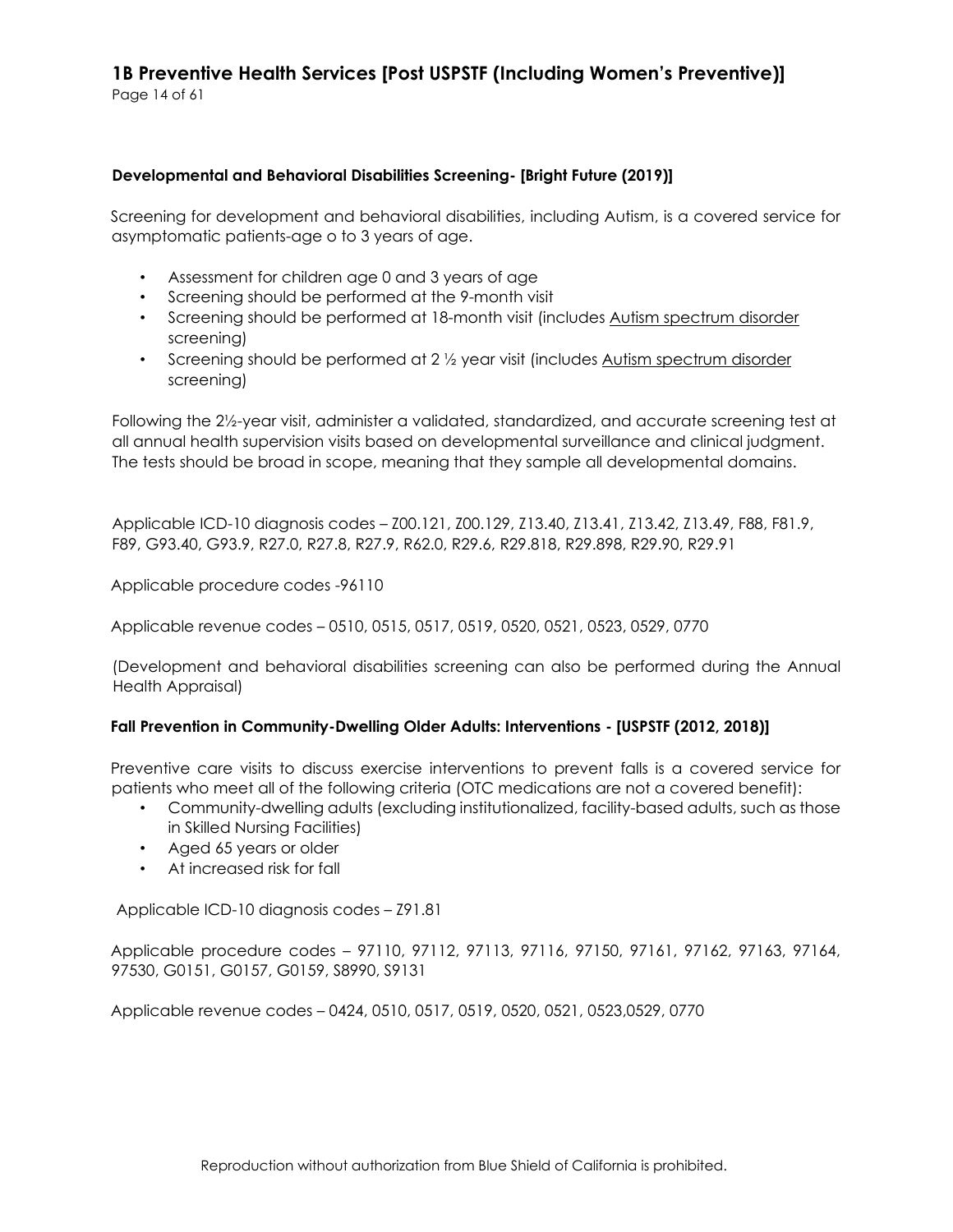### Developmental and Behavioral Disabilities Screening- [Bright Future (2019)]

Screening for development and behavioral disabilities, including Autism, is a covered service for asymptomatic patients-age o to 3 years of age.

- Assessment for children age 0 and 3 years of age
- Screening should be performed at the 9-month visit
- Screening should be performed at 18-month visit (includes Autism spectrum disorder screening)
- Screening should be performed at 2 ½ year visit (includes Autism spectrum disorder screening)

Following the 2½-year visit, administer a validated, standardized, and accurate screening test at all annual health supervision visits based on developmental surveillance and clinical judgment. The tests should be broad in scope, meaning that they sample all developmental domains.

Applicable ICD-10 diagnosis codes – Z00.121, Z00.129, Z13.40, Z13.41, Z13.42, Z13.49, F88, F81.9, F89, G93.40, G93.9, R27.0, R27.8, R27.9, R62.0, R29.6, R29.818, R29.898, R29.90, R29.91

Applicable procedure codes -96110

Applicable revenue codes – 0510, 0515, 0517, 0519, 0520, 0521, 0523, 0529, 0770

(Development and behavioral disabilities screening can also be performed during the Annual Health Appraisal)

### Fall Prevention in Community-Dwelling Older Adults: Interventions - [USPSTF (2012, 2018)]

Preventive care visits to discuss exercise interventions to prevent falls is a covered service for patients who meet all of the following criteria (OTC medications are not a covered benefit):

- Community-dwelling adults (excluding institutionalized, facility-based adults, such as those in Skilled Nursing Facilities)
- Aged 65 years or older
- At increased risk for fall

Applicable ICD-10 diagnosis codes – Z91.81

Applicable procedure codes – 97110, 97112, 97113, 97116, 97150, 97161, 97162, 97163, 97164, 97530, G0151, G0157, G0159, S8990, S9131

Applicable revenue codes – 0424, 0510, 0517, 0519, 0520, 0521, 0523,0529, 0770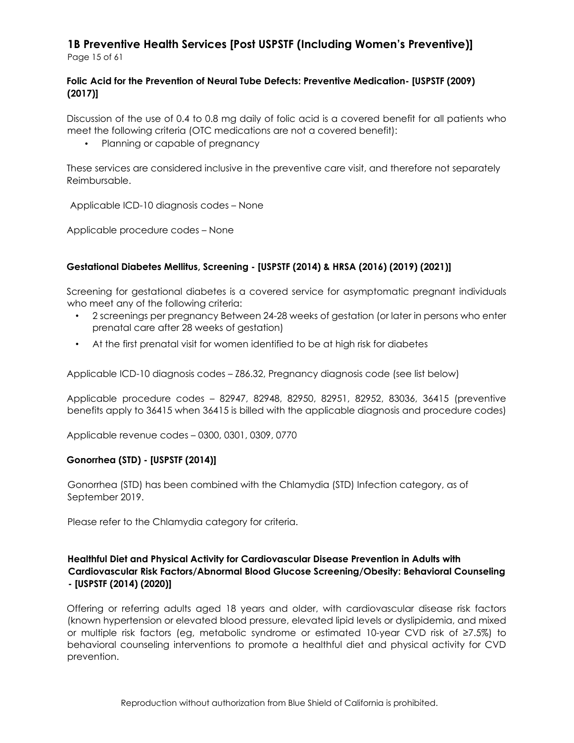**Folic Acid for the Prevention of Neural Tube Defects: Preventive Medication- [USPSTF (2009) (2017)]**

Discussion of the use of 0.4 to 0.8 mg daily of folic acid is a covered benefit for all patients who meet the following criteria (OTC medications are not a covered benefit):

- Planning or capable of pregnancy

These services are considered inclusive in the preventive care visit, and therefore not separately Reimbursable.

Applicable ICD-10 diagnosis codes – None

Applicable procedure codes – None

**Gestational Diabetes Mellitus, Screening - [USPSTF (2014) & HRSA (2016) (2019) (2021)]**

Screening for gestational diabetes is a covered service for asymptomatic pregnant individuals who meet any of the following criteria:

- 2 screenings per pregnancy Between 24-28 weeks of gestation (or later in persons who enter prenatal care after 28 weeks of gestation)
- At the first prenatal visit for women identified to be at high risk for diabetes

Applicable ICD-10 diagnosis codes – Z86.32, Pregnancy diagnosis code (see list below)

Applicable procedure codes – 82947, 82948, 82950, 82951, 82952, 83036, 36415 (preventive benefits apply to 36415 when 36415 is billed with the applicable diagnosis and procedure codes)

Applicable revenue codes – 0300, 0301, 0309, 0770

**Gonorrhea (STD) - [USPSTF (2014)]**

Gonorrhea (STD) has been combined with the Chlamydia (STD) Infection category, as of September 2019.

Please refer to the Chlamydia category for criteria.

**Healthful Diet and Physical Activity for Cardiovascular Disease Prevention in Adults with Cardiovascular Risk Factors/Abnormal Blood Glucose Screening/Obesity: Behavioral Counseling - [USPSTF (2014) (2020)]**

Offering or referring adults aged 18 years and older, with cardiovascular disease risk factors (known hypertension or elevated blood pressure, elevated lipid levels or dyslipidemia, and mixed or multiple risk factors (eg, metabolic syndrome or estimated 10-year CVD risk of ≥7.5%) to behavioral counseling interventions to promote a healthful diet and physical activity for CVD prevention.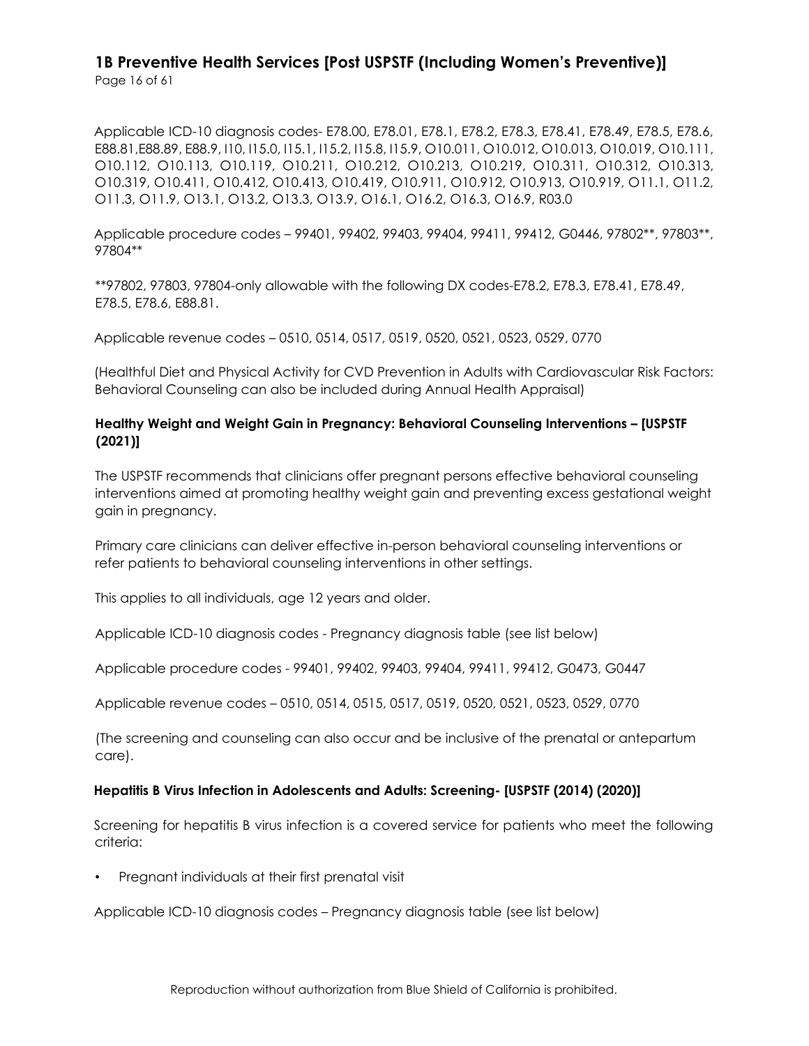Applicable ICD-10 diagnosis codes- E78.00, E78.01, E78.1, E78.2, E78.3, E78.41, E78.49, E78.5, E78.6, E88.81,E88.89, E88.9, I10, I15.0, I15.1, I15.2, I15.8, I15.9, O10.011, O10.012, O10.013, O10.019, O10.111, O10.112, O10.113, O10.119, O10.211, O10.212, O10.213, O10.219, O10.311, O10.312, O10.313, O10.319, O10.411, O10.412, O10.413, O10.419, O10.911, O10.912, O10.913, O10.919, O11.1, O11.2, O11.3, O11.9, O13.1, O13.2, O13.3, O13.9, O16.1, O16.2, O16.3, O16.9, R03.0

Applicable procedure codes – 99401, 99402, 99403, 99404, 99411, 99412, G0446, 97802**, 97803**, 97804**

**97802, 97803, 97804-only allowable with the following DX codes-E78.2, E78.3, E78.41, E78.49, E78.5, E78.6, E88.81.

Applicable revenue codes – 0510, 0514, 0517, 0519, 0520, 0521, 0523, 0529, 0770

(Healthful Diet and Physical Activity for CVD Prevention in Adults with Cardiovascular Risk Factors: Behavioral Counseling can also be included during Annual Health Appraisal)

**Healthy Weight and Weight Gain in Pregnancy: Behavioral Counseling Interventions – [USPSTF (2021)]**

The USPSTF recommends that clinicians offer pregnant persons effective behavioral counseling interventions aimed at promoting healthy weight gain and preventing excess gestational weight gain in pregnancy.

Primary care clinicians can deliver effective in-person behavioral counseling interventions or refer patients to behavioral counseling interventions in other settings.

This applies to all individuals, age 12 years and older.

Applicable ICD-10 diagnosis codes - Pregnancy diagnosis table (see list below)

Applicable procedure codes - 99401, 99402, 99403, 99404, 99411, 99412, G0473, G0447

Applicable revenue codes – 0510, 0514, 0515, 0517, 0519, 0520, 0521, 0523, 0529, 0770

(The screening and counseling can also occur and be inclusive of the prenatal or antepartum care).

**Hepatitis B Virus Infection in Adolescents and Adults: Screening- [USPSTF (2014) (2020)]**

Screening for hepatitis B virus infection is a covered service for patients who meet the following criteria:

- Pregnant individuals at their first prenatal visit

Applicable ICD-10 diagnosis codes – Pregnancy diagnosis table (see list below)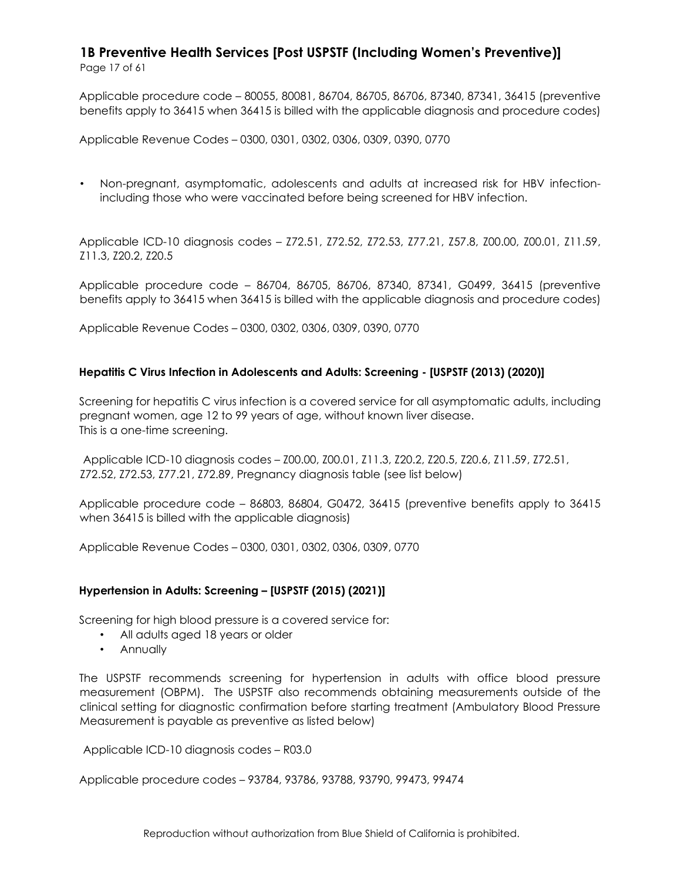Applicable procedure code – 80055, 80081, 86704, 86705, 86706, 87340, 87341, 36415 (preventive benefits apply to 36415 when 36415 is billed with the applicable diagnosis and procedure codes)

Applicable Revenue Codes – 0300, 0301, 0302, 0306, 0309, 0390, 0770

- Non-pregnant, asymptomatic, adolescents and adults at increased risk for HBV infection-including those who were vaccinated before being screened for HBV infection.

Applicable ICD-10 diagnosis codes – Z72.51, Z72.52, Z72.53, Z77.21, Z57.8, Z00.00, Z00.01, Z11.59, Z11.3, Z20.2, Z20.5

Applicable procedure code – 86704, 86705, 86706, 87340, 87341, G0499, 36415 (preventive benefits apply to 36415 when 36415 is billed with the applicable diagnosis and procedure codes)

Applicable Revenue Codes – 0300, 0302, 0306, 0309, 0390, 0770

**Hepatitis C Virus Infection in Adolescents and Adults: Screening - [USPSTF (2013) (2020)]**

Screening for hepatitis C virus infection is a covered service for all asymptomatic adults, including pregnant women, age 12 to 99 years of age, without known liver disease.
This is a one-time screening.

Applicable ICD-10 diagnosis codes – Z00.00, Z00.01, Z11.3, Z20.2, Z20.5, Z20.6, Z11.59, Z72.51, Z72.52, Z72.53, Z77.21, Z72.89, Pregnancy diagnosis table (see list below)

Applicable procedure code – 86803, 86804, G0472, 36415 (preventive benefits apply to 36415 when 36415 is billed with the applicable diagnosis)

Applicable Revenue Codes – 0300, 0301, 0302, 0306, 0309, 0770

**Hypertension in Adults: Screening – [USPSTF (2015) (2021)]**

Screening for high blood pressure is a covered service for:

- All adults aged 18 years or older
- Annually

The USPSTF recommends screening for hypertension in adults with office blood pressure measurement (OBPM). The USPSTF also recommends obtaining measurements outside of the clinical setting for diagnostic confirmation before starting treatment (Ambulatory Blood Pressure Measurement is payable as preventive as listed below)

Applicable ICD-10 diagnosis codes – R03.0

Applicable procedure codes – 93784, 93786, 93788, 93790, 99473, 99474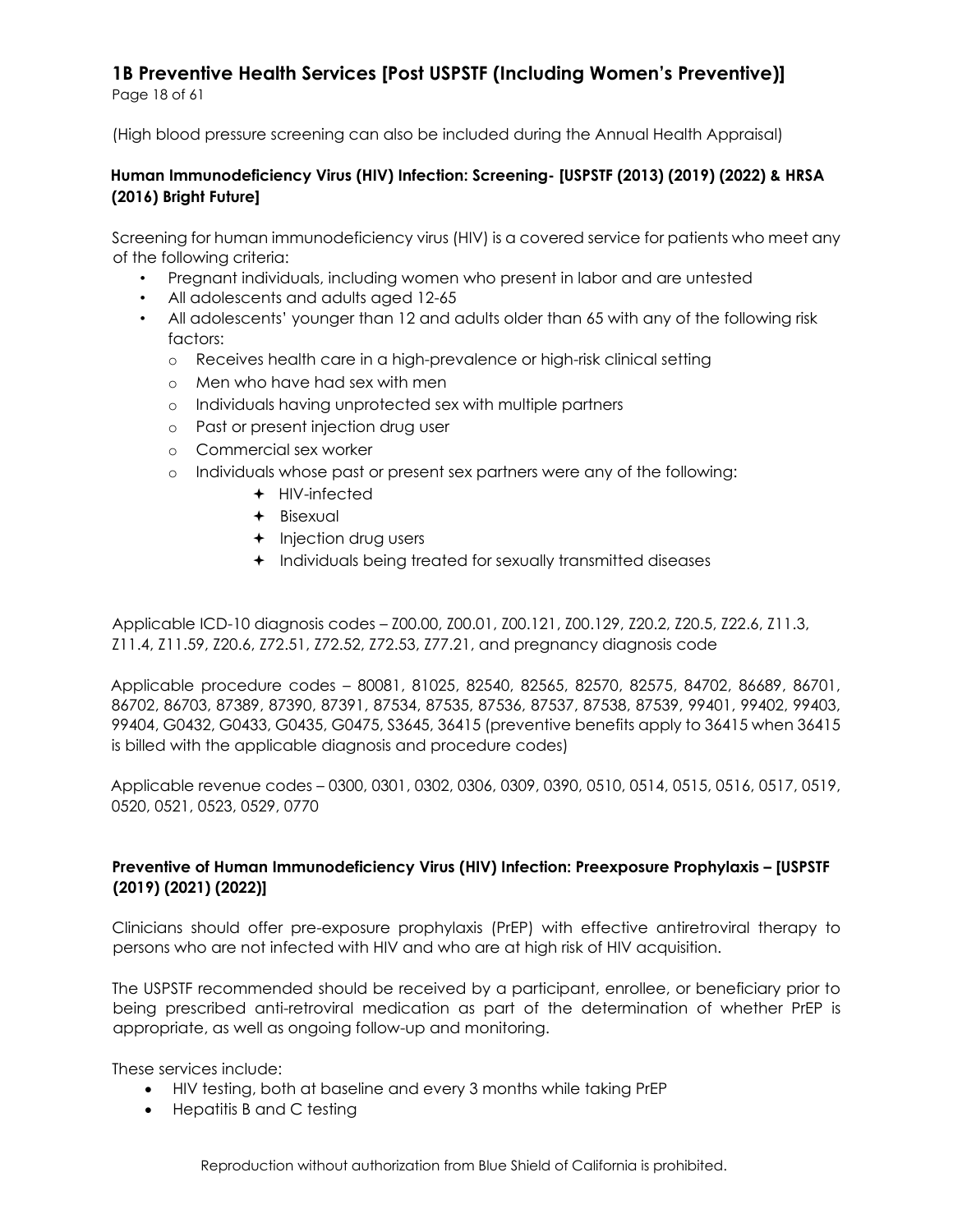(High blood pressure screening can also be included during the Annual Health Appraisal)

**Human Immunodeficiency Virus (HIV) Infection: Screening- [USPSTF (2013) (2019) (2022) & HRSA (2016) Bright Future]**

Screening for human immunodeficiency virus (HIV) is a covered service for patients who meet any of the following criteria:

- Pregnant individuals, including women who present in labor and are untested
- All adolescents and adults aged 12-65
- All adolescents' younger than 12 and adults older than 65 with any of the following risk factors:
  - Receives health care in a high-prevalence or high-risk clinical setting
  - Men who have had sex with men
  - Individuals having unprotected sex with multiple partners
  - Past or present injection drug user
  - Commercial sex worker
  - Individuals whose past or present sex partners were any of the following:
    - HIV-infected
    - Bisexual
    - Injection drug users
    - Individuals being treated for sexually transmitted diseases

Applicable ICD-10 diagnosis codes – Z00.00, Z00.01, Z00.121, Z00.129, Z20.2, Z20.5, Z22.6, Z11.3, Z11.4, Z11.59, Z20.6, Z72.51, Z72.52, Z72.53, Z77.21, and pregnancy diagnosis code

Applicable procedure codes – 80081, 81025, 82540, 82565, 82570, 82575, 84702, 86689, 86701, 86702, 86703, 87389, 87390, 87391, 87534, 87535, 87536, 87537, 87538, 87539, 99401, 99402, 99403, 99404, G0432, G0433, G0435, G0475, S3645, 36415 (preventive benefits apply to 36415 when 36415 is billed with the applicable diagnosis and procedure codes)

Applicable revenue codes – 0300, 0301, 0302, 0306, 0309, 0390, 0510, 0514, 0515, 0516, 0517, 0519, 0520, 0521, 0523, 0529, 0770

**Preventive of Human Immunodeficiency Virus (HIV) Infection: Preexposure Prophylaxis – [USPSTF (2019) (2021) (2022)]**

Clinicians should offer pre-exposure prophylaxis (PrEP) with effective antiretroviral therapy to persons who are not infected with HIV and who are at high risk of HIV acquisition.

The USPSTF recommended should be received by a participant, enrollee, or beneficiary prior to being prescribed anti-retroviral medication as part of the determination of whether PrEP is appropriate, as well as ongoing follow-up and monitoring.

These services include:

- HIV testing, both at baseline and every 3 months while taking PrEP
- Hepatitis B and C testing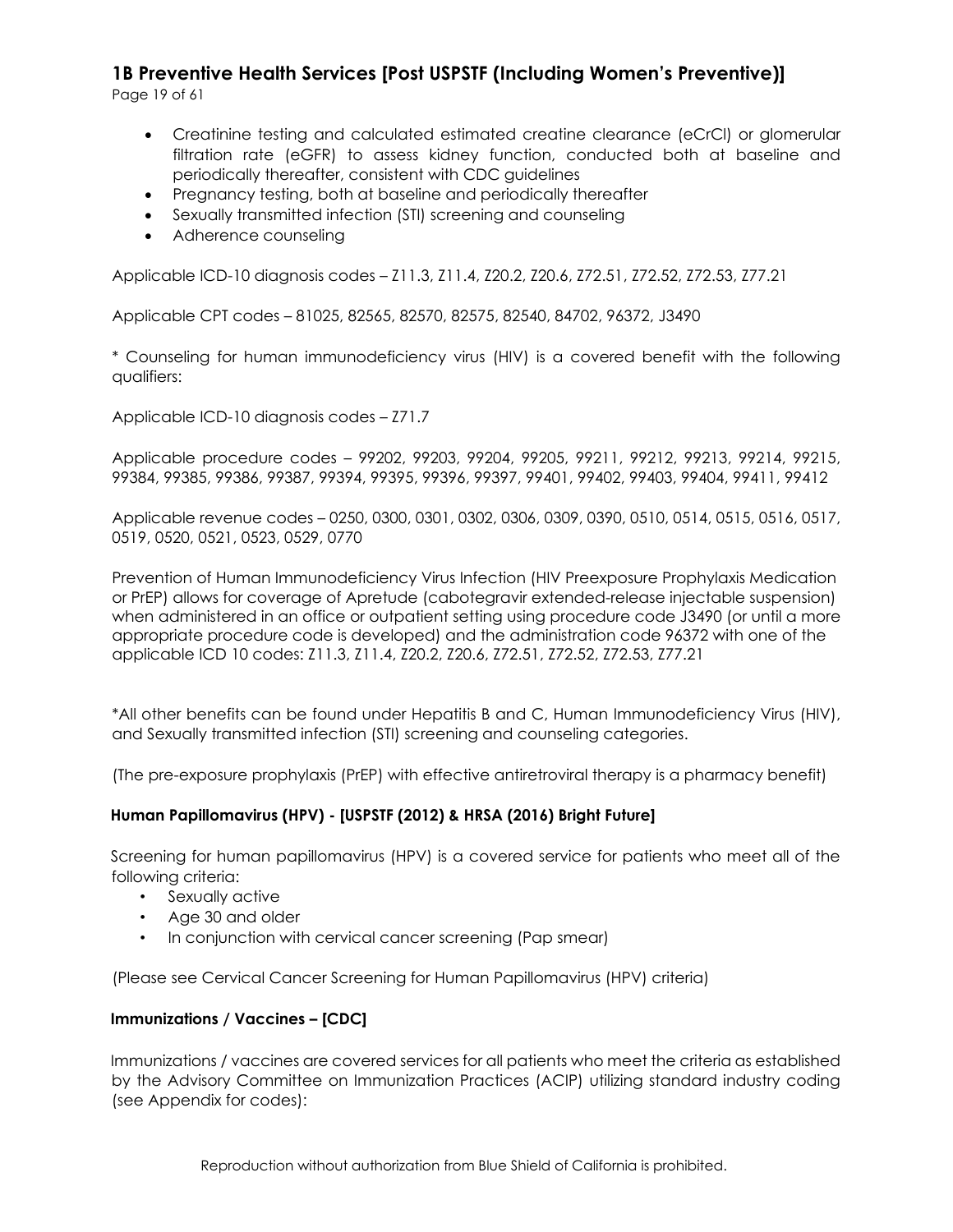- Creatinine testing and calculated estimated creatine clearance (eCrCl) or glomerular filtration rate (eGFR) to assess kidney function, conducted both at baseline and periodically thereafter, consistent with CDC guidelines
- Pregnancy testing, both at baseline and periodically thereafter
- Sexually transmitted infection (STI) screening and counseling
- Adherence counseling

Applicable ICD-10 diagnosis codes – Z11.3, Z11.4, Z20.2, Z20.6, Z72.51, Z72.52, Z72.53, Z77.21

Applicable CPT codes – 81025, 82565, 82570, 82575, 82540, 84702, 96372, J3490

* Counseling for human immunodeficiency virus (HIV) is a covered benefit with the following qualifiers:

Applicable ICD-10 diagnosis codes – Z71.7

Applicable procedure codes – 99202, 99203, 99204, 99205, 99211, 99212, 99213, 99214, 99215, 99384, 99385, 99386, 99387, 99394, 99395, 99396, 99397, 99401, 99402, 99403, 99404, 99411, 99412

Applicable revenue codes – 0250, 0300, 0301, 0302, 0306, 0309, 0390, 0510, 0514, 0515, 0516, 0517, 0519, 0520, 0521, 0523, 0529, 0770

Prevention of Human Immunodeficiency Virus Infection (HIV Preexposure Prophylaxis Medication or PrEP) allows for coverage of Apretude (cabotegravir extended-release injectable suspension) when administered in an office or outpatient setting using procedure code J3490 (or until a more appropriate procedure code is developed) and the administration code 96372 with one of the applicable ICD 10 codes: Z11.3, Z11.4, Z20.2, Z20.6, Z72.51, Z72.52, Z72.53, Z77.21

*All other benefits can be found under Hepatitis B and C, Human Immunodeficiency Virus (HIV), and Sexually transmitted infection (STI) screening and counseling categories.

(The pre-exposure prophylaxis (PrEP) with effective antiretroviral therapy is a pharmacy benefit)

#### Human Papillomavirus (HPV) - [USPSTF (2012) & HRSA (2016) Bright Future]

Screening for human papillomavirus (HPV) is a covered service for patients who meet all of the following criteria:

- Sexually active
- Age 30 and older
- In conjunction with cervical cancer screening (Pap smear)

(Please see Cervical Cancer Screening for Human Papillomavirus (HPV) criteria)

#### Immunizations / Vaccines – [CDC]

Immunizations / vaccines are covered services for all patients who meet the criteria as established by the Advisory Committee on Immunization Practices (ACIP) utilizing standard industry coding (see Appendix for codes):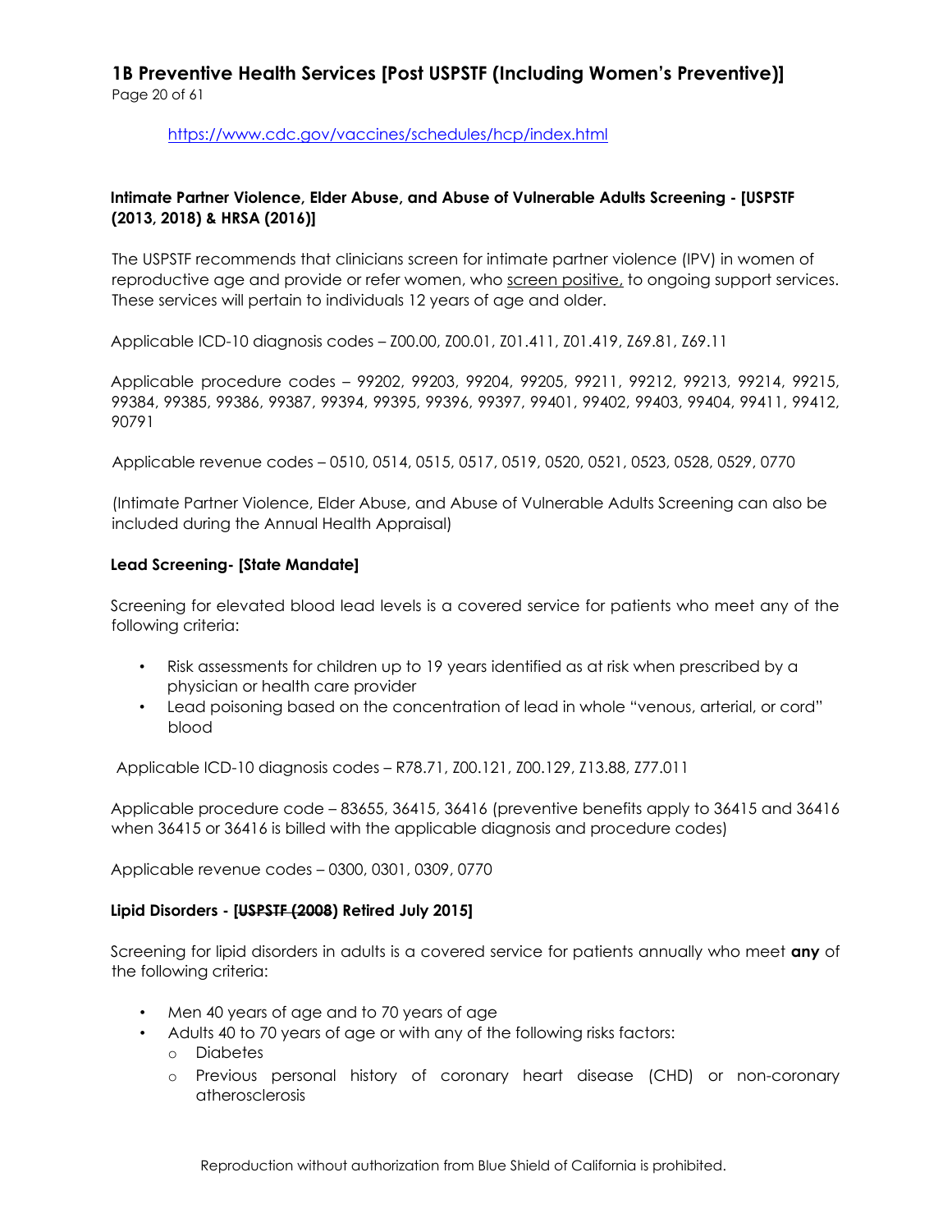https://www.cdc.gov/vaccines/schedules/hcp/index.html

### Intimate Partner Violence, Elder Abuse, and Abuse of Vulnerable Adults Screening - [USPSTF (2013, 2018) & HRSA (2016)]

The USPSTF recommends that clinicians screen for intimate partner violence (IPV) in women of reproductive age and provide or refer women, who screen positive, to ongoing support services. These services will pertain to individuals 12 years of age and older.

Applicable ICD-10 diagnosis codes – Z00.00, Z00.01, Z01.411, Z01.419, Z69.81, Z69.11

Applicable procedure codes – 99202, 99203, 99204, 99205, 99211, 99212, 99213, 99214, 99215, 99384, 99385, 99386, 99387, 99394, 99395, 99396, 99397, 99401, 99402, 99403, 99404, 99411, 99412, 90791

Applicable revenue codes – 0510, 0514, 0515, 0517, 0519, 0520, 0521, 0523, 0528, 0529, 0770

(Intimate Partner Violence, Elder Abuse, and Abuse of Vulnerable Adults Screening can also be included during the Annual Health Appraisal)

### Lead Screening- [State Mandate]

Screening for elevated blood lead levels is a covered service for patients who meet any of the following criteria:

- Risk assessments for children up to 19 years identified as at risk when prescribed by a physician or health care provider
- Lead poisoning based on the concentration of lead in whole "venous, arterial, or cord" blood

Applicable ICD-10 diagnosis codes – R78.71, Z00.121, Z00.129, Z13.88, Z77.011

Applicable procedure code – 83655, 36415, 36416 (preventive benefits apply to 36415 and 36416 when 36415 or 36416 is billed with the applicable diagnosis and procedure codes)

Applicable revenue codes – 0300, 0301, 0309, 0770

### Lipid Disorders - [~~USPSTF (2008~~) Retired July 2015]

Screening for lipid disorders in adults is a covered service for patients annually who meet **any** of the following criteria:

- Men 40 years of age and to 70 years of age
- Adults 40 to 70 years of age or with any of the following risks factors:
  - Diabetes
  - Previous personal history of coronary heart disease (CHD) or non-coronary atherosclerosis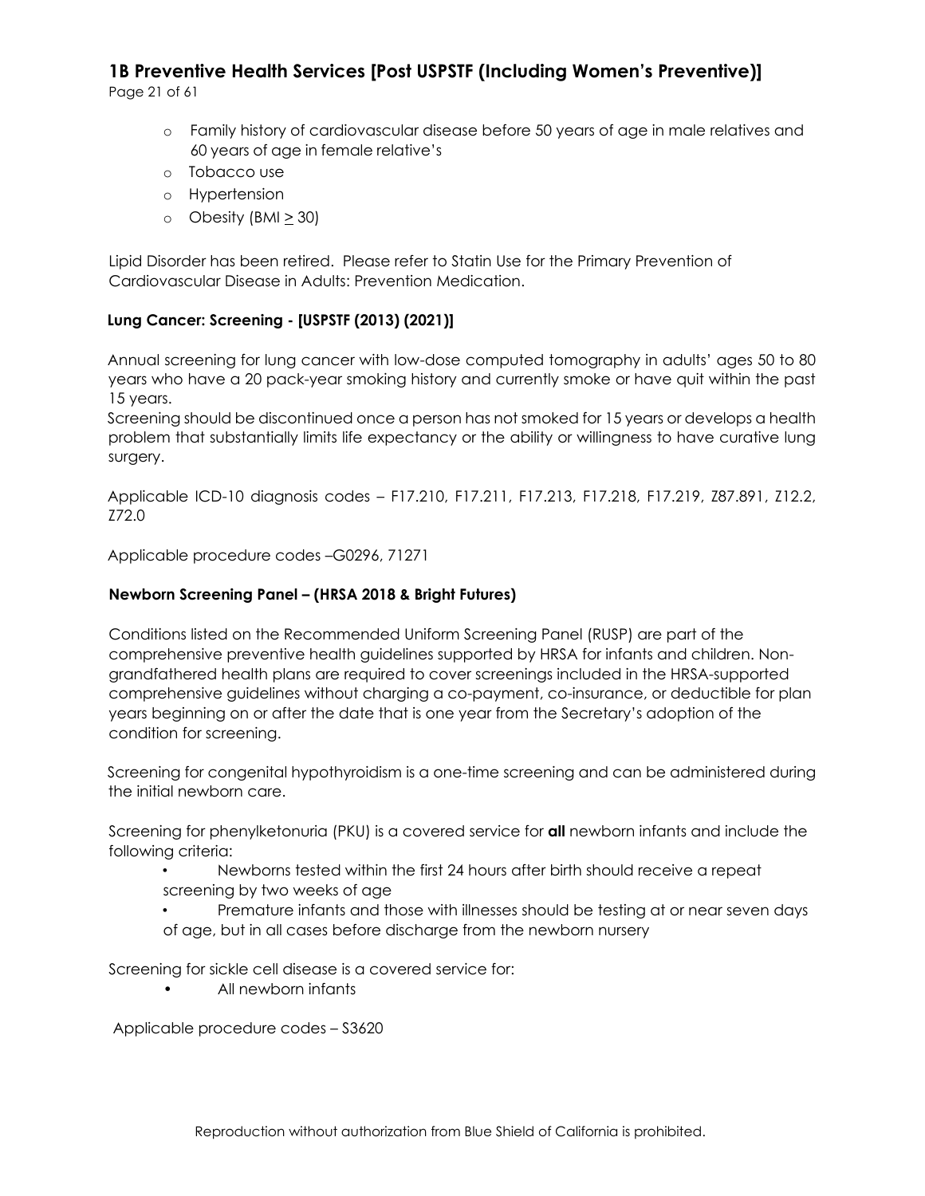- Family history of cardiovascular disease before 50 years of age in male relatives and 60 years of age in female relative's
- Tobacco use
- Hypertension
- Obesity (BMI ≥ 30)

Lipid Disorder has been retired. Please refer to Statin Use for the Primary Prevention of Cardiovascular Disease in Adults: Prevention Medication.

### Lung Cancer: Screening - [USPSTF (2013) (2021)]

Annual screening for lung cancer with low-dose computed tomography in adults' ages 50 to 80 years who have a 20 pack-year smoking history and currently smoke or have quit within the past 15 years.

Screening should be discontinued once a person has not smoked for 15 years or develops a health problem that substantially limits life expectancy or the ability or willingness to have curative lung surgery.

Applicable ICD-10 diagnosis codes – F17.210, F17.211, F17.213, F17.218, F17.219, Z87.891, Z12.2, Z72.0

Applicable procedure codes –G0296, 71271

### Newborn Screening Panel – (HRSA 2018 & Bright Futures)

Conditions listed on the Recommended Uniform Screening Panel (RUSP) are part of the comprehensive preventive health guidelines supported by HRSA for infants and children. Non-grandfathered health plans are required to cover screenings included in the HRSA-supported comprehensive guidelines without charging a co-payment, co-insurance, or deductible for plan years beginning on or after the date that is one year from the Secretary's adoption of the condition for screening.

Screening for congenital hypothyroidism is a one-time screening and can be administered during the initial newborn care.

Screening for phenylketonuria (PKU) is a covered service for **all** newborn infants and include the following criteria:

- Newborns tested within the first 24 hours after birth should receive a repeat screening by two weeks of age
- Premature infants and those with illnesses should be testing at or near seven days of age, but in all cases before discharge from the newborn nursery

Screening for sickle cell disease is a covered service for:

- All newborn infants

Applicable procedure codes – S3620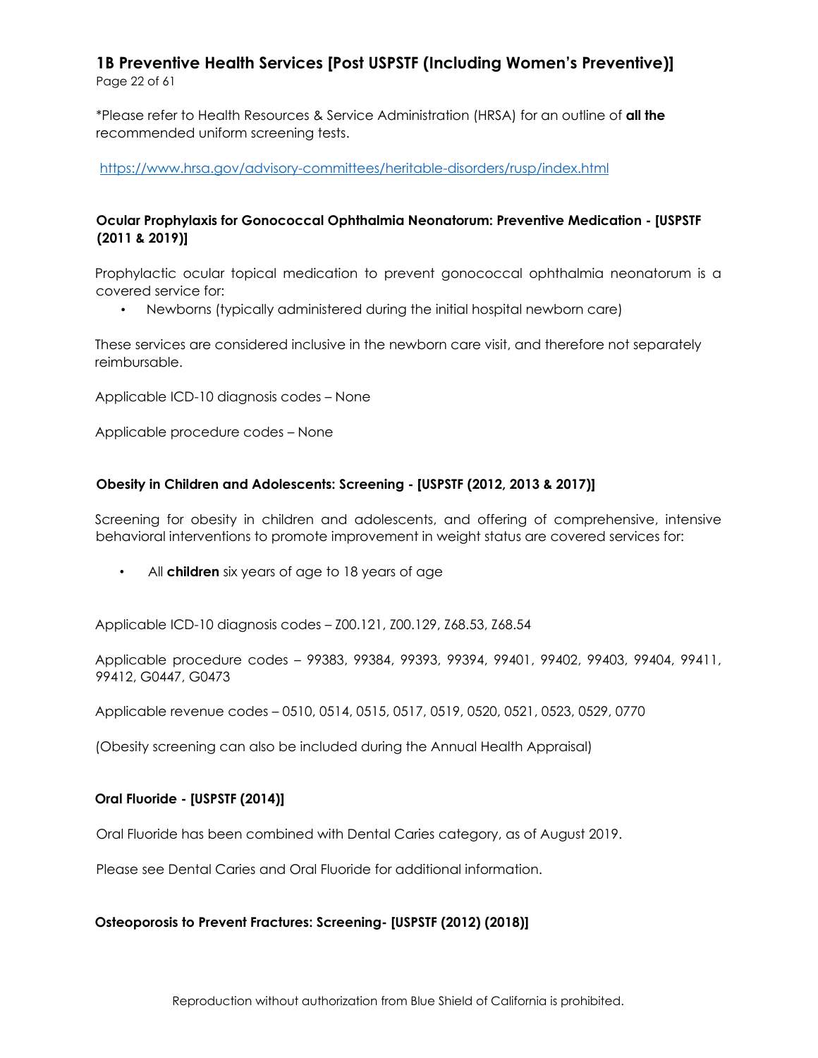*Please refer to Health Resources & Service Administration (HRSA) for an outline of **all the** recommended uniform screening tests.

https://www.hrsa.gov/advisory-committees/heritable-disorders/rusp/index.html

### Ocular Prophylaxis for Gonococcal Ophthalmia Neonatorum: Preventive Medication - [USPSTF (2011 & 2019)]

Prophylactic ocular topical medication to prevent gonococcal ophthalmia neonatorum is a covered service for:

- Newborns (typically administered during the initial hospital newborn care)

These services are considered inclusive in the newborn care visit, and therefore not separately reimbursable.

Applicable ICD-10 diagnosis codes – None

Applicable procedure codes – None

### Obesity in Children and Adolescents: Screening - [USPSTF (2012, 2013 & 2017)]

Screening for obesity in children and adolescents, and offering of comprehensive, intensive behavioral interventions to promote improvement in weight status are covered services for:

- All **children** six years of age to 18 years of age

Applicable ICD-10 diagnosis codes – Z00.121, Z00.129, Z68.53, Z68.54

Applicable procedure codes – 99383, 99384, 99393, 99394, 99401, 99402, 99403, 99404, 99411, 99412, G0447, G0473

Applicable revenue codes – 0510, 0514, 0515, 0517, 0519, 0520, 0521, 0523, 0529, 0770

(Obesity screening can also be included during the Annual Health Appraisal)

### Oral Fluoride - [USPSTF (2014)]

Oral Fluoride has been combined with Dental Caries category, as of August 2019.

Please see Dental Caries and Oral Fluoride for additional information.

### Osteoporosis to Prevent Fractures: Screening- [USPSTF (2012) (2018)]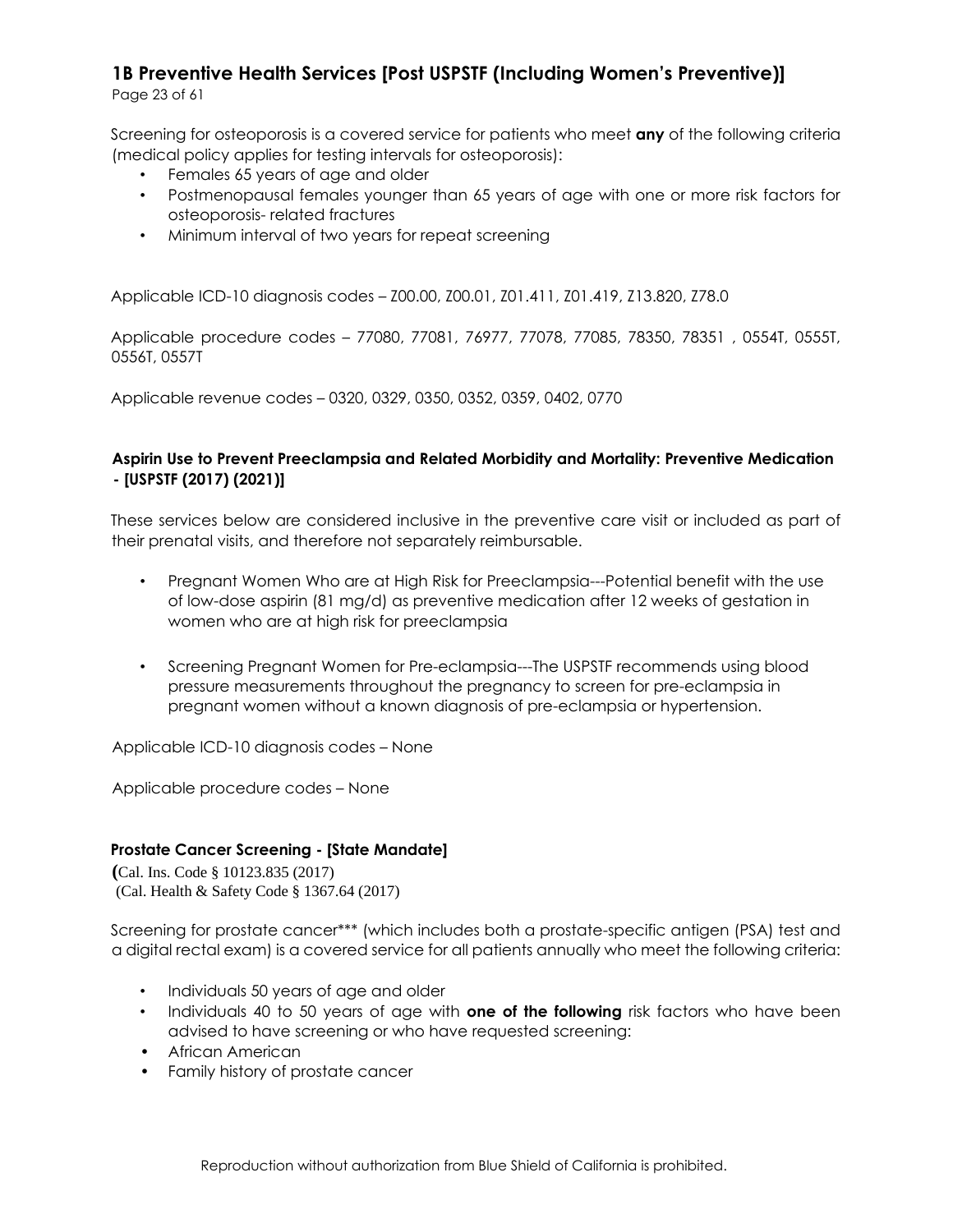Screening for osteoporosis is a covered service for patients who meet **any** of the following criteria (medical policy applies for testing intervals for osteoporosis):

- Females 65 years of age and older
- Postmenopausal females younger than 65 years of age with one or more risk factors for osteoporosis- related fractures
- Minimum interval of two years for repeat screening

Applicable ICD-10 diagnosis codes – Z00.00, Z00.01, Z01.411, Z01.419, Z13.820, Z78.0

Applicable procedure codes – 77080, 77081, 76977, 77078, 77085, 78350, 78351 , 0554T, 0555T, 0556T, 0557T

Applicable revenue codes – 0320, 0329, 0350, 0352, 0359, 0402, 0770

**Aspirin Use to Prevent Preeclampsia and Related Morbidity and Mortality: Preventive Medication - [USPSTF (2017) (2021)]**

These services below are considered inclusive in the preventive care visit or included as part of their prenatal visits, and therefore not separately reimbursable.

- Pregnant Women Who are at High Risk for Preeclampsia---Potential benefit with the use of low-dose aspirin (81 mg/d) as preventive medication after 12 weeks of gestation in women who are at high risk for preeclampsia

- Screening Pregnant Women for Pre-eclampsia---The USPSTF recommends using blood pressure measurements throughout the pregnancy to screen for pre-eclampsia in pregnant women without a known diagnosis of pre-eclampsia or hypertension.

Applicable ICD-10 diagnosis codes – None

Applicable procedure codes – None

**Prostate Cancer Screening - [State Mandate]**

**(**Cal. Ins. Code § 10123.835 (2017)
(Cal. Health & Safety Code § 1367.64 (2017)

Screening for prostate cancer*** (which includes both a prostate-specific antigen (PSA) test and a digital rectal exam) is a covered service for all patients annually who meet the following criteria:

- Individuals 50 years of age and older
- Individuals 40 to 50 years of age with **one of the following** risk factors who have been advised to have screening or who have requested screening:
- African American
- Family history of prostate cancer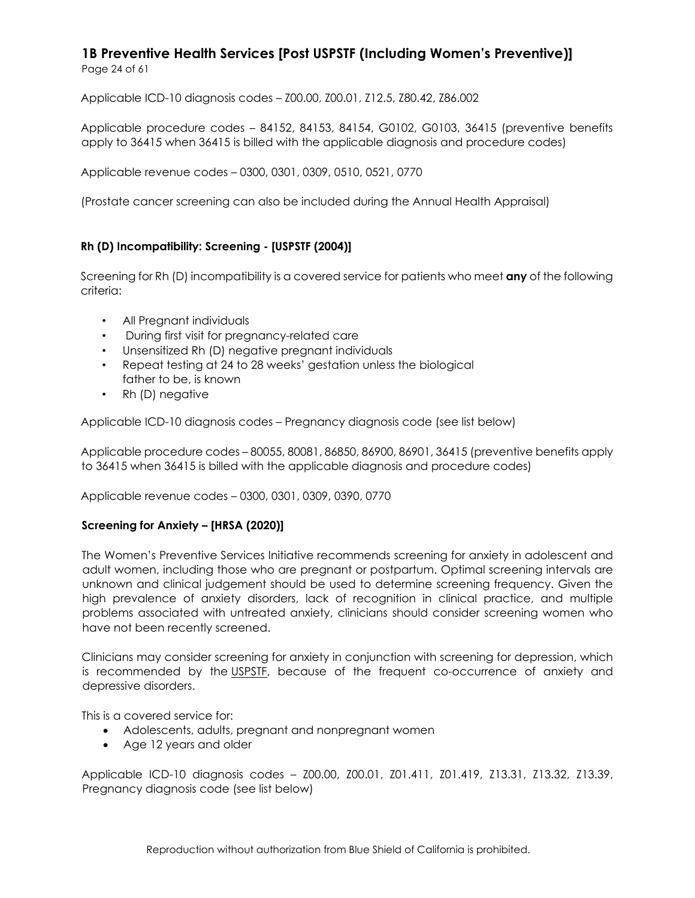Applicable ICD-10 diagnosis codes – Z00.00, Z00.01, Z12.5, Z80.42, Z86.002

Applicable procedure codes – 84152, 84153, 84154, G0102, G0103, 36415 (preventive benefits apply to 36415 when 36415 is billed with the applicable diagnosis and procedure codes)

Applicable revenue codes – 0300, 0301, 0309, 0510, 0521, 0770

(Prostate cancer screening can also be included during the Annual Health Appraisal)

### Rh (D) Incompatibility: Screening - [USPSTF (2004)]

Screening for Rh (D) incompatibility is a covered service for patients who meet **any** of the following criteria:

- All Pregnant individuals
- During first visit for pregnancy-related care
- Unsensitized Rh (D) negative pregnant individuals
- Repeat testing at 24 to 28 weeks' gestation unless the biological father to be, is known
- Rh (D) negative

Applicable ICD-10 diagnosis codes – Pregnancy diagnosis code (see list below)

Applicable procedure codes – 80055, 80081, 86850, 86900, 86901, 36415 (preventive benefits apply to 36415 when 36415 is billed with the applicable diagnosis and procedure codes)

Applicable revenue codes – 0300, 0301, 0309, 0390, 0770

### Screening for Anxiety – [HRSA (2020)]

The Women's Preventive Services Initiative recommends screening for anxiety in adolescent and adult women, including those who are pregnant or postpartum. Optimal screening intervals are unknown and clinical judgement should be used to determine screening frequency. Given the high prevalence of anxiety disorders, lack of recognition in clinical practice, and multiple problems associated with untreated anxiety, clinicians should consider screening women who have not been recently screened.

Clinicians may consider screening for anxiety in conjunction with screening for depression, which is recommended by the USPSTF, because of the frequent co-occurrence of anxiety and depressive disorders.

This is a covered service for:

- Adolescents, adults, pregnant and nonpregnant women
- Age 12 years and older

Applicable ICD-10 diagnosis codes – Z00.00, Z00.01, Z01.411, Z01.419, Z13.31, Z13.32, Z13.39, Pregnancy diagnosis code (see list below)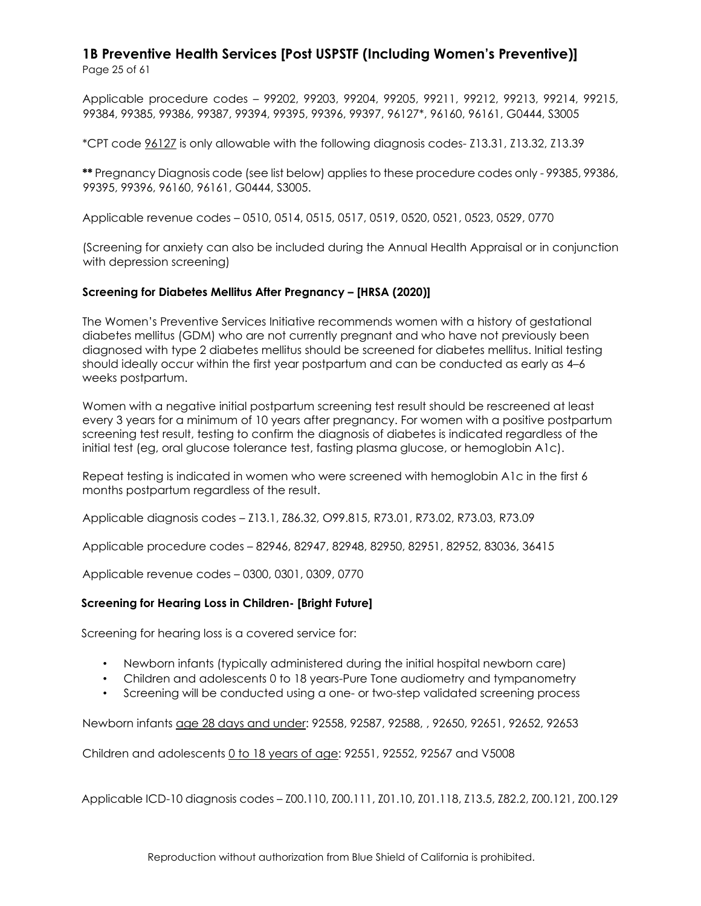Applicable procedure codes – 99202, 99203, 99204, 99205, 99211, 99212, 99213, 99214, 99215, 99384, 99385, 99386, 99387, 99394, 99395, 99396, 99397, 96127*, 96160, 96161, G0444, S3005

*CPT code 96127 is only allowable with the following diagnosis codes- Z13.31, Z13.32, Z13.39

**\*\*** Pregnancy Diagnosis code (see list below) applies to these procedure codes only - 99385, 99386, 99395, 99396, 96160, 96161, G0444, S3005.

Applicable revenue codes – 0510, 0514, 0515, 0517, 0519, 0520, 0521, 0523, 0529, 0770

(Screening for anxiety can also be included during the Annual Health Appraisal or in conjunction with depression screening)

**Screening for Diabetes Mellitus After Pregnancy – [HRSA (2020)]**

The Women's Preventive Services Initiative recommends women with a history of gestational diabetes mellitus (GDM) who are not currently pregnant and who have not previously been diagnosed with type 2 diabetes mellitus should be screened for diabetes mellitus. Initial testing should ideally occur within the first year postpartum and can be conducted as early as 4–6 weeks postpartum.

Women with a negative initial postpartum screening test result should be rescreened at least every 3 years for a minimum of 10 years after pregnancy. For women with a positive postpartum screening test result, testing to confirm the diagnosis of diabetes is indicated regardless of the initial test (eg, oral glucose tolerance test, fasting plasma glucose, or hemoglobin A1c).

Repeat testing is indicated in women who were screened with hemoglobin A1c in the first 6 months postpartum regardless of the result.

Applicable diagnosis codes – Z13.1, Z86.32, O99.815, R73.01, R73.02, R73.03, R73.09

Applicable procedure codes – 82946, 82947, 82948, 82950, 82951, 82952, 83036, 36415

Applicable revenue codes – 0300, 0301, 0309, 0770

**Screening for Hearing Loss in Children- [Bright Future]**

Screening for hearing loss is a covered service for:

- Newborn infants (typically administered during the initial hospital newborn care)
- Children and adolescents 0 to 18 years-Pure Tone audiometry and tympanometry
- Screening will be conducted using a one- or two-step validated screening process

Newborn infants age 28 days and under: 92558, 92587, 92588, , 92650, 92651, 92652, 92653

Children and adolescents 0 to 18 years of age: 92551, 92552, 92567 and V5008

Applicable ICD-10 diagnosis codes – Z00.110, Z00.111, Z01.10, Z01.118, Z13.5, Z82.2, Z00.121, Z00.129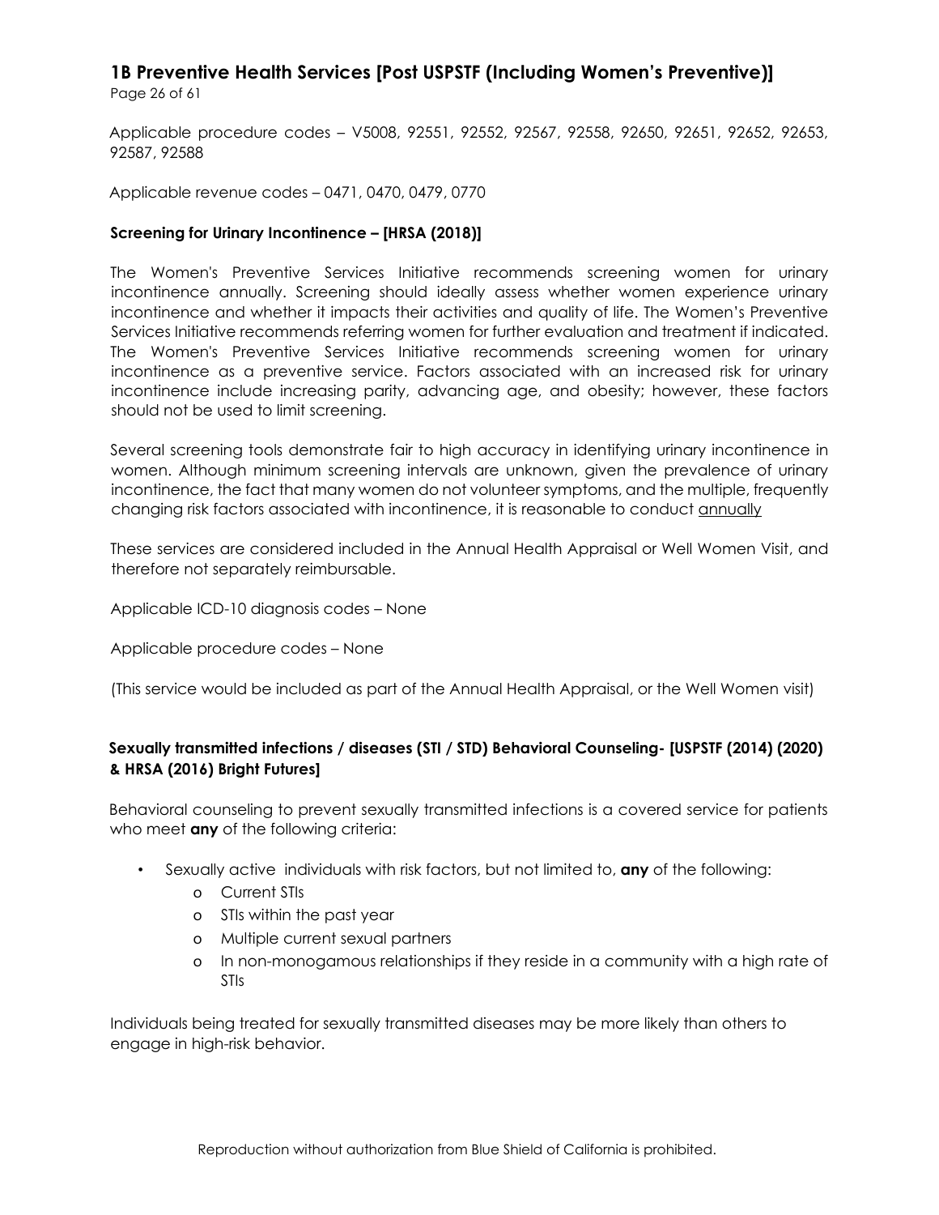Applicable procedure codes – V5008, 92551, 92552, 92567, 92558, 92650, 92651, 92652, 92653, 92587, 92588

Applicable revenue codes – 0471, 0470, 0479, 0770

**Screening for Urinary Incontinence – [HRSA (2018)]**

The Women's Preventive Services Initiative recommends screening women for urinary incontinence annually. Screening should ideally assess whether women experience urinary incontinence and whether it impacts their activities and quality of life. The Women's Preventive Services Initiative recommends referring women for further evaluation and treatment if indicated. The Women's Preventive Services Initiative recommends screening women for urinary incontinence as a preventive service. Factors associated with an increased risk for urinary incontinence include increasing parity, advancing age, and obesity; however, these factors should not be used to limit screening.

Several screening tools demonstrate fair to high accuracy in identifying urinary incontinence in women. Although minimum screening intervals are unknown, given the prevalence of urinary incontinence, the fact that many women do not volunteer symptoms, and the multiple, frequently changing risk factors associated with incontinence, it is reasonable to conduct annually

These services are considered included in the Annual Health Appraisal or Well Women Visit, and therefore not separately reimbursable.

Applicable ICD-10 diagnosis codes – None

Applicable procedure codes – None

(This service would be included as part of the Annual Health Appraisal, or the Well Women visit)

**Sexually transmitted infections / diseases (STI / STD) Behavioral Counseling- [USPSTF (2014) (2020) & HRSA (2016) Bright Futures]**

Behavioral counseling to prevent sexually transmitted infections is a covered service for patients who meet **any** of the following criteria:

- Sexually active individuals with risk factors, but not limited to, **any** of the following:
  - Current STIs
  - STIs within the past year
  - Multiple current sexual partners
  - In non-monogamous relationships if they reside in a community with a high rate of STIs

Individuals being treated for sexually transmitted diseases may be more likely than others to engage in high-risk behavior.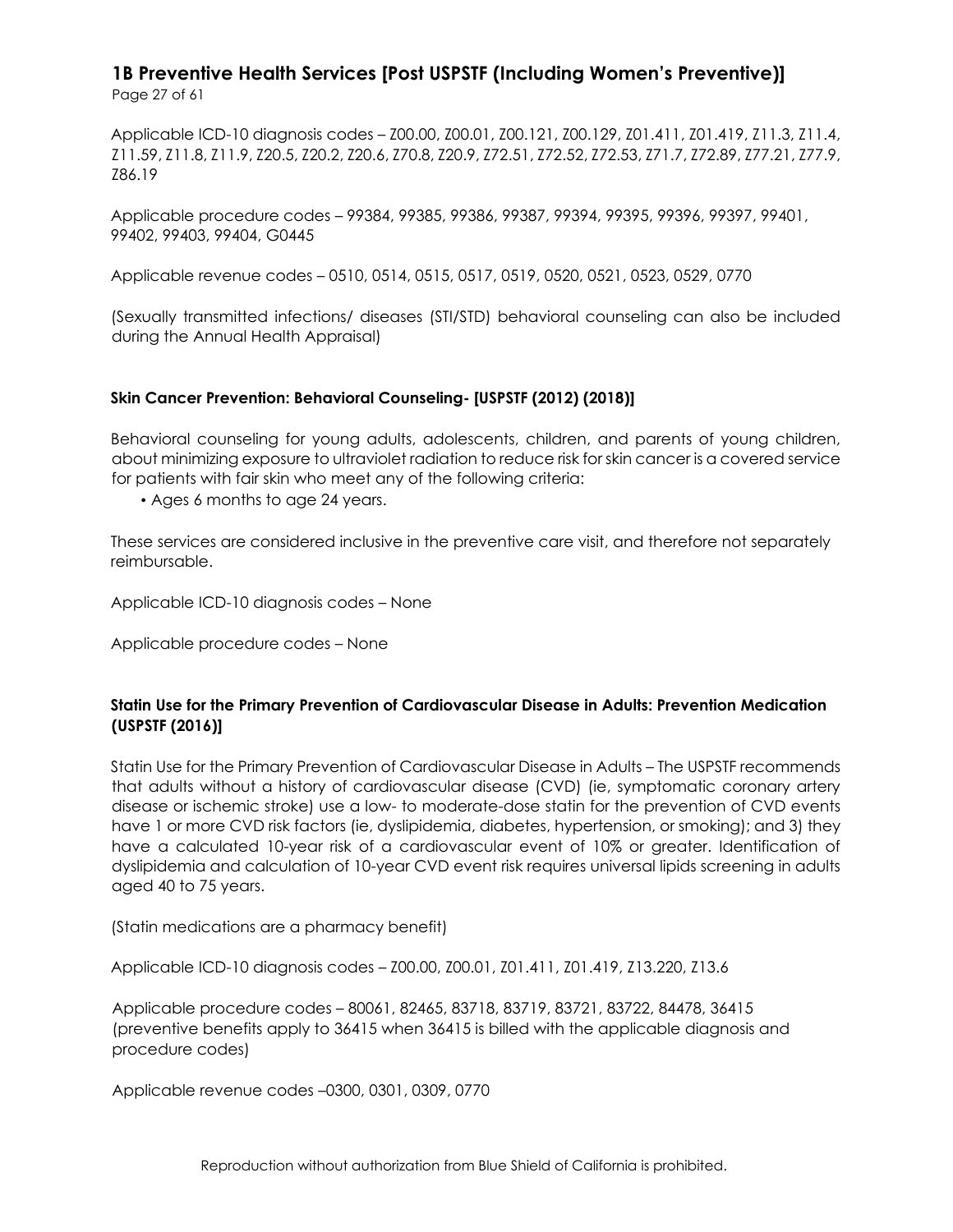Applicable ICD-10 diagnosis codes – Z00.00, Z00.01, Z00.121, Z00.129, Z01.411, Z01.419, Z11.3, Z11.4, Z11.59, Z11.8, Z11.9, Z20.5, Z20.2, Z20.6, Z70.8, Z20.9, Z72.51, Z72.52, Z72.53, Z71.7, Z72.89, Z77.21, Z77.9, Z86.19

Applicable procedure codes – 99384, 99385, 99386, 99387, 99394, 99395, 99396, 99397, 99401, 99402, 99403, 99404, G0445

Applicable revenue codes – 0510, 0514, 0515, 0517, 0519, 0520, 0521, 0523, 0529, 0770

(Sexually transmitted infections/ diseases (STI/STD) behavioral counseling can also be included during the Annual Health Appraisal)

**Skin Cancer Prevention: Behavioral Counseling- [USPSTF (2012) (2018)]**

Behavioral counseling for young adults, adolescents, children, and parents of young children, about minimizing exposure to ultraviolet radiation to reduce risk for skin cancer is a covered service for patients with fair skin who meet any of the following criteria:

- Ages 6 months to age 24 years.

These services are considered inclusive in the preventive care visit, and therefore not separately reimbursable.

Applicable ICD-10 diagnosis codes – None

Applicable procedure codes – None

**Statin Use for the Primary Prevention of Cardiovascular Disease in Adults: Prevention Medication (USPSTF (2016)]**

Statin Use for the Primary Prevention of Cardiovascular Disease in Adults – The USPSTF recommends that adults without a history of cardiovascular disease (CVD) (ie, symptomatic coronary artery disease or ischemic stroke) use a low- to moderate-dose statin for the prevention of CVD events have 1 or more CVD risk factors (ie, dyslipidemia, diabetes, hypertension, or smoking); and 3) they have a calculated 10-year risk of a cardiovascular event of 10% or greater. Identification of dyslipidemia and calculation of 10-year CVD event risk requires universal lipids screening in adults aged 40 to 75 years.

(Statin medications are a pharmacy benefit)

Applicable ICD-10 diagnosis codes – Z00.00, Z00.01, Z01.411, Z01.419, Z13.220, Z13.6

Applicable procedure codes – 80061, 82465, 83718, 83719, 83721, 83722, 84478, 36415 (preventive benefits apply to 36415 when 36415 is billed with the applicable diagnosis and procedure codes)

Applicable revenue codes –0300, 0301, 0309, 0770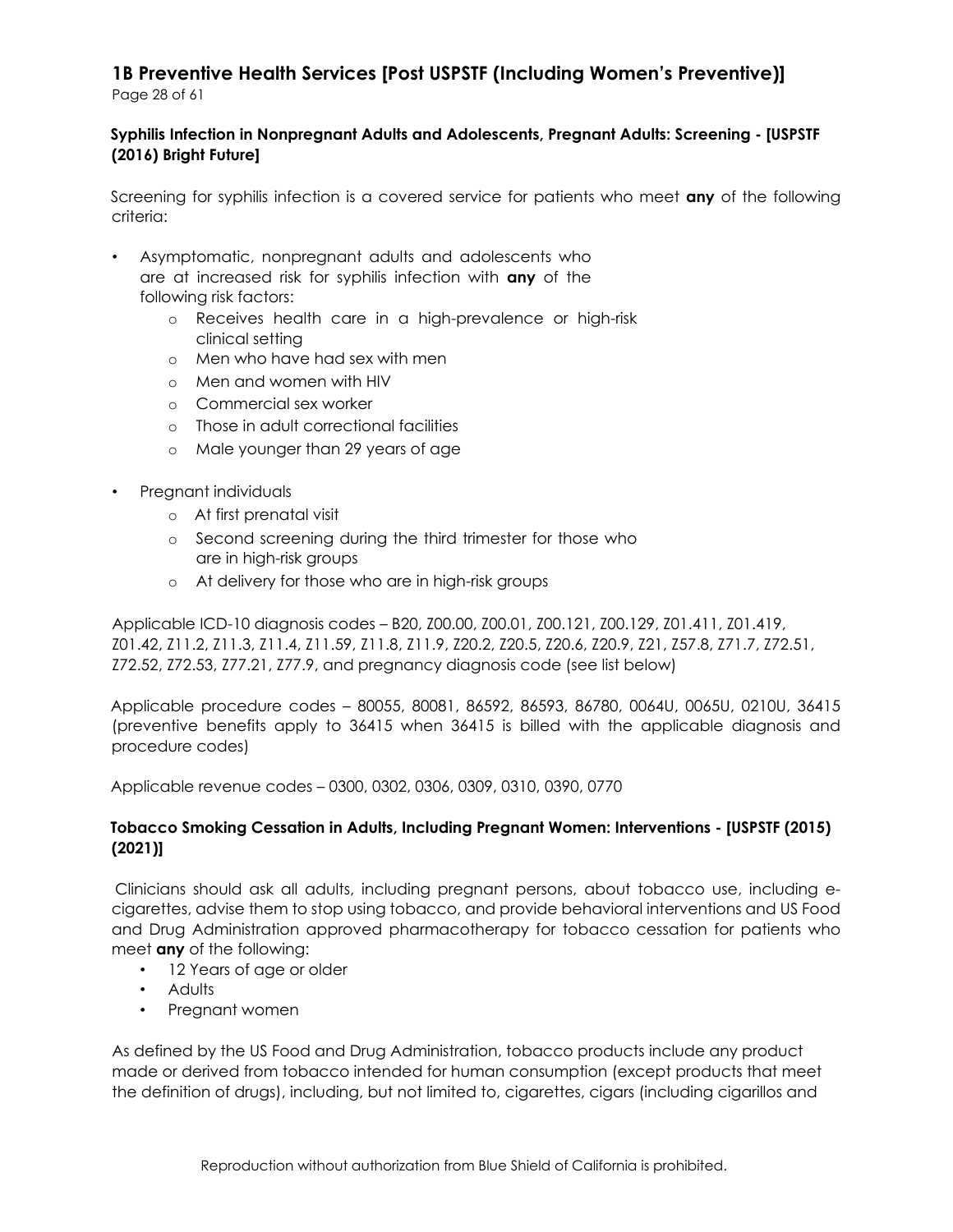**Syphilis Infection in Nonpregnant Adults and Adolescents, Pregnant Adults: Screening - [USPSTF (2016) Bright Future]**

Screening for syphilis infection is a covered service for patients who meet **any** of the following criteria:

- Asymptomatic, nonpregnant adults and adolescents who are at increased risk for syphilis infection with **any** of the following risk factors:
    - Receives health care in a high-prevalence or high-risk clinical setting
    - Men who have had sex with men
    - Men and women with HIV
    - Commercial sex worker
    - Those in adult correctional facilities
    - Male younger than 29 years of age
- Pregnant individuals
    - At first prenatal visit
    - Second screening during the third trimester for those who are in high-risk groups
    - At delivery for those who are in high-risk groups

Applicable ICD-10 diagnosis codes – B20, Z00.00, Z00.01, Z00.121, Z00.129, Z01.411, Z01.419, Z01.42, Z11.2, Z11.3, Z11.4, Z11.59, Z11.8, Z11.9, Z20.2, Z20.5, Z20.6, Z20.9, Z21, Z57.8, Z71.7, Z72.51, Z72.52, Z72.53, Z77.21, Z77.9, and pregnancy diagnosis code (see list below)

Applicable procedure codes – 80055, 80081, 86592, 86593, 86780, 0064U, 0065U, 0210U, 36415 (preventive benefits apply to 36415 when 36415 is billed with the applicable diagnosis and procedure codes)

Applicable revenue codes – 0300, 0302, 0306, 0309, 0310, 0390, 0770

**Tobacco Smoking Cessation in Adults, Including Pregnant Women: Interventions - [USPSTF (2015) (2021)]**

Clinicians should ask all adults, including pregnant persons, about tobacco use, including e-cigarettes, advise them to stop using tobacco, and provide behavioral interventions and US Food and Drug Administration approved pharmacotherapy for tobacco cessation for patients who meet **any** of the following:

- 12 Years of age or older
- Adults
- Pregnant women

As defined by the US Food and Drug Administration, tobacco products include any product made or derived from tobacco intended for human consumption (except products that meet the definition of drugs), including, but not limited to, cigarettes, cigars (including cigarillos and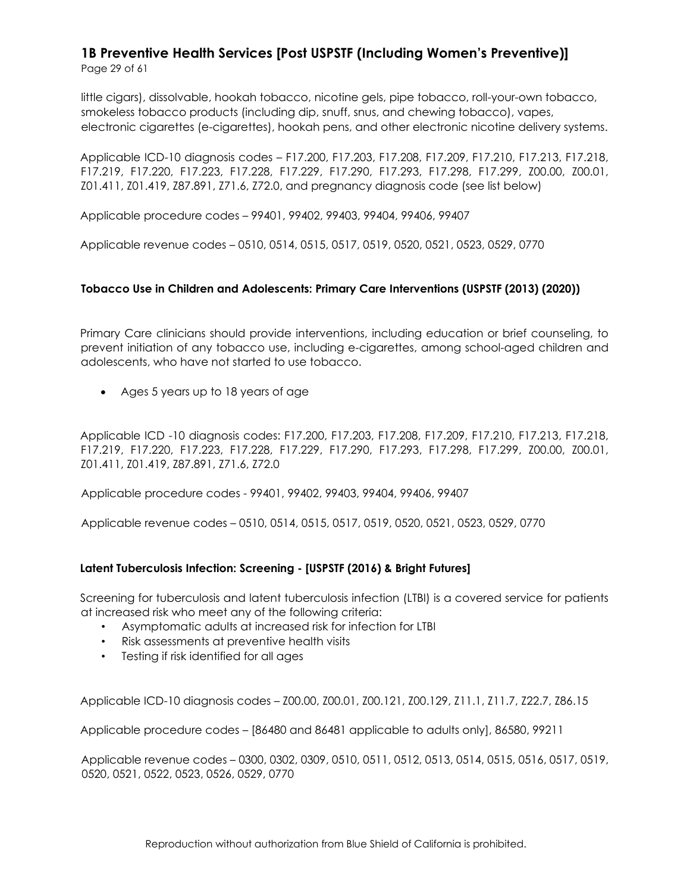little cigars), dissolvable, hookah tobacco, nicotine gels, pipe tobacco, roll-your-own tobacco, smokeless tobacco products (including dip, snuff, snus, and chewing tobacco), vapes, electronic cigarettes (e-cigarettes), hookah pens, and other electronic nicotine delivery systems.

Applicable ICD-10 diagnosis codes – F17.200, F17.203, F17.208, F17.209, F17.210, F17.213, F17.218, F17.219, F17.220, F17.223, F17.228, F17.229, F17.290, F17.293, F17.298, F17.299, Z00.00, Z00.01, Z01.411, Z01.419, Z87.891, Z71.6, Z72.0, and pregnancy diagnosis code (see list below)

Applicable procedure codes – 99401, 99402, 99403, 99404, 99406, 99407

Applicable revenue codes – 0510, 0514, 0515, 0517, 0519, 0520, 0521, 0523, 0529, 0770

### Tobacco Use in Children and Adolescents: Primary Care Interventions (USPSTF (2013) (2020))

Primary Care clinicians should provide interventions, including education or brief counseling, to prevent initiation of any tobacco use, including e-cigarettes, among school-aged children and adolescents, who have not started to use tobacco.

- Ages 5 years up to 18 years of age

Applicable ICD -10 diagnosis codes: F17.200, F17.203, F17.208, F17.209, F17.210, F17.213, F17.218, F17.219, F17.220, F17.223, F17.228, F17.229, F17.290, F17.293, F17.298, F17.299, Z00.00, Z00.01, Z01.411, Z01.419, Z87.891, Z71.6, Z72.0

Applicable procedure codes - 99401, 99402, 99403, 99404, 99406, 99407

Applicable revenue codes – 0510, 0514, 0515, 0517, 0519, 0520, 0521, 0523, 0529, 0770

### Latent Tuberculosis Infection: Screening - [USPSTF (2016) & Bright Futures]

Screening for tuberculosis and latent tuberculosis infection (LTBI) is a covered service for patients at increased risk who meet any of the following criteria:

- Asymptomatic adults at increased risk for infection for LTBI
- Risk assessments at preventive health visits
- Testing if risk identified for all ages

Applicable ICD-10 diagnosis codes – Z00.00, Z00.01, Z00.121, Z00.129, Z11.1, Z11.7, Z22.7, Z86.15

Applicable procedure codes – [86480 and 86481 applicable to adults only], 86580, 99211

Applicable revenue codes – 0300, 0302, 0309, 0510, 0511, 0512, 0513, 0514, 0515, 0516, 0517, 0519, 0520, 0521, 0522, 0523, 0526, 0529, 0770

Reproduction without authorization from Blue Shield of California is prohibited.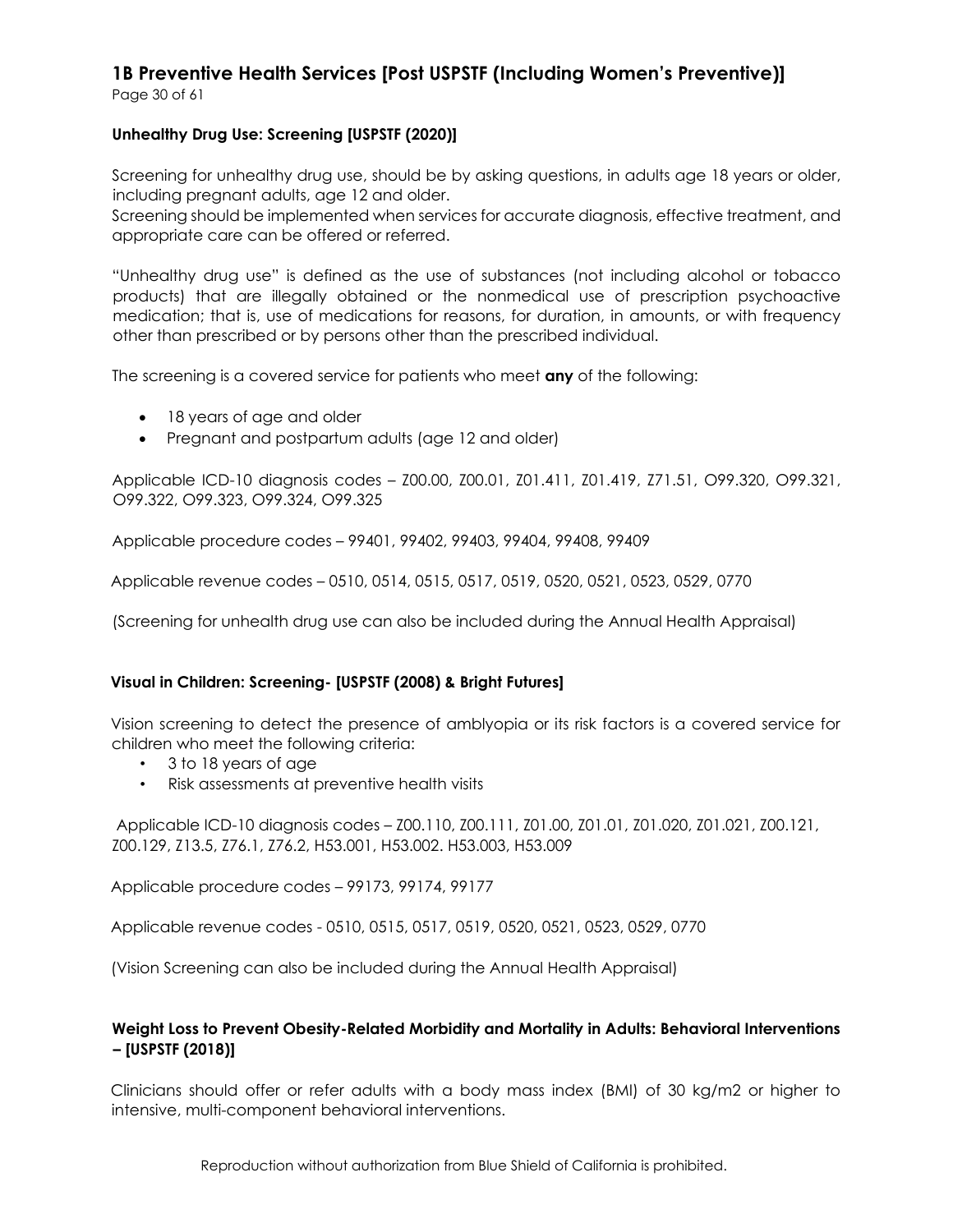### Unhealthy Drug Use: Screening [USPSTF (2020)]

Screening for unhealthy drug use, should be by asking questions, in adults age 18 years or older, including pregnant adults, age 12 and older.
Screening should be implemented when services for accurate diagnosis, effective treatment, and appropriate care can be offered or referred.

"Unhealthy drug use" is defined as the use of substances (not including alcohol or tobacco products) that are illegally obtained or the nonmedical use of prescription psychoactive medication; that is, use of medications for reasons, for duration, in amounts, or with frequency other than prescribed or by persons other than the prescribed individual.

The screening is a covered service for patients who meet **any** of the following:

- 18 years of age and older
- Pregnant and postpartum adults (age 12 and older)

Applicable ICD-10 diagnosis codes – Z00.00, Z00.01, Z01.411, Z01.419, Z71.51, O99.320, O99.321, O99.322, O99.323, O99.324, O99.325

Applicable procedure codes – 99401, 99402, 99403, 99404, 99408, 99409

Applicable revenue codes – 0510, 0514, 0515, 0517, 0519, 0520, 0521, 0523, 0529, 0770

(Screening for unhealth drug use can also be included during the Annual Health Appraisal)

### Visual in Children: Screening- [USPSTF (2008) & Bright Futures]

Vision screening to detect the presence of amblyopia or its risk factors is a covered service for children who meet the following criteria:

- 3 to 18 years of age
- Risk assessments at preventive health visits

Applicable ICD-10 diagnosis codes – Z00.110, Z00.111, Z01.00, Z01.01, Z01.020, Z01.021, Z00.121, Z00.129, Z13.5, Z76.1, Z76.2, H53.001, H53.002. H53.003, H53.009

Applicable procedure codes – 99173, 99174, 99177

Applicable revenue codes - 0510, 0515, 0517, 0519, 0520, 0521, 0523, 0529, 0770

(Vision Screening can also be included during the Annual Health Appraisal)

### Weight Loss to Prevent Obesity-Related Morbidity and Mortality in Adults: Behavioral Interventions – [USPSTF (2018)]

Clinicians should offer or refer adults with a body mass index (BMI) of 30 kg/m2 or higher to intensive, multi-component behavioral interventions.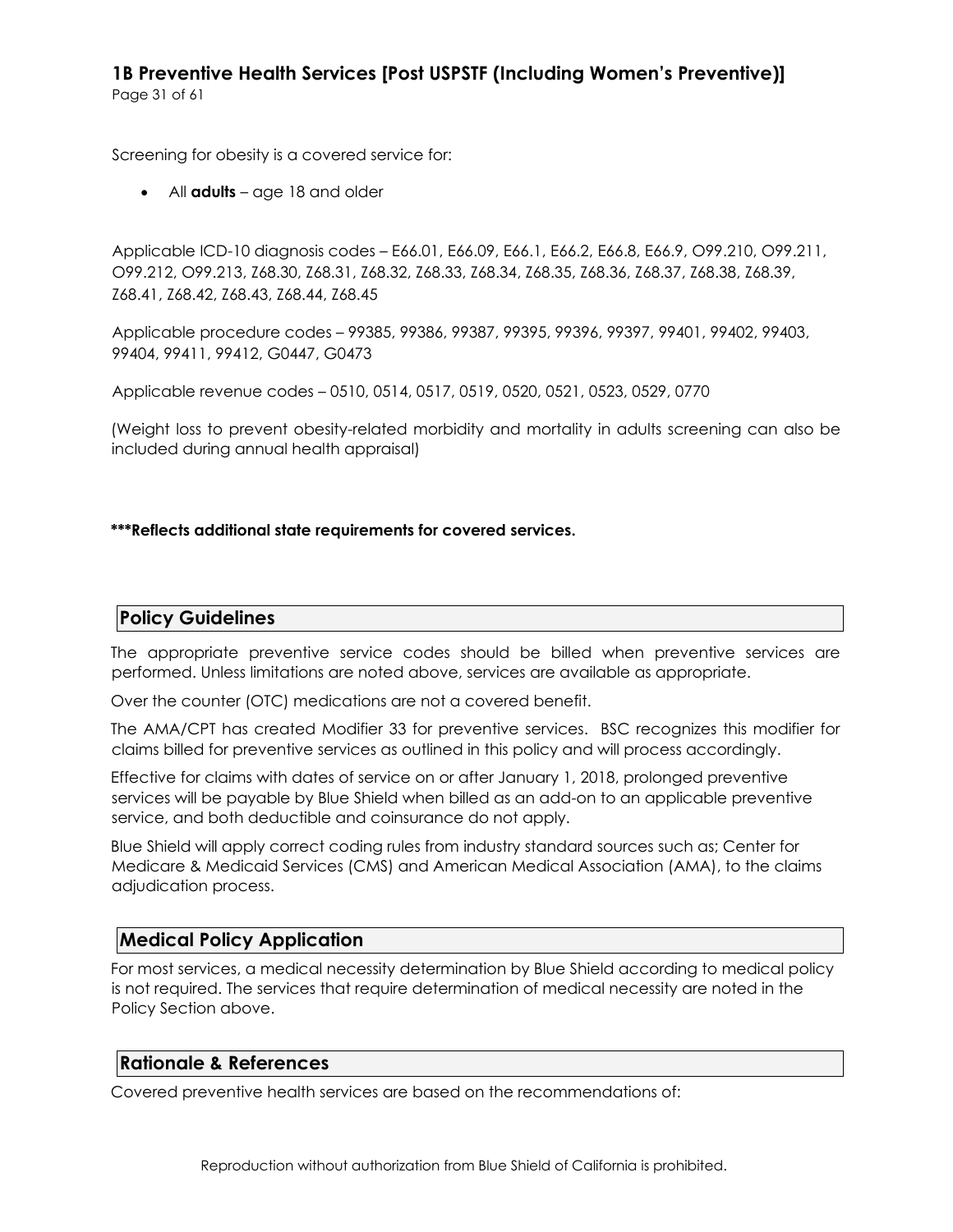Screening for obesity is a covered service for:

- All **adults** – age 18 and older

Applicable ICD-10 diagnosis codes – E66.01, E66.09, E66.1, E66.2, E66.8, E66.9, O99.210, O99.211, O99.212, O99.213, Z68.30, Z68.31, Z68.32, Z68.33, Z68.34, Z68.35, Z68.36, Z68.37, Z68.38, Z68.39, Z68.41, Z68.42, Z68.43, Z68.44, Z68.45

Applicable procedure codes – 99385, 99386, 99387, 99395, 99396, 99397, 99401, 99402, 99403, 99404, 99411, 99412, G0447, G0473

Applicable revenue codes – 0510, 0514, 0517, 0519, 0520, 0521, 0523, 0529, 0770

(Weight loss to prevent obesity-related morbidity and mortality in adults screening can also be included during annual health appraisal)

**\*\*\*Reflects additional state requirements for covered services.**

## Policy Guidelines

The appropriate preventive service codes should be billed when preventive services are performed. Unless limitations are noted above, services are available as appropriate.

Over the counter (OTC) medications are not a covered benefit.

The AMA/CPT has created Modifier 33 for preventive services. BSC recognizes this modifier for claims billed for preventive services as outlined in this policy and will process accordingly.

Effective for claims with dates of service on or after January 1, 2018, prolonged preventive services will be payable by Blue Shield when billed as an add-on to an applicable preventive service, and both deductible and coinsurance do not apply.

Blue Shield will apply correct coding rules from industry standard sources such as; Center for Medicare & Medicaid Services (CMS) and American Medical Association (AMA), to the claims adjudication process.

## Medical Policy Application

For most services, a medical necessity determination by Blue Shield according to medical policy is not required. The services that require determination of medical necessity are noted in the Policy Section above.

## Rationale & References

Covered preventive health services are based on the recommendations of: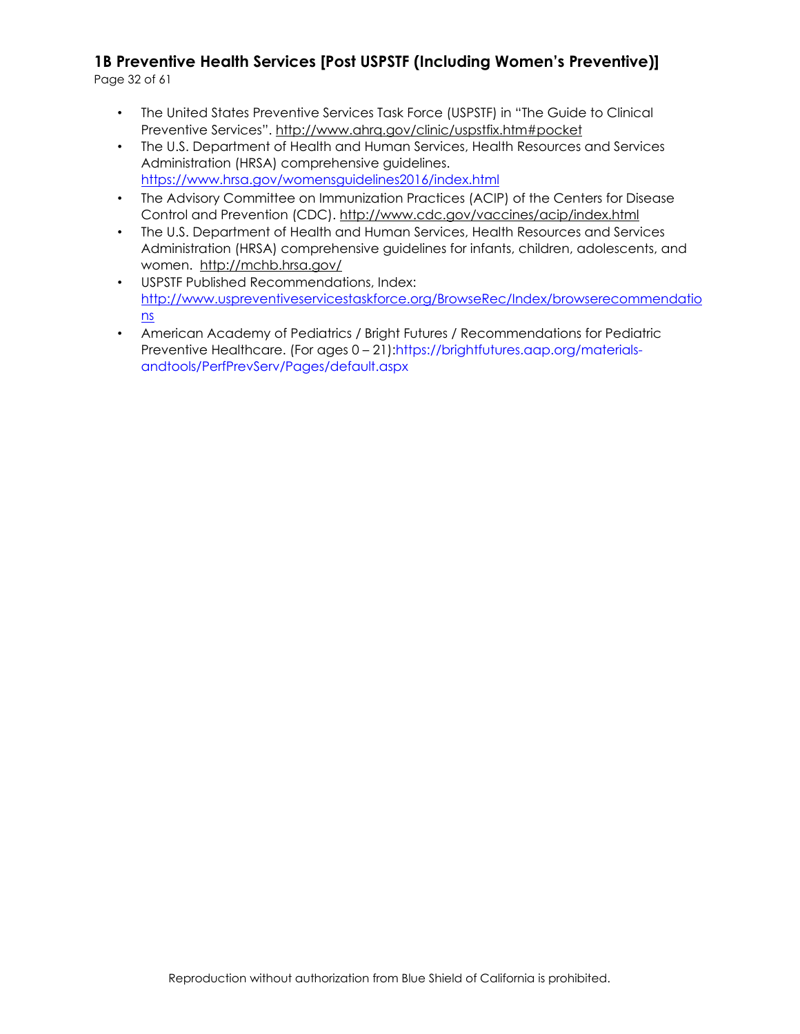- The United States Preventive Services Task Force (USPSTF) in "The Guide to Clinical Preventive Services". http://www.ahrq.gov/clinic/uspstfix.htm#pocket
- The U.S. Department of Health and Human Services, Health Resources and Services Administration (HRSA) comprehensive guidelines. https://www.hrsa.gov/womensguidelines2016/index.html
- The Advisory Committee on Immunization Practices (ACIP) of the Centers for Disease Control and Prevention (CDC). http://www.cdc.gov/vaccines/acip/index.html
- The U.S. Department of Health and Human Services, Health Resources and Services Administration (HRSA) comprehensive guidelines for infants, children, adolescents, and women. http://mchb.hrsa.gov/
- USPSTF Published Recommendations, Index: http://www.uspreventiveservicestaskforce.org/BrowseRec/Index/browserecommendations
- American Academy of Pediatrics / Bright Futures / Recommendations for Pediatric Preventive Healthcare. (For ages 0 – 21):https://brightfutures.aap.org/materials-andtools/PerfPrevServ/Pages/default.aspx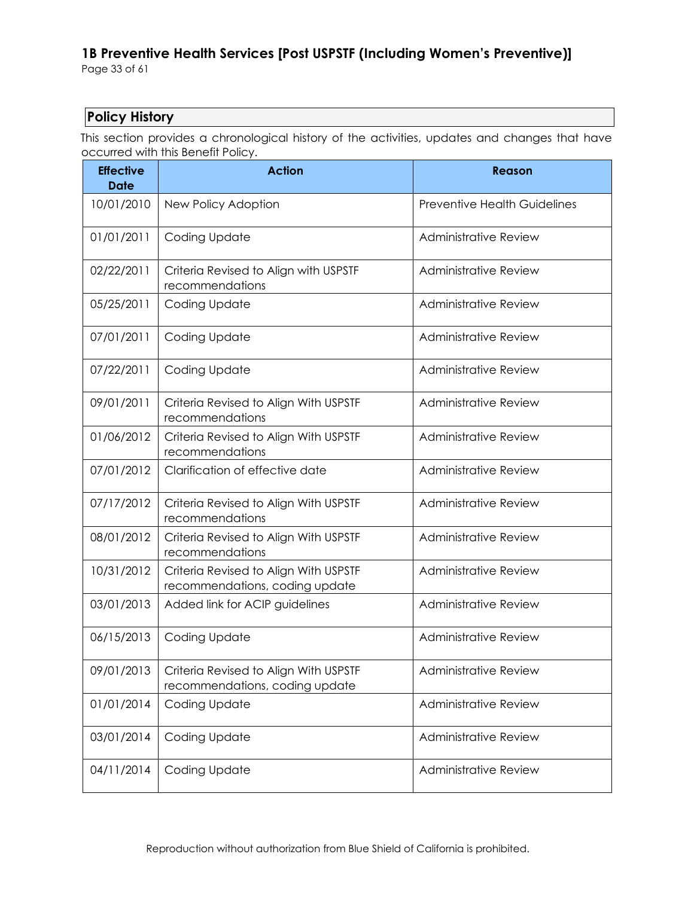## Policy History

This section provides a chronological history of the activities, updates and changes that have occurred with this Benefit Policy.

| Effective Date | Action | Reason |
|---|---|---|
| 10/01/2010 | New Policy Adoption | Preventive Health Guidelines |
| 01/01/2011 | Coding Update | Administrative Review |
| 02/22/2011 | Criteria Revised to Align with USPSTF recommendations | Administrative Review |
| 05/25/2011 | Coding Update | Administrative Review |
| 07/01/2011 | Coding Update | Administrative Review |
| 07/22/2011 | Coding Update | Administrative Review |
| 09/01/2011 | Criteria Revised to Align With USPSTF recommendations | Administrative Review |
| 01/06/2012 | Criteria Revised to Align With USPSTF recommendations | Administrative Review |
| 07/01/2012 | Clarification of effective date | Administrative Review |
| 07/17/2012 | Criteria Revised to Align With USPSTF recommendations | Administrative Review |
| 08/01/2012 | Criteria Revised to Align With USPSTF recommendations | Administrative Review |
| 10/31/2012 | Criteria Revised to Align With USPSTF recommendations, coding update | Administrative Review |
| 03/01/2013 | Added link for ACIP guidelines | Administrative Review |
| 06/15/2013 | Coding Update | Administrative Review |
| 09/01/2013 | Criteria Revised to Align With USPSTF recommendations, coding update | Administrative Review |
| 01/01/2014 | Coding Update | Administrative Review |
| 03/01/2014 | Coding Update | Administrative Review |
| 04/11/2014 | Coding Update | Administrative Review |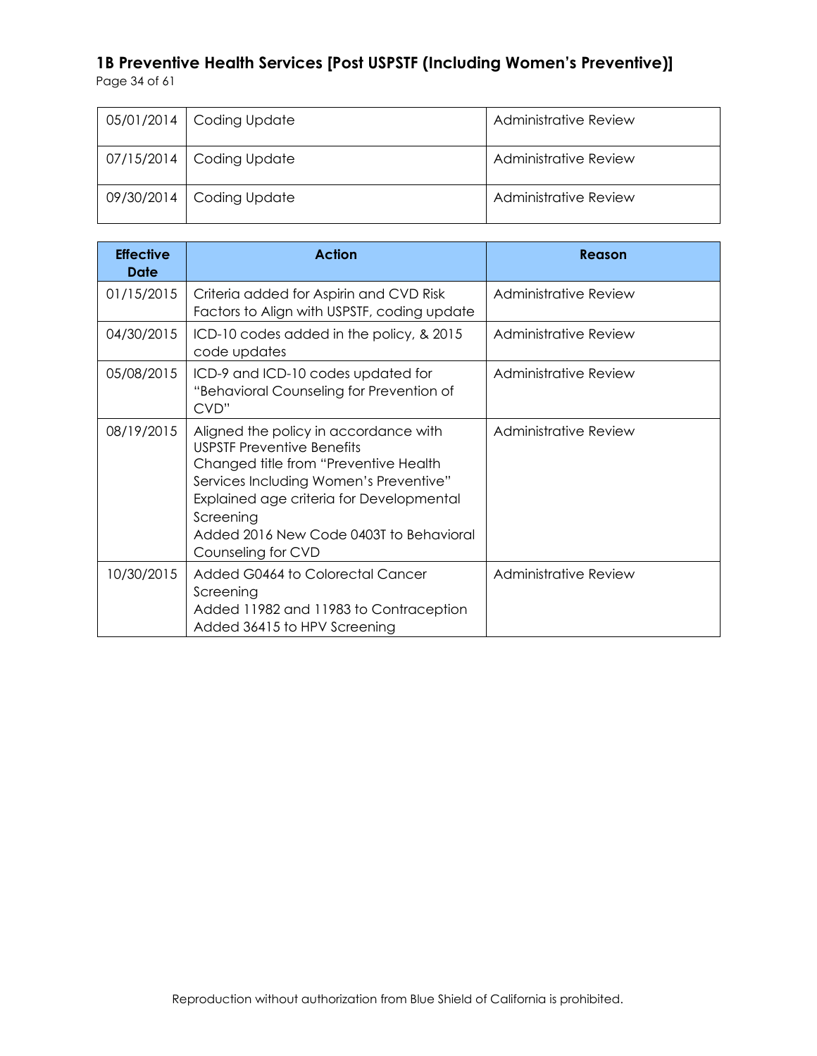| Effective Date | Action | Reason |
|---|---|---|
| 05/01/2014 | Coding Update | Administrative Review |
| 07/15/2014 | Coding Update | Administrative Review |
| 09/30/2014 | Coding Update | Administrative Review |

| Effective Date | Action | Reason |
|---|---|---|
| 01/15/2015 | Criteria added for Aspirin and CVD Risk Factors to Align with USPSTF, coding update | Administrative Review |
| 04/30/2015 | ICD-10 codes added in the policy, & 2015 code updates | Administrative Review |
| 05/08/2015 | ICD-9 and ICD-10 codes updated for "Behavioral Counseling for Prevention of CVD" | Administrative Review |
| 08/19/2015 | Aligned the policy in accordance with USPSTF Preventive Benefits<br>Changed title from "Preventive Health Services Including Women's Preventive"<br>Explained age criteria for Developmental Screening<br>Added 2016 New Code 0403T to Behavioral Counseling for CVD | Administrative Review |
| 10/30/2015 | Added G0464 to Colorectal Cancer Screening<br>Added 11982 and 11983 to Contraception<br>Added 36415 to HPV Screening | Administrative Review |

Reproduction without authorization from Blue Shield of California is prohibited.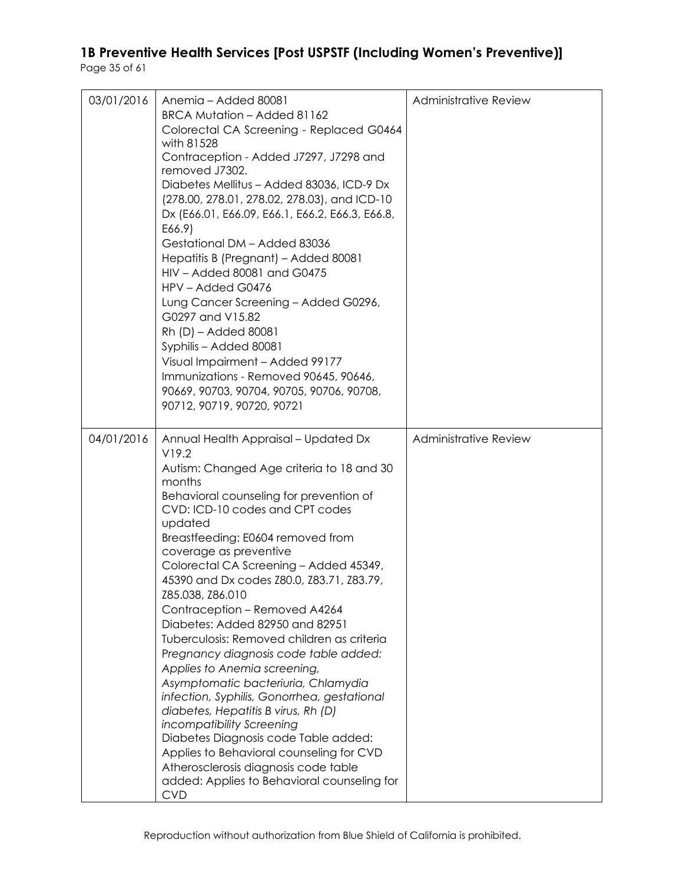| | | |
|---|---|---|
| 03/01/2016 | Anemia – Added 80081<br>BRCA Mutation – Added 81162<br>Colorectal CA Screening - Replaced G0464 with 81528<br>Contraception - Added J7297, J7298 and removed J7302.<br>Diabetes Mellitus – Added 83036, ICD-9 Dx (278.00, 278.01, 278.02, 278.03), and ICD-10 Dx (E66.01, E66.09, E66.1, E66.2, E66.3, E66.8, E66.9)<br>Gestational DM – Added 83036<br>Hepatitis B (Pregnant) – Added 80081<br>HIV – Added 80081 and G0475<br>HPV – Added G0476<br>Lung Cancer Screening – Added G0296, G0297 and V15.82<br>Rh (D) – Added 80081<br>Syphilis – Added 80081<br>Visual Impairment – Added 99177<br>Immunizations - Removed 90645, 90646, 90669, 90703, 90704, 90705, 90706, 90708, 90712, 90719, 90720, 90721 | Administrative Review |
| 04/01/2016 | Annual Health Appraisal – Updated Dx V19.2<br>Autism: Changed Age criteria to 18 and 30 months<br>Behavioral counseling for prevention of CVD: ICD-10 codes and CPT codes updated<br>Breastfeeding: E0604 removed from coverage as preventive<br>Colorectal CA Screening – Added 45349, 45390 and Dx codes Z80.0, Z83.71, Z83.79, Z85.038, Z86.010<br>Contraception – Removed A4264<br>Diabetes: Added 82950 and 82951<br>Tuberculosis: Removed children as criteria<br>*Pregnancy diagnosis code table added: Applies to Anemia screening, Asymptomatic bacteriuria, Chlamydia infection, Syphilis, Gonorrhea, gestational diabetes, Hepatitis B virus, Rh (D) incompatibility Screening*<br>Diabetes Diagnosis code Table added: Applies to Behavioral counseling for CVD<br>Atherosclerosis diagnosis code table added: Applies to Behavioral counseling for CVD | Administrative Review |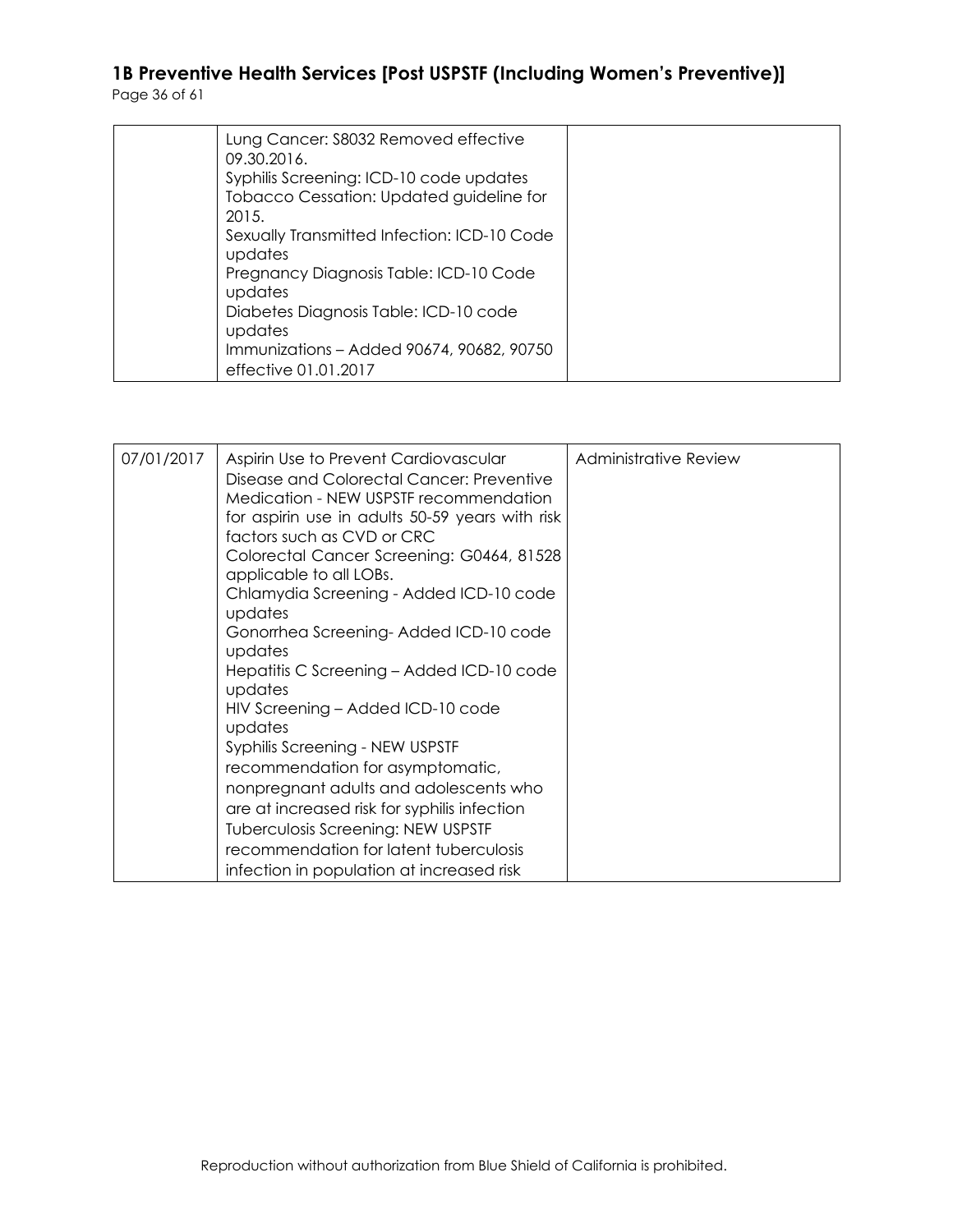| | | |
|---|---|---|
| | Lung Cancer: S8032 Removed effective 09.30.2016.<br>Syphilis Screening: ICD-10 code updates<br>Tobacco Cessation: Updated guideline for 2015.<br>Sexually Transmitted Infection: ICD-10 Code updates<br>Pregnancy Diagnosis Table: ICD-10 Code updates<br>Diabetes Diagnosis Table: ICD-10 code updates<br>Immunizations – Added 90674, 90682, 90750 effective 01.01.2017 | |

| | | |
|---|---|---|
| 07/01/2017 | Aspirin Use to Prevent Cardiovascular Disease and Colorectal Cancer: Preventive Medication - NEW USPSTF recommendation for aspirin use in adults 50-59 years with risk factors such as CVD or CRC<br>Colorectal Cancer Screening: G0464, 81528 applicable to all LOBs.<br>Chlamydia Screening - Added ICD-10 code updates<br>Gonorrhea Screening- Added ICD-10 code updates<br>Hepatitis C Screening – Added ICD-10 code updates<br>HIV Screening – Added ICD-10 code updates<br>Syphilis Screening - NEW USPSTF recommendation for asymptomatic, nonpregnant adults and adolescents who are at increased risk for syphilis infection<br>Tuberculosis Screening: NEW USPSTF recommendation for latent tuberculosis infection in population at increased risk | Administrative Review |

Reproduction without authorization from Blue Shield of California is prohibited.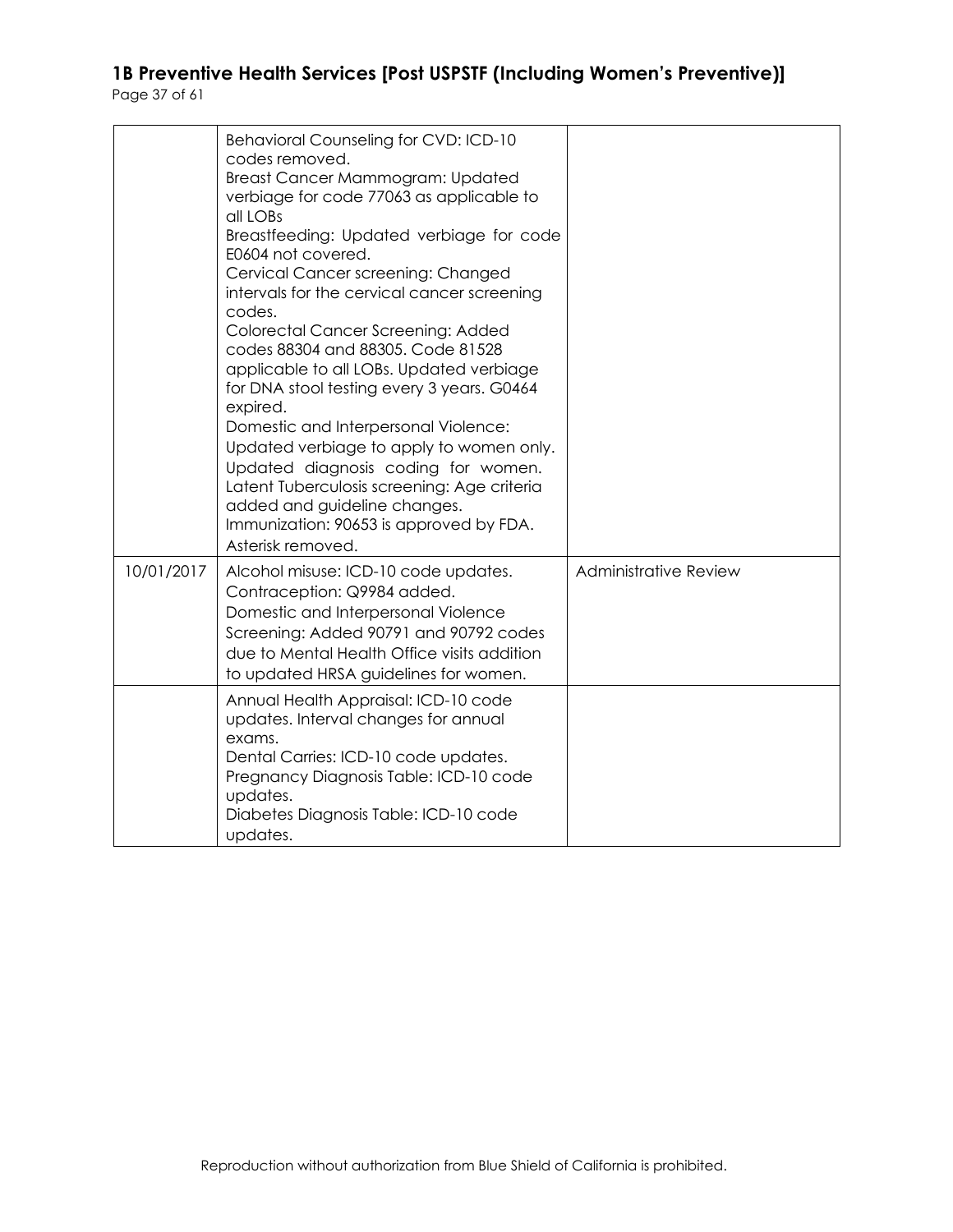| | | |
|---|---|---|
| | Behavioral Counseling for CVD: ICD-10 codes removed.<br>Breast Cancer Mammogram: Updated verbiage for code 77063 as applicable to all LOBs<br>Breastfeeding: Updated verbiage for code E0604 not covered.<br>Cervical Cancer screening: Changed intervals for the cervical cancer screening codes.<br>Colorectal Cancer Screening: Added codes 88304 and 88305. Code 81528 applicable to all LOBs. Updated verbiage for DNA stool testing every 3 years. G0464 expired.<br>Domestic and Interpersonal Violence: Updated verbiage to apply to women only. Updated diagnosis coding for women.<br>Latent Tuberculosis screening: Age criteria added and guideline changes.<br>Immunization: 90653 is approved by FDA. Asterisk removed. | |
| 10/01/2017 | Alcohol misuse: ICD-10 code updates.<br>Contraception: Q9984 added.<br>Domestic and Interpersonal Violence Screening: Added 90791 and 90792 codes due to Mental Health Office visits addition to updated HRSA guidelines for women. | Administrative Review |
| | Annual Health Appraisal: ICD-10 code updates. Interval changes for annual exams.<br>Dental Carries: ICD-10 code updates.<br>Pregnancy Diagnosis Table: ICD-10 code updates.<br>Diabetes Diagnosis Table: ICD-10 code updates. | |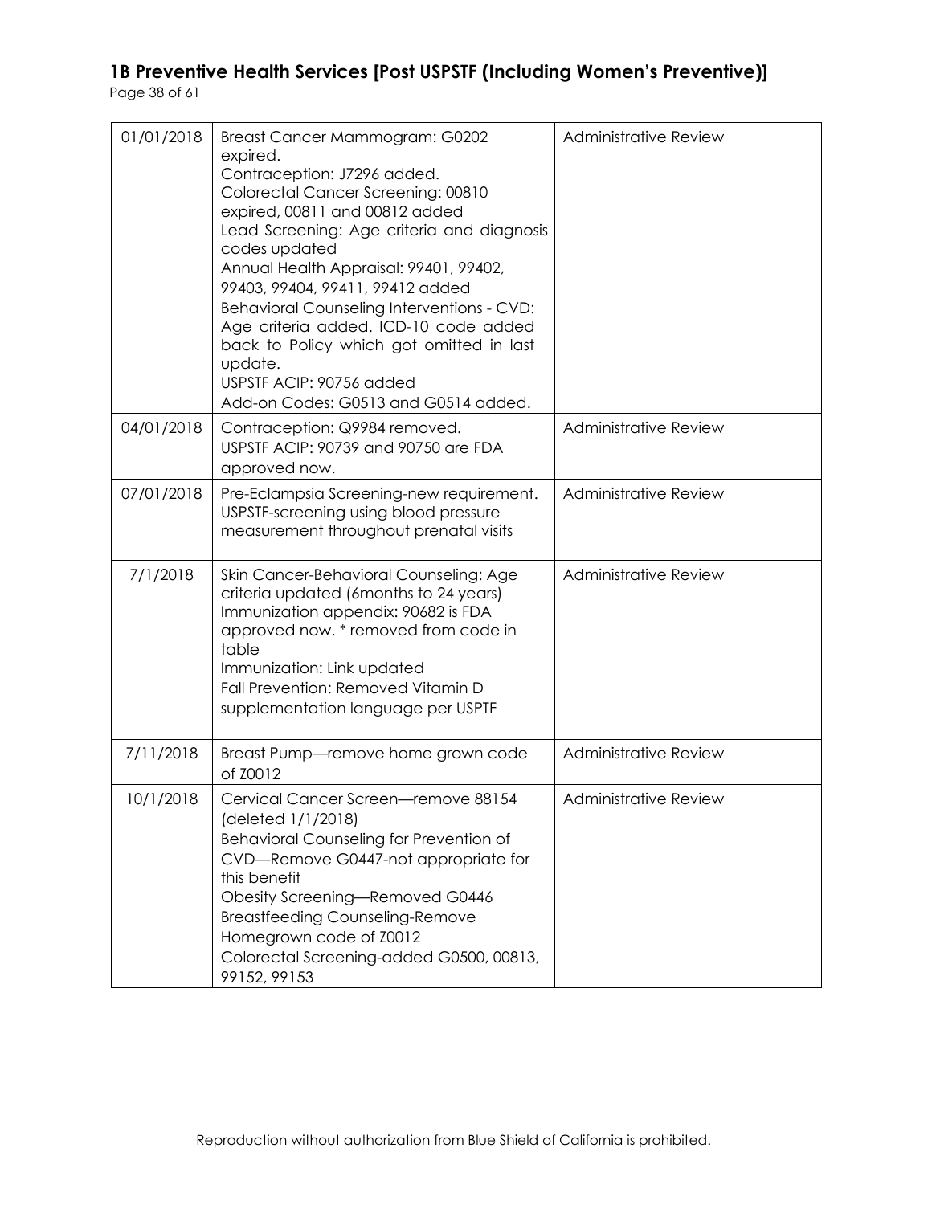| | | |
|---|---|---|
| 01/01/2018 | Breast Cancer Mammogram: G0202 expired.<br>Contraception: J7296 added.<br>Colorectal Cancer Screening: 00810 expired, 00811 and 00812 added<br>Lead Screening: Age criteria and diagnosis codes updated<br>Annual Health Appraisal: 99401, 99402, 99403, 99404, 99411, 99412 added<br>Behavioral Counseling Interventions - CVD: Age criteria added. ICD-10 code added back to Policy which got omitted in last update.<br>USPSTF ACIP: 90756 added<br>Add-on Codes: G0513 and G0514 added. | Administrative Review |
| 04/01/2018 | Contraception: Q9984 removed.<br>USPSTF ACIP: 90739 and 90750 are FDA approved now. | Administrative Review |
| 07/01/2018 | Pre-Eclampsia Screening-new requirement. USPSTF-screening using blood pressure measurement throughout prenatal visits | Administrative Review |
| 7/1/2018 | Skin Cancer-Behavioral Counseling: Age criteria updated (6months to 24 years)<br>Immunization appendix: 90682 is FDA approved now. * removed from code in table<br>Immunization: Link updated<br>Fall Prevention: Removed Vitamin D supplementation language per USPTF | Administrative Review |
| 7/11/2018 | Breast Pump—remove home grown code of Z0012 | Administrative Review |
| 10/1/2018 | Cervical Cancer Screen—remove 88154 (deleted 1/1/2018)<br>Behavioral Counseling for Prevention of CVD—Remove G0447-not appropriate for this benefit<br>Obesity Screening—Removed G0446<br>Breastfeeding Counseling-Remove Homegrown code of Z0012<br>Colorectal Screening-added G0500, 00813, 99152, 99153 | Administrative Review |

Reproduction without authorization from Blue Shield of California is prohibited.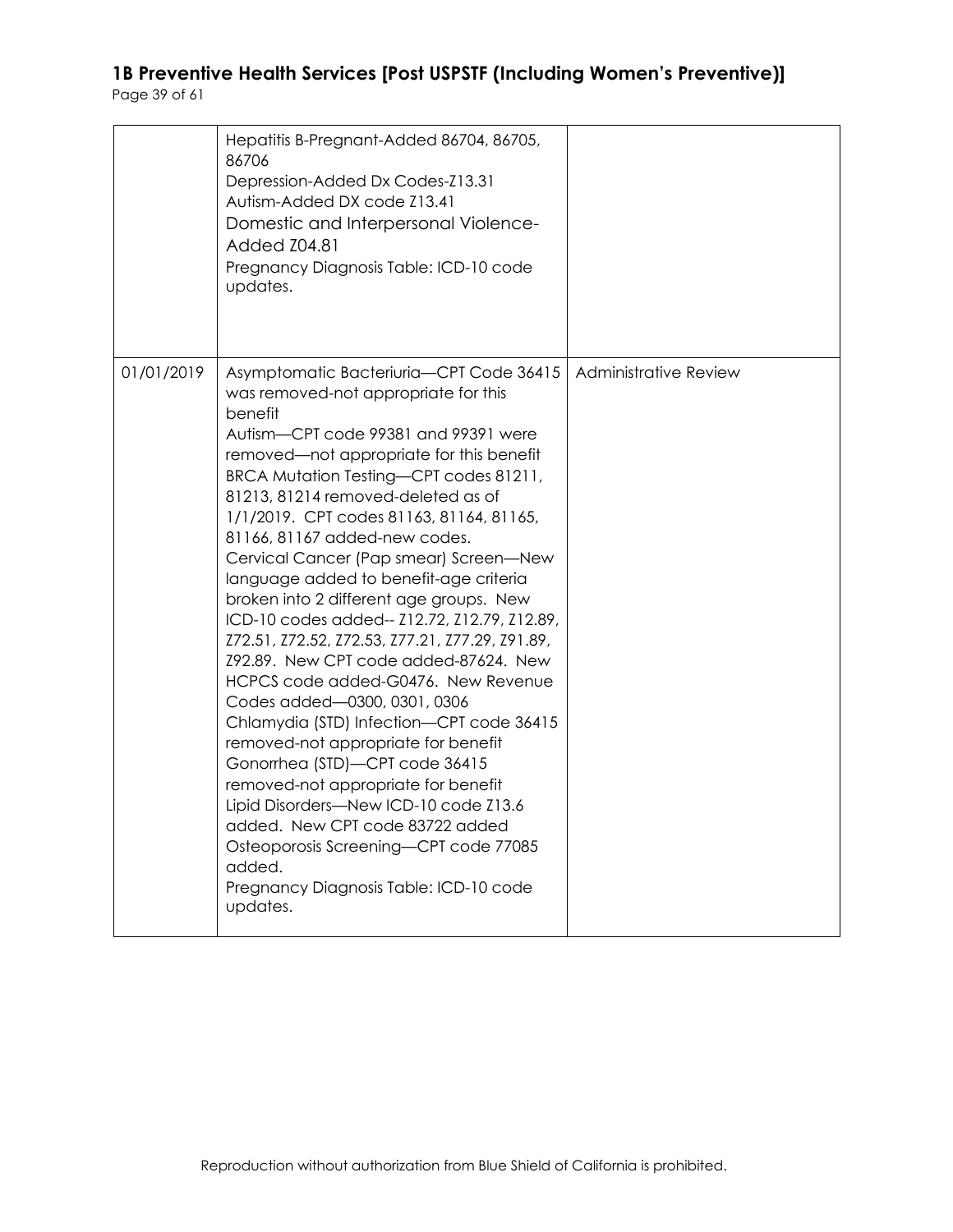| | | |
|---|---|---|
| | Hepatitis B-Pregnant-Added 86704, 86705, 86706<br>Depression-Added Dx Codes-Z13.31<br>Autism-Added DX code Z13.41<br>Domestic and Interpersonal Violence-Added Z04.81<br>Pregnancy Diagnosis Table: ICD-10 code updates. | |
| 01/01/2019 | Asymptomatic Bacteriuria—CPT Code 36415 was removed-not appropriate for this benefit<br>Autism—CPT code 99381 and 99391 were removed—not appropriate for this benefit<br>BRCA Mutation Testing—CPT codes 81211, 81213, 81214 removed-deleted as of 1/1/2019. CPT codes 81163, 81164, 81165, 81166, 81167 added-new codes.<br>Cervical Cancer (Pap smear) Screen—New language added to benefit-age criteria broken into 2 different age groups. New ICD-10 codes added-- Z12.72, Z12.79, Z12.89, Z72.51, Z72.52, Z72.53, Z77.21, Z77.29, Z91.89, Z92.89. New CPT code added-87624. New HCPCS code added-G0476. New Revenue Codes added—0300, 0301, 0306<br>Chlamydia (STD) Infection—CPT code 36415 removed-not appropriate for benefit<br>Gonorrhea (STD)—CPT code 36415 removed-not appropriate for benefit<br>Lipid Disorders—New ICD-10 code Z13.6 added. New CPT code 83722 added<br>Osteoporosis Screening—CPT code 77085 added.<br>Pregnancy Diagnosis Table: ICD-10 code updates. | Administrative Review |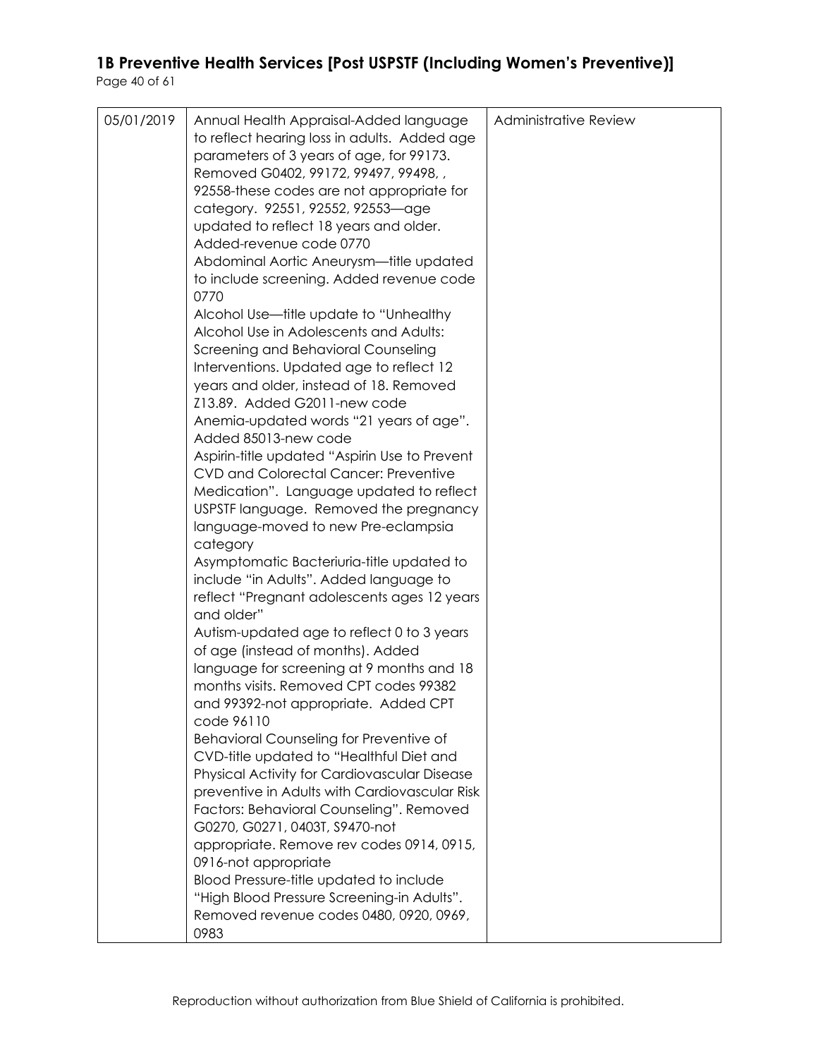| | | |
|---|---|---|
| 05/01/2019 | Annual Health Appraisal-Added language to reflect hearing loss in adults. Added age parameters of 3 years of age, for 99173. Removed G0402, 99172, 99497, 99498, , 92558-these codes are not appropriate for category. 92551, 92552, 92553—age updated to reflect 18 years and older. Added-revenue code 0770<br>Abdominal Aortic Aneurysm—title updated to include screening. Added revenue code 0770<br>Alcohol Use—title update to "Unhealthy Alcohol Use in Adolescents and Adults: Screening and Behavioral Counseling Interventions. Updated age to reflect 12 years and older, instead of 18. Removed Z13.89. Added G2011-new code<br>Anemia-updated words "21 years of age". Added 85013-new code<br>Aspirin-title updated "Aspirin Use to Prevent CVD and Colorectal Cancer: Preventive Medication". Language updated to reflect USPSTF language. Removed the pregnancy language-moved to new Pre-eclampsia category<br>Asymptomatic Bacteriuria-title updated to include "in Adults". Added language to reflect "Pregnant adolescents ages 12 years and older"<br>Autism-updated age to reflect 0 to 3 years of age (instead of months). Added language for screening at 9 months and 18 months visits. Removed CPT codes 99382 and 99392-not appropriate. Added CPT code 96110<br>Behavioral Counseling for Preventive of CVD-title updated to "Healthful Diet and Physical Activity for Cardiovascular Disease preventive in Adults with Cardiovascular Risk Factors: Behavioral Counseling". Removed G0270, G0271, 0403T, S9470-not appropriate. Remove rev codes 0914, 0915, 0916-not appropriate<br>Blood Pressure-title updated to include "High Blood Pressure Screening-in Adults". Removed revenue codes 0480, 0920, 0969, 0983 | Administrative Review |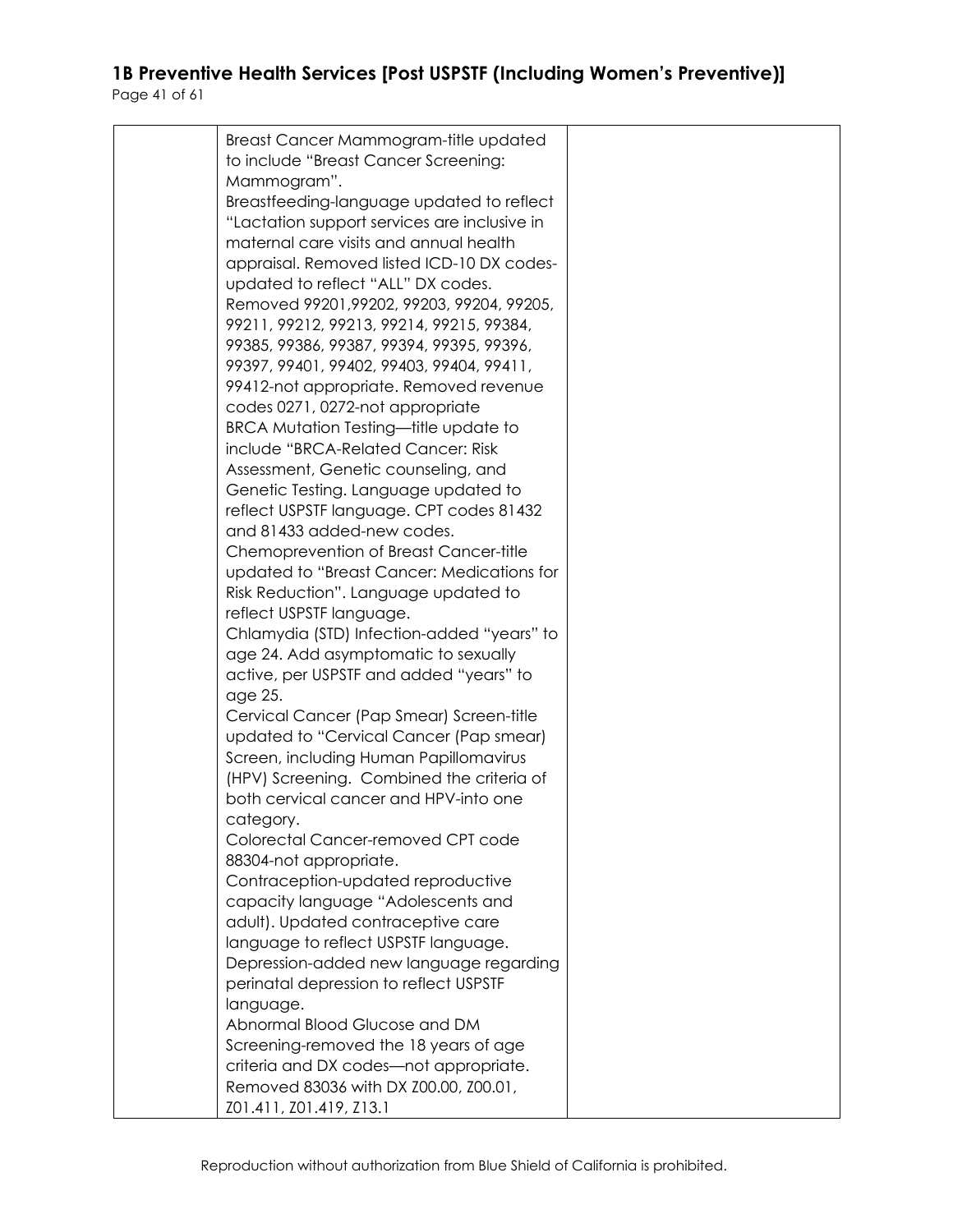| | | |
|---|---|---|
| | Breast Cancer Mammogram-title updated to include "Breast Cancer Screening: Mammogram".<br>Breastfeeding-language updated to reflect "Lactation support services are inclusive in maternal care visits and annual health appraisal. Removed listed ICD-10 DX codes-updated to reflect "ALL" DX codes. Removed 99201,99202, 99203, 99204, 99205, 99211, 99212, 99213, 99214, 99215, 99384, 99385, 99386, 99387, 99394, 99395, 99396, 99397, 99401, 99402, 99403, 99404, 99411, 99412-not appropriate. Removed revenue codes 0271, 0272-not appropriate<br>BRCA Mutation Testing—title update to include "BRCA-Related Cancer: Risk Assessment, Genetic counseling, and Genetic Testing. Language updated to reflect USPSTF language. CPT codes 81432 and 81433 added-new codes.<br>Chemoprevention of Breast Cancer-title updated to "Breast Cancer: Medications for Risk Reduction". Language updated to reflect USPSTF language.<br>Chlamydia (STD) Infection-added "years" to age 24. Add asymptomatic to sexually active, per USPSTF and added "years" to age 25.<br>Cervical Cancer (Pap Smear) Screen-title updated to "Cervical Cancer (Pap smear) Screen, including Human Papillomavirus (HPV) Screening. Combined the criteria of both cervical cancer and HPV-into one category.<br>Colorectal Cancer-removed CPT code 88304-not appropriate.<br>Contraception-updated reproductive capacity language "Adolescents and adult). Updated contraceptive care language to reflect USPSTF language.<br>Depression-added new language regarding perinatal depression to reflect USPSTF language.<br>Abnormal Blood Glucose and DM Screening-removed the 18 years of age criteria and DX codes—not appropriate. Removed 83036 with DX Z00.00, Z00.01, Z01.411, Z01.419, Z13.1 | |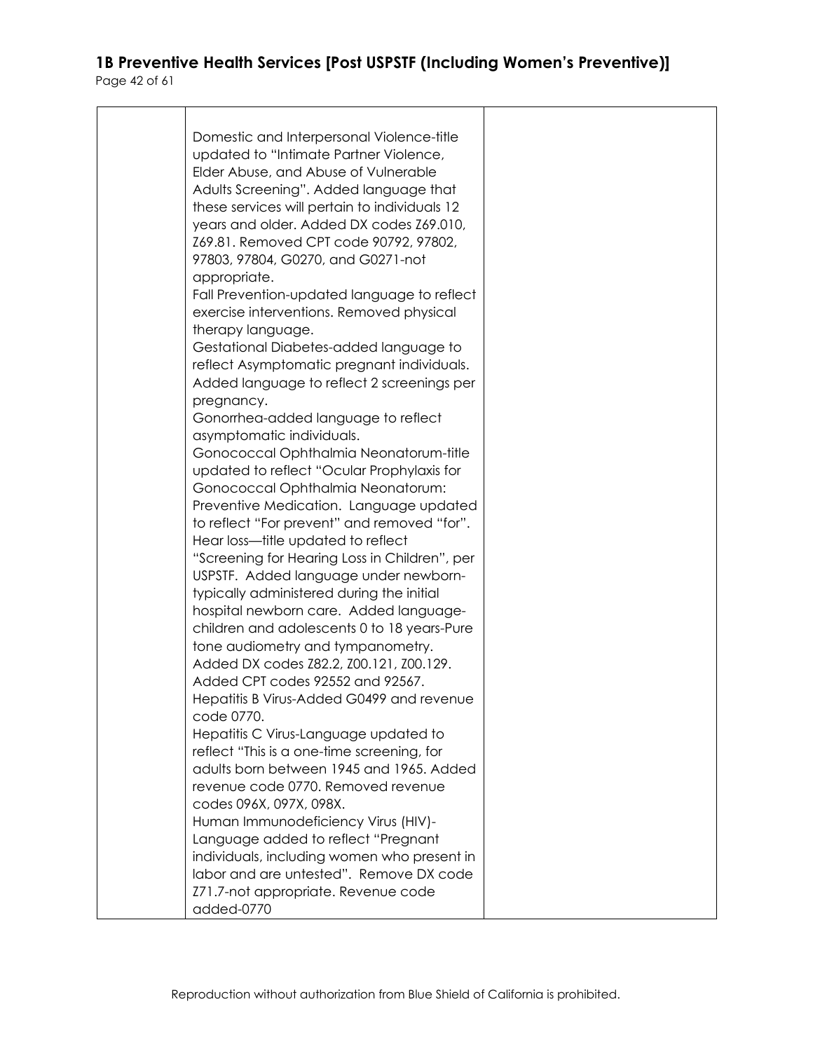| | | |
|---|---|---|
| | Domestic and Interpersonal Violence-title updated to "Intimate Partner Violence, Elder Abuse, and Abuse of Vulnerable Adults Screening". Added language that these services will pertain to individuals 12 years and older. Added DX codes Z69.010, Z69.81. Removed CPT code 90792, 97802, 97803, 97804, G0270, and G0271-not appropriate.<br>Fall Prevention-updated language to reflect exercise interventions. Removed physical therapy language.<br>Gestational Diabetes-added language to reflect Asymptomatic pregnant individuals. Added language to reflect 2 screenings per pregnancy.<br>Gonorrhea-added language to reflect asymptomatic individuals.<br>Gonococcal Ophthalmia Neonatorum-title updated to reflect "Ocular Prophylaxis for Gonococcal Ophthalmia Neonatorum: Preventive Medication. Language updated to reflect "For prevent" and removed "for".<br>Hear loss—title updated to reflect "Screening for Hearing Loss in Children", per USPSTF. Added language under newborn-typically administered during the initial hospital newborn care. Added language-children and adolescents 0 to 18 years-Pure tone audiometry and tympanometry. Added DX codes Z82.2, Z00.121, Z00.129. Added CPT codes 92552 and 92567.<br>Hepatitis B Virus-Added G0499 and revenue code 0770.<br>Hepatitis C Virus-Language updated to reflect "This is a one-time screening, for adults born between 1945 and 1965. Added revenue code 0770. Removed revenue codes 096X, 097X, 098X.<br>Human Immunodeficiency Virus (HIV)-Language added to reflect "Pregnant individuals, including women who present in labor and are untested". Remove DX code Z71.7-not appropriate. Revenue code added-0770 | |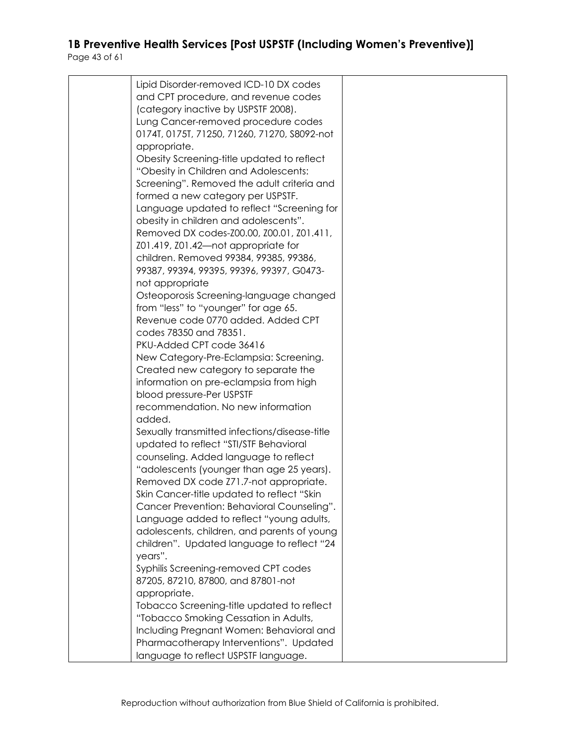| | | |
|---|---|---|
| | Lipid Disorder-removed ICD-10 DX codes and CPT procedure, and revenue codes (category inactive by USPSTF 2008).<br>Lung Cancer-removed procedure codes 0174T, 0175T, 71250, 71260, 71270, S8092-not appropriate.<br>Obesity Screening-title updated to reflect "Obesity in Children and Adolescents: Screening". Removed the adult criteria and formed a new category per USPSTF. Language updated to reflect "Screening for obesity in children and adolescents". Removed DX codes-Z00.00, Z00.01, Z01.411, Z01.419, Z01.42—not appropriate for children. Removed 99384, 99385, 99386, 99387, 99394, 99395, 99396, 99397, G0473-not appropriate<br>Osteoporosis Screening-language changed from "less" to "younger" for age 65. Revenue code 0770 added. Added CPT codes 78350 and 78351.<br>PKU-Added CPT code 36416<br>New Category-Pre-Eclampsia: Screening. Created new category to separate the information on pre-eclampsia from high blood pressure-Per USPSTF recommendation. No new information added.<br>Sexually transmitted infections/disease-title updated to reflect "STI/STF Behavioral counseling. Added language to reflect "adolescents (younger than age 25 years). Removed DX code Z71.7-not appropriate.<br>Skin Cancer-title updated to reflect "Skin Cancer Prevention: Behavioral Counseling". Language added to reflect "young adults, adolescents, children, and parents of young children". Updated language to reflect "24 years".<br>Syphilis Screening-removed CPT codes 87205, 87210, 87800, and 87801-not appropriate.<br>Tobacco Screening-title updated to reflect "Tobacco Smoking Cessation in Adults, Including Pregnant Women: Behavioral and Pharmacotherapy Interventions". Updated language to reflect USPSTF language. | |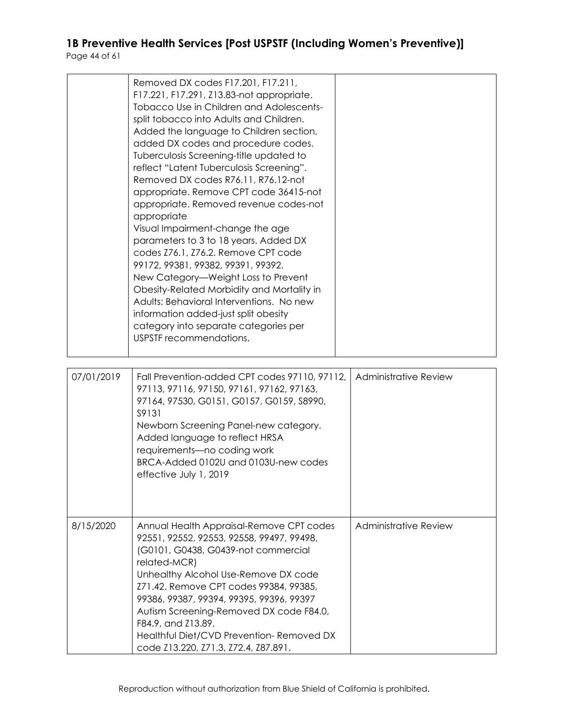| | | |
|---|---|---|
| | Removed DX codes F17.201, F17.211, F17.221, F17.291, Z13.83-not appropriate. Tobacco Use in Children and Adolescents-split tobacco into Adults and Children. Added the language to Children section, added DX codes and procedure codes. Tuberculosis Screening-title updated to reflect "Latent Tuberculosis Screening". Removed DX codes R76.11, R76.12-not appropriate. Remove CPT code 36415-not appropriate. Removed revenue codes-not appropriate<br>Visual Impairment-change the age parameters to 3 to 18 years. Added DX codes Z76.1, Z76.2. Remove CPT code 99172, 99381, 99382, 99391, 99392.<br>New Category—Weight Loss to Prevent Obesity-Related Morbidity and Mortality in Adults: Behavioral Interventions. No new information added-just split obesity category into separate categories per USPSTF recommendations. | |
| 07/01/2019 | Fall Prevention-added CPT codes 97110, 97112, 97113, 97116, 97150, 97161, 97162, 97163, 97164, 97530, G0151, G0157, G0159, S8990, S9131<br>Newborn Screening Panel-new category. Added language to reflect HRSA requirements—no coding work<br>BRCA-Added 0102U and 0103U-new codes effective July 1, 2019 | Administrative Review |
| 8/15/2020 | Annual Health Appraisal-Remove CPT codes 92551, 92552, 92553, 92558, 99497, 99498, (G0101, G0438, G0439-not commercial related-MCR)<br>Unhealthy Alcohol Use-Remove DX code Z71.42. Remove CPT codes 99384, 99385, 99386, 99387, 99394, 99395, 99396, 99397<br>Autism Screening-Removed DX code F84.0, F84.9, and Z13.89.<br>Healthful Diet/CVD Prevention- Removed DX code Z13.220, Z71.3, Z72.4, Z87.891. | Administrative Review |

Reproduction without authorization from Blue Shield of California is prohibited.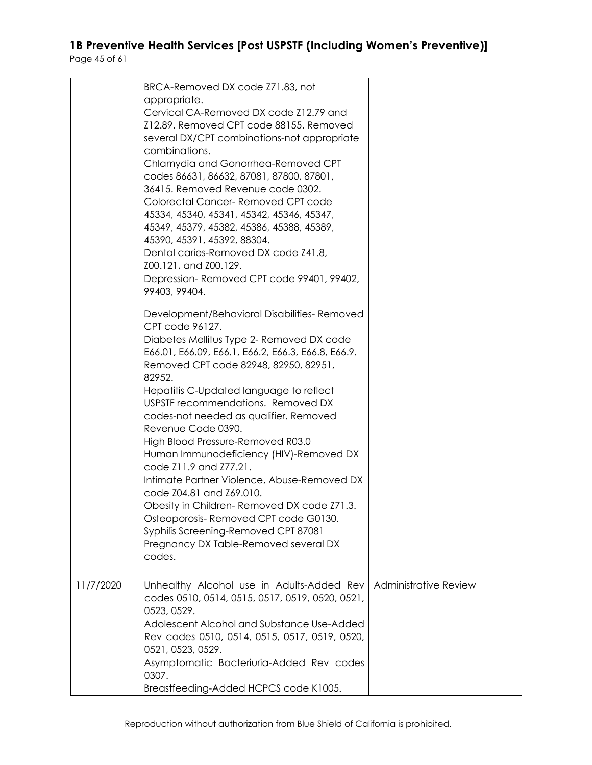| | | |
|---|---|---|
| | BRCA-Removed DX code Z71.83, not appropriate.<br>Cervical CA-Removed DX code Z12.79 and Z12.89. Removed CPT code 88155. Removed several DX/CPT combinations-not appropriate combinations.<br>Chlamydia and Gonorrhea-Removed CPT codes 86631, 86632, 87081, 87800, 87801, 36415. Removed Revenue code 0302.<br>Colorectal Cancer- Removed CPT code 45334, 45340, 45341, 45342, 45346, 45347, 45349, 45379, 45382, 45386, 45388, 45389, 45390, 45391, 45392, 88304.<br>Dental caries-Removed DX code Z41.8, Z00.121, and Z00.129.<br>Depression- Removed CPT code 99401, 99402, 99403, 99404.<br><br>Development/Behavioral Disabilities- Removed CPT code 96127.<br>Diabetes Mellitus Type 2- Removed DX code E66.01, E66.09, E66.1, E66.2, E66.3, E66.8, E66.9. Removed CPT code 82948, 82950, 82951, 82952.<br>Hepatitis C-Updated language to reflect USPSTF recommendations. Removed DX codes-not needed as qualifier. Removed Revenue Code 0390.<br>High Blood Pressure-Removed R03.0<br>Human Immunodeficiency (HIV)-Removed DX code Z11.9 and Z77.21.<br>Intimate Partner Violence, Abuse-Removed DX code Z04.81 and Z69.010.<br>Obesity in Children- Removed DX code Z71.3.<br>Osteoporosis- Removed CPT code G0130.<br>Syphilis Screening-Removed CPT 87081<br>Pregnancy DX Table-Removed several DX codes. | |
| 11/7/2020 | Unhealthy Alcohol use in Adults-Added Rev codes 0510, 0514, 0515, 0517, 0519, 0520, 0521, 0523, 0529.<br>Adolescent Alcohol and Substance Use-Added Rev codes 0510, 0514, 0515, 0517, 0519, 0520, 0521, 0523, 0529.<br>Asymptomatic Bacteriuria-Added Rev codes 0307.<br>Breastfeeding-Added HCPCS code K1005. | Administrative Review |

Reproduction without authorization from Blue Shield of California is prohibited.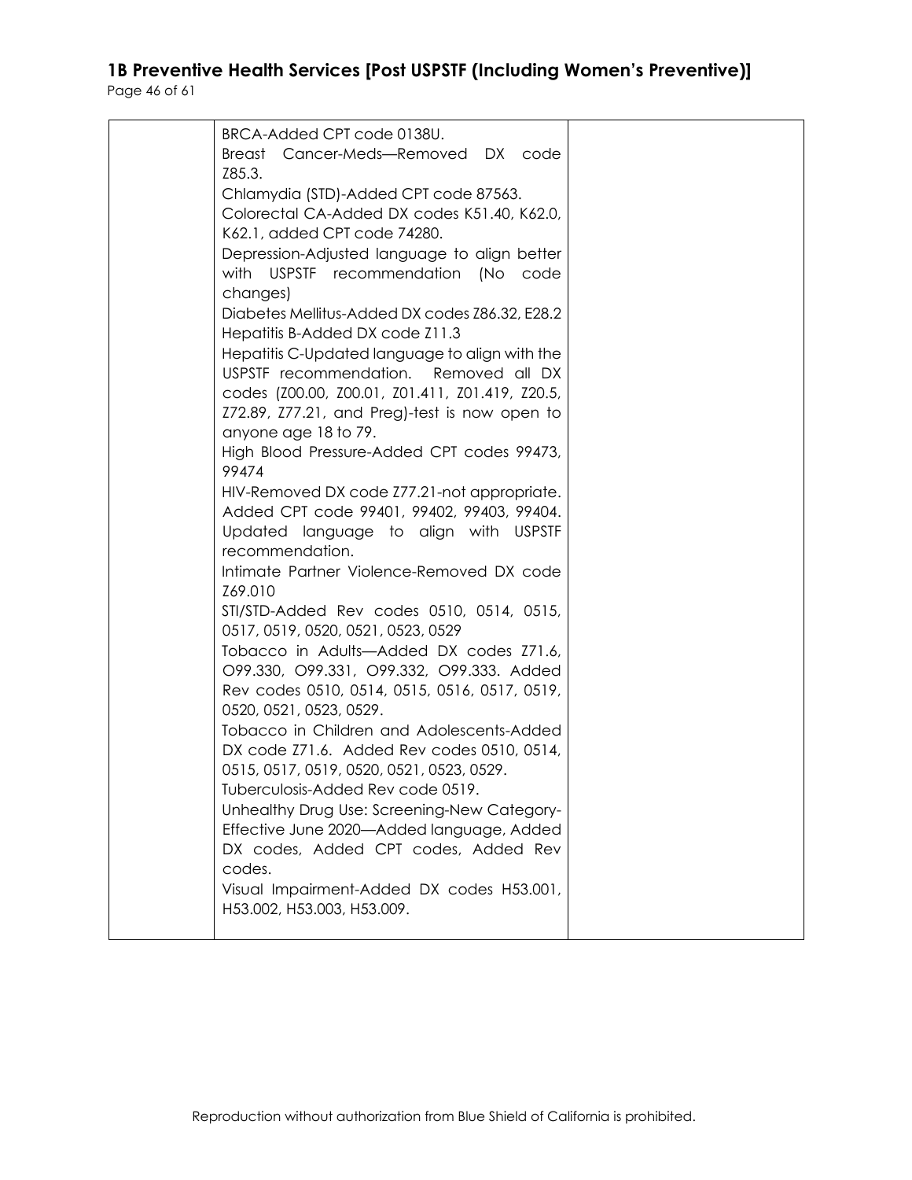| | | |
|---|---|---|
| | BRCA-Added CPT code 0138U.<br>Breast Cancer-Meds—Removed DX code Z85.3.<br>Chlamydia (STD)-Added CPT code 87563.<br>Colorectal CA-Added DX codes K51.40, K62.0, K62.1, added CPT code 74280.<br>Depression-Adjusted language to align better with USPSTF recommendation (No code changes)<br>Diabetes Mellitus-Added DX codes Z86.32, E28.2<br>Hepatitis B-Added DX code Z11.3<br>Hepatitis C-Updated language to align with the USPSTF recommendation. Removed all DX codes (Z00.00, Z00.01, Z01.411, Z01.419, Z20.5, Z72.89, Z77.21, and Preg)-test is now open to anyone age 18 to 79.<br>High Blood Pressure-Added CPT codes 99473, 99474<br>HIV-Removed DX code Z77.21-not appropriate. Added CPT code 99401, 99402, 99403, 99404. Updated language to align with USPSTF recommendation.<br>Intimate Partner Violence-Removed DX code Z69.010<br>STI/STD-Added Rev codes 0510, 0514, 0515, 0517, 0519, 0520, 0521, 0523, 0529<br>Tobacco in Adults—Added DX codes Z71.6, O99.330, O99.331, O99.332, O99.333. Added Rev codes 0510, 0514, 0515, 0516, 0517, 0519, 0520, 0521, 0523, 0529.<br>Tobacco in Children and Adolescents-Added DX code Z71.6. Added Rev codes 0510, 0514, 0515, 0517, 0519, 0520, 0521, 0523, 0529.<br>Tuberculosis-Added Rev code 0519.<br>Unhealthy Drug Use: Screening-New Category-Effective June 2020—Added language, Added DX codes, Added CPT codes, Added Rev codes.<br>Visual Impairment-Added DX codes H53.001, H53.002, H53.003, H53.009. | |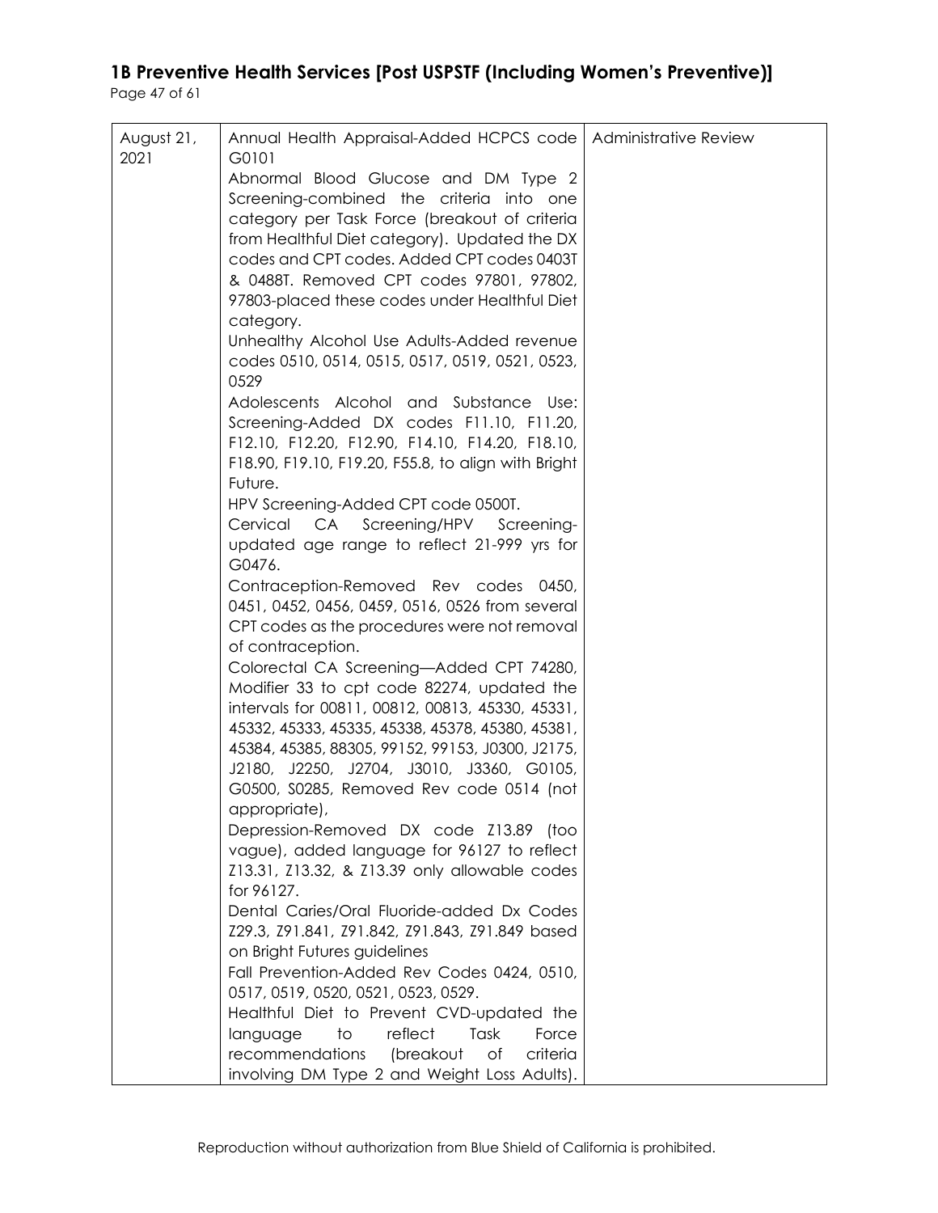| | | |
|---|---|---|
| August 21, 2021 | Annual Health Appraisal-Added HCPCS code G0101<br>Abnormal Blood Glucose and DM Type 2 Screening-combined the criteria into one category per Task Force (breakout of criteria from Healthful Diet category). Updated the DX codes and CPT codes. Added CPT codes 0403T & 0488T. Removed CPT codes 97801, 97802, 97803-placed these codes under Healthful Diet category.<br>Unhealthy Alcohol Use Adults-Added revenue codes 0510, 0514, 0515, 0517, 0519, 0521, 0523, 0529<br>Adolescents Alcohol and Substance Use: Screening-Added DX codes F11.10, F11.20, F12.10, F12.20, F12.90, F14.10, F14.20, F18.10, F18.90, F19.10, F19.20, F55.8, to align with Bright Future.<br>HPV Screening-Added CPT code 0500T.<br>Cervical CA Screening/HPV Screening-updated age range to reflect 21-999 yrs for G0476.<br>Contraception-Removed Rev codes 0450, 0451, 0452, 0456, 0459, 0516, 0526 from several CPT codes as the procedures were not removal of contraception.<br>Colorectal CA Screening—Added CPT 74280, Modifier 33 to cpt code 82274, updated the intervals for 00811, 00812, 00813, 45330, 45331, 45332, 45333, 45335, 45338, 45378, 45380, 45381, 45384, 45385, 88305, 99152, 99153, J0300, J2175, J2180, J2250, J2704, J3010, J3360, G0105, G0500, S0285, Removed Rev code 0514 (not appropriate),<br>Depression-Removed DX code Z13.89 (too vague), added language for 96127 to reflect Z13.31, Z13.32, & Z13.39 only allowable codes for 96127.<br>Dental Caries/Oral Fluoride-added Dx Codes Z29.3, Z91.841, Z91.842, Z91.843, Z91.849 based on Bright Futures guidelines<br>Fall Prevention-Added Rev Codes 0424, 0510, 0517, 0519, 0520, 0521, 0523, 0529.<br>Healthful Diet to Prevent CVD-updated the language to reflect Task Force recommendations (breakout of criteria involving DM Type 2 and Weight Loss Adults). | Administrative Review |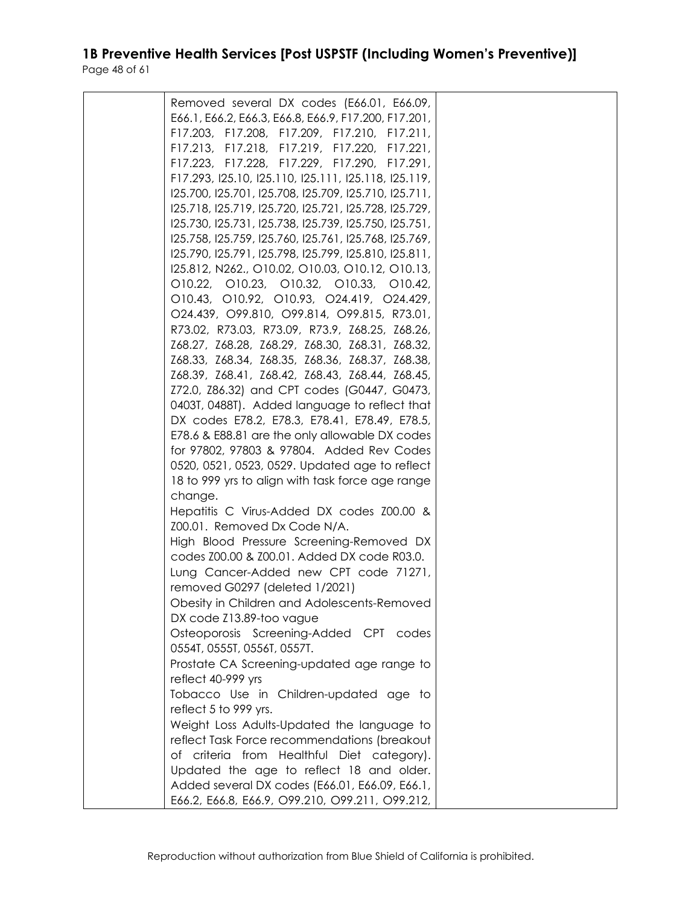| | | |
|---|---|---|
| | Removed several DX codes (E66.01, E66.09, E66.1, E66.2, E66.3, E66.8, E66.9, F17.200, F17.201, F17.203, F17.208, F17.209, F17.210, F17.211, F17.213, F17.218, F17.219, F17.220, F17.221, F17.223, F17.228, F17.229, F17.290, F17.291, F17.293, I25.10, I25.110, I25.111, I25.118, I25.119, I25.700, I25.701, I25.708, I25.709, I25.710, I25.711, I25.718, I25.719, I25.720, I25.721, I25.728, I25.729, I25.730, I25.731, I25.738, I25.739, I25.750, I25.751, I25.758, I25.759, I25.760, I25.761, I25.768, I25.769, I25.790, I25.791, I25.798, I25.799, I25.810, I25.811, I25.812, N262., O10.02, O10.03, O10.12, O10.13, O10.22, O10.23, O10.32, O10.33, O10.42, O10.43, O10.92, O10.93, O24.419, O24.429, O24.439, O99.810, O99.814, O99.815, R73.01, R73.02, R73.03, R73.09, R73.9, Z68.25, Z68.26, Z68.27, Z68.28, Z68.29, Z68.30, Z68.31, Z68.32, Z68.33, Z68.34, Z68.35, Z68.36, Z68.37, Z68.38, Z68.39, Z68.41, Z68.42, Z68.43, Z68.44, Z68.45, Z72.0, Z86.32) and CPT codes (G0447, G0473, 0403T, 0488T). Added language to reflect that DX codes E78.2, E78.3, E78.41, E78.49, E78.5, E78.6 & E88.81 are the only allowable DX codes for 97802, 97803 & 97804. Added Rev Codes 0520, 0521, 0523, 0529. Updated age to reflect 18 to 999 yrs to align with task force age range change.<br>Hepatitis C Virus-Added DX codes Z00.00 & Z00.01. Removed Dx Code N/A.<br>High Blood Pressure Screening-Removed DX codes Z00.00 & Z00.01. Added DX code R03.0.<br>Lung Cancer-Added new CPT code 71271, removed G0297 (deleted 1/2021)<br>Obesity in Children and Adolescents-Removed DX code Z13.89-too vague<br>Osteoporosis Screening-Added CPT codes 0554T, 0555T, 0556T, 0557T.<br>Prostate CA Screening-updated age range to reflect 40-999 yrs<br>Tobacco Use in Children-updated age to reflect 5 to 999 yrs.<br>Weight Loss Adults-Updated the language to reflect Task Force recommendations (breakout of criteria from Healthful Diet category). Updated the age to reflect 18 and older. Added several DX codes (E66.01, E66.09, E66.1, E66.2, E66.8, E66.9, O99.210, O99.211, O99.212, | |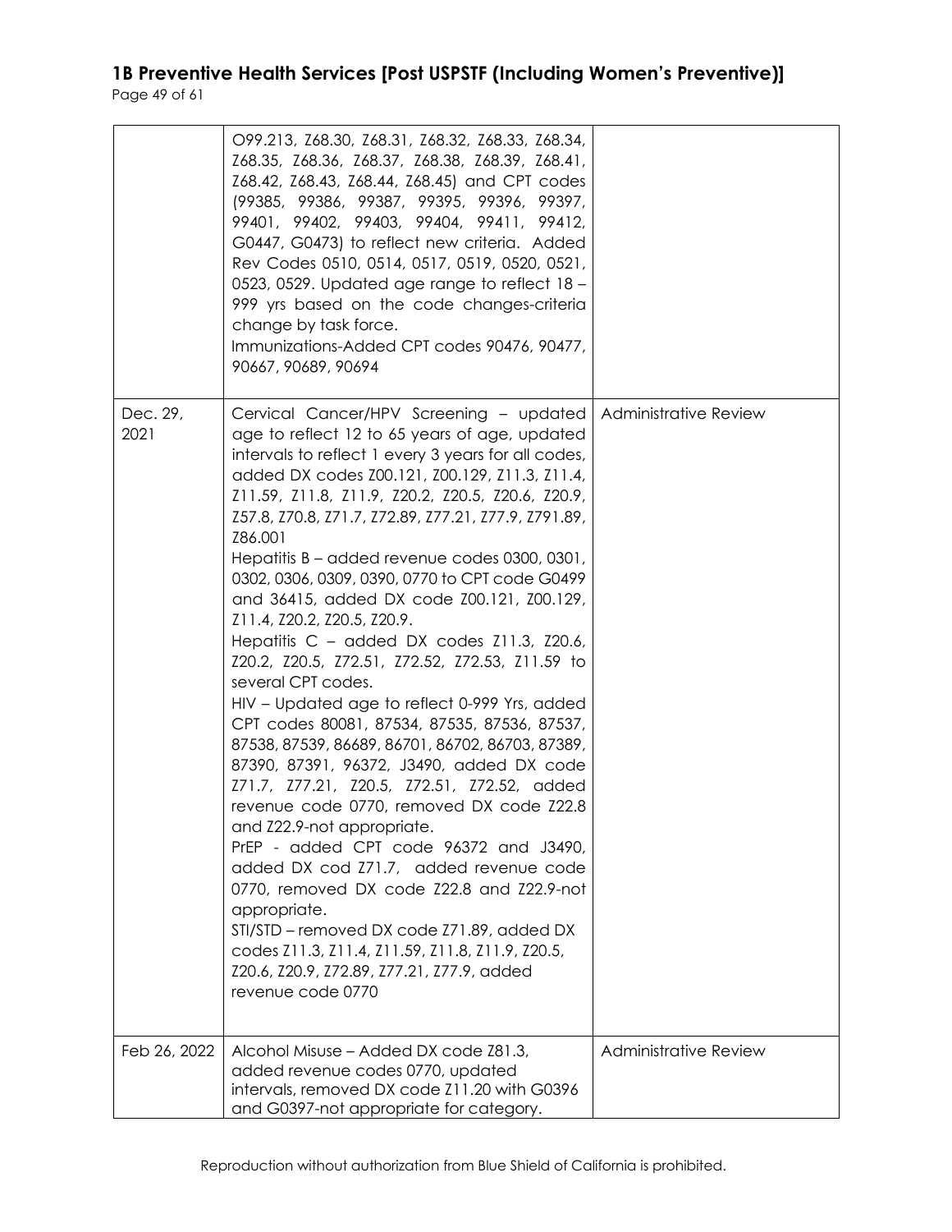| | | |
|---|---|---|
| | O99.213, Z68.30, Z68.31, Z68.32, Z68.33, Z68.34, Z68.35, Z68.36, Z68.37, Z68.38, Z68.39, Z68.41, Z68.42, Z68.43, Z68.44, Z68.45) and CPT codes (99385, 99386, 99387, 99395, 99396, 99397, 99401, 99402, 99403, 99404, 99411, 99412, G0447, G0473) to reflect new criteria. Added Rev Codes 0510, 0514, 0517, 0519, 0520, 0521, 0523, 0529. Updated age range to reflect 18 – 999 yrs based on the code changes-criteria change by task force.<br>Immunizations-Added CPT codes 90476, 90477, 90667, 90689, 90694 | |
| Dec. 29, 2021 | Cervical Cancer/HPV Screening – updated age to reflect 12 to 65 years of age, updated intervals to reflect 1 every 3 years for all codes, added DX codes Z00.121, Z00.129, Z11.3, Z11.4, Z11.59, Z11.8, Z11.9, Z20.2, Z20.5, Z20.6, Z20.9, Z57.8, Z70.8, Z71.7, Z72.89, Z77.21, Z77.9, Z791.89, Z86.001<br>Hepatitis B – added revenue codes 0300, 0301, 0302, 0306, 0309, 0390, 0770 to CPT code G0499 and 36415, added DX code Z00.121, Z00.129, Z11.4, Z20.2, Z20.5, Z20.9.<br>Hepatitis C – added DX codes Z11.3, Z20.6, Z20.2, Z20.5, Z72.51, Z72.52, Z72.53, Z11.59 to several CPT codes.<br>HIV – Updated age to reflect 0-999 Yrs, added CPT codes 80081, 87534, 87535, 87536, 87537, 87538, 87539, 86689, 86701, 86702, 86703, 87389, 87390, 87391, 96372, J3490, added DX code Z71.7, Z77.21, Z20.5, Z72.51, Z72.52, added revenue code 0770, removed DX code Z22.8 and Z22.9-not appropriate.<br>PrEP - added CPT code 96372 and J3490, added DX cod Z71.7, added revenue code 0770, removed DX code Z22.8 and Z22.9-not appropriate.<br>STI/STD – removed DX code Z71.89, added DX codes Z11.3, Z11.4, Z11.59, Z11.8, Z11.9, Z20.5, Z20.6, Z20.9, Z72.89, Z77.21, Z77.9, added revenue code 0770 | Administrative Review |
| Feb 26, 2022 | Alcohol Misuse – Added DX code Z81.3, added revenue codes 0770, updated intervals, removed DX code Z11.20 with G0396 and G0397-not appropriate for category. | Administrative Review |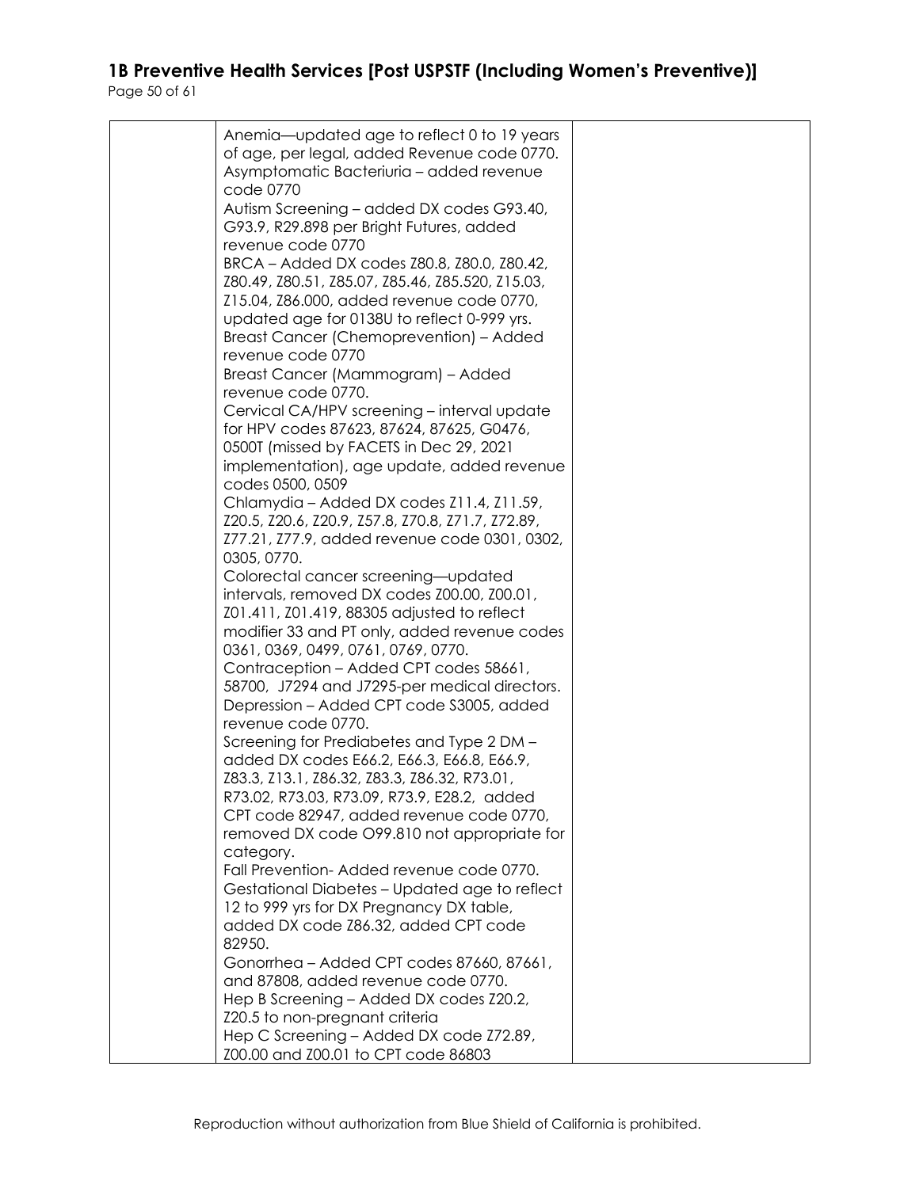| | | |
|---|---|---|
| | Anemia—updated age to reflect 0 to 19 years of age, per legal, added Revenue code 0770.<br>Asymptomatic Bacteriuria – added revenue code 0770<br>Autism Screening – added DX codes G93.40, G93.9, R29.898 per Bright Futures, added revenue code 0770<br>BRCA – Added DX codes Z80.8, Z80.0, Z80.42, Z80.49, Z80.51, Z85.07, Z85.46, Z85.520, Z15.03, Z15.04, Z86.000, added revenue code 0770, updated age for 0138U to reflect 0-999 yrs.<br>Breast Cancer (Chemoprevention) – Added revenue code 0770<br>Breast Cancer (Mammogram) – Added revenue code 0770.<br>Cervical CA/HPV screening – interval update for HPV codes 87623, 87624, 87625, G0476, 0500T (missed by FACETS in Dec 29, 2021 implementation), age update, added revenue codes 0500, 0509<br>Chlamydia – Added DX codes Z11.4, Z11.59, Z20.5, Z20.6, Z20.9, Z57.8, Z70.8, Z71.7, Z72.89, Z77.21, Z77.9, added revenue code 0301, 0302, 0305, 0770.<br>Colorectal cancer screening—updated intervals, removed DX codes Z00.00, Z00.01, Z01.411, Z01.419, 88305 adjusted to reflect modifier 33 and PT only, added revenue codes 0361, 0369, 0499, 0761, 0769, 0770.<br>Contraception – Added CPT codes 58661, 58700, J7294 and J7295-per medical directors.<br>Depression – Added CPT code S3005, added revenue code 0770.<br>Screening for Prediabetes and Type 2 DM – added DX codes E66.2, E66.3, E66.8, E66.9, Z83.3, Z13.1, Z86.32, Z83.3, Z86.32, R73.01, R73.02, R73.03, R73.09, R73.9, E28.2, added CPT code 82947, added revenue code 0770, removed DX code O99.810 not appropriate for category.<br>Fall Prevention- Added revenue code 0770.<br>Gestational Diabetes – Updated age to reflect 12 to 999 yrs for DX Pregnancy DX table, added DX code Z86.32, added CPT code 82950.<br>Gonorrhea – Added CPT codes 87660, 87661, and 87808, added revenue code 0770.<br>Hep B Screening – Added DX codes Z20.2, Z20.5 to non-pregnant criteria<br>Hep C Screening – Added DX code Z72.89, Z00.00 and Z00.01 to CPT code 86803 | |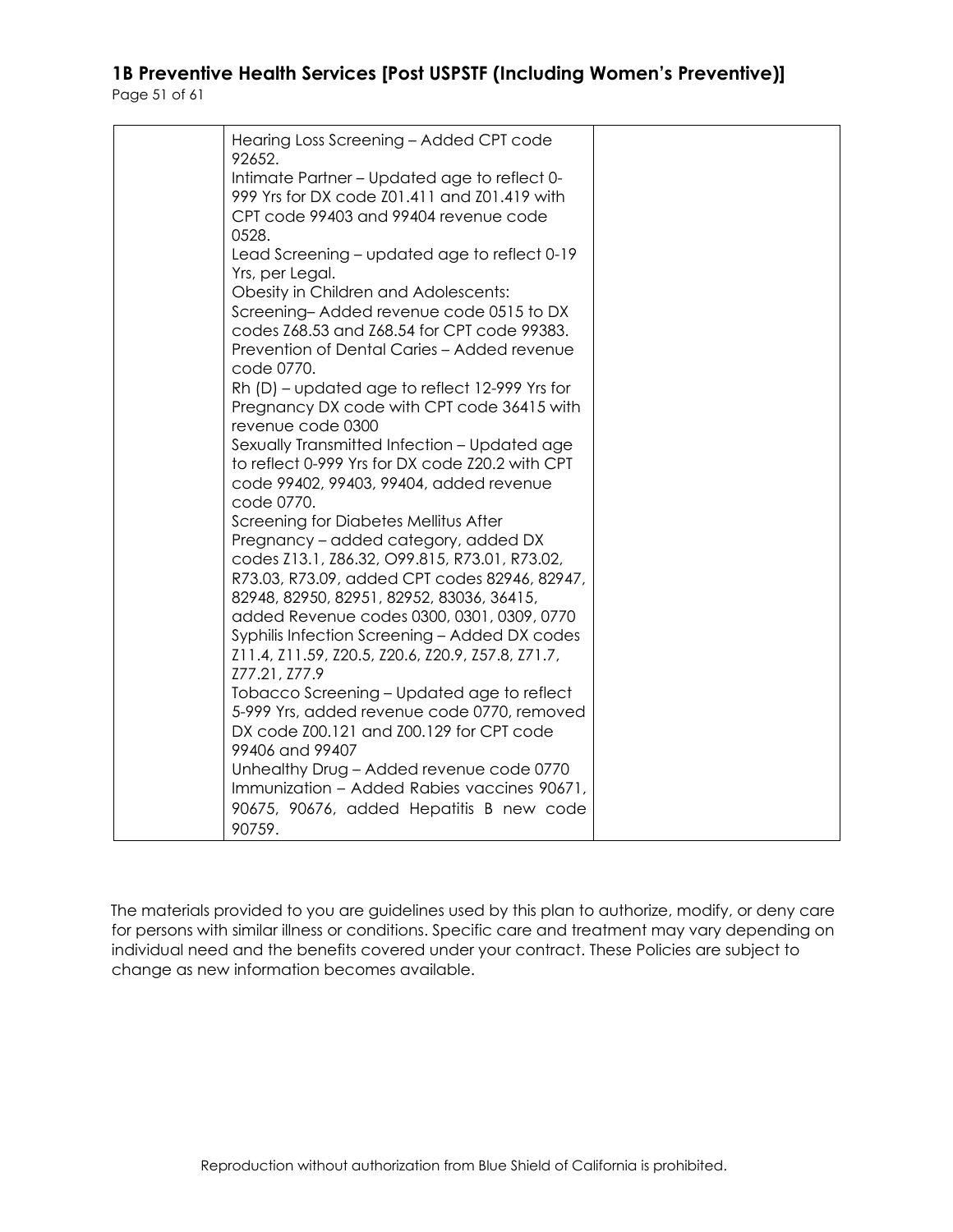| | | |
|---|---|---|
| | Hearing Loss Screening – Added CPT code 92652.<br>Intimate Partner – Updated age to reflect 0-999 Yrs for DX code Z01.411 and Z01.419 with CPT code 99403 and 99404 revenue code 0528.<br>Lead Screening – updated age to reflect 0-19 Yrs, per Legal.<br>Obesity in Children and Adolescents: Screening– Added revenue code 0515 to DX codes Z68.53 and Z68.54 for CPT code 99383.<br>Prevention of Dental Caries – Added revenue code 0770.<br>Rh (D) – updated age to reflect 12-999 Yrs for Pregnancy DX code with CPT code 36415 with revenue code 0300<br>Sexually Transmitted Infection – Updated age to reflect 0-999 Yrs for DX code Z20.2 with CPT code 99402, 99403, 99404, added revenue code 0770.<br>Screening for Diabetes Mellitus After Pregnancy – added category, added DX codes Z13.1, Z86.32, O99.815, R73.01, R73.02, R73.03, R73.09, added CPT codes 82946, 82947, 82948, 82950, 82951, 82952, 83036, 36415, added Revenue codes 0300, 0301, 0309, 0770<br>Syphilis Infection Screening – Added DX codes Z11.4, Z11.59, Z20.5, Z20.6, Z20.9, Z57.8, Z71.7, Z77.21, Z77.9<br>Tobacco Screening – Updated age to reflect 5-999 Yrs, added revenue code 0770, removed DX code Z00.121 and Z00.129 for CPT code 99406 and 99407<br>Unhealthy Drug – Added revenue code 0770<br>Immunization – Added Rabies vaccines 90671, 90675, 90676, added Hepatitis B new code 90759. | |

The materials provided to you are guidelines used by this plan to authorize, modify, or deny care for persons with similar illness or conditions. Specific care and treatment may vary depending on individual need and the benefits covered under your contract. These Policies are subject to change as new information becomes available.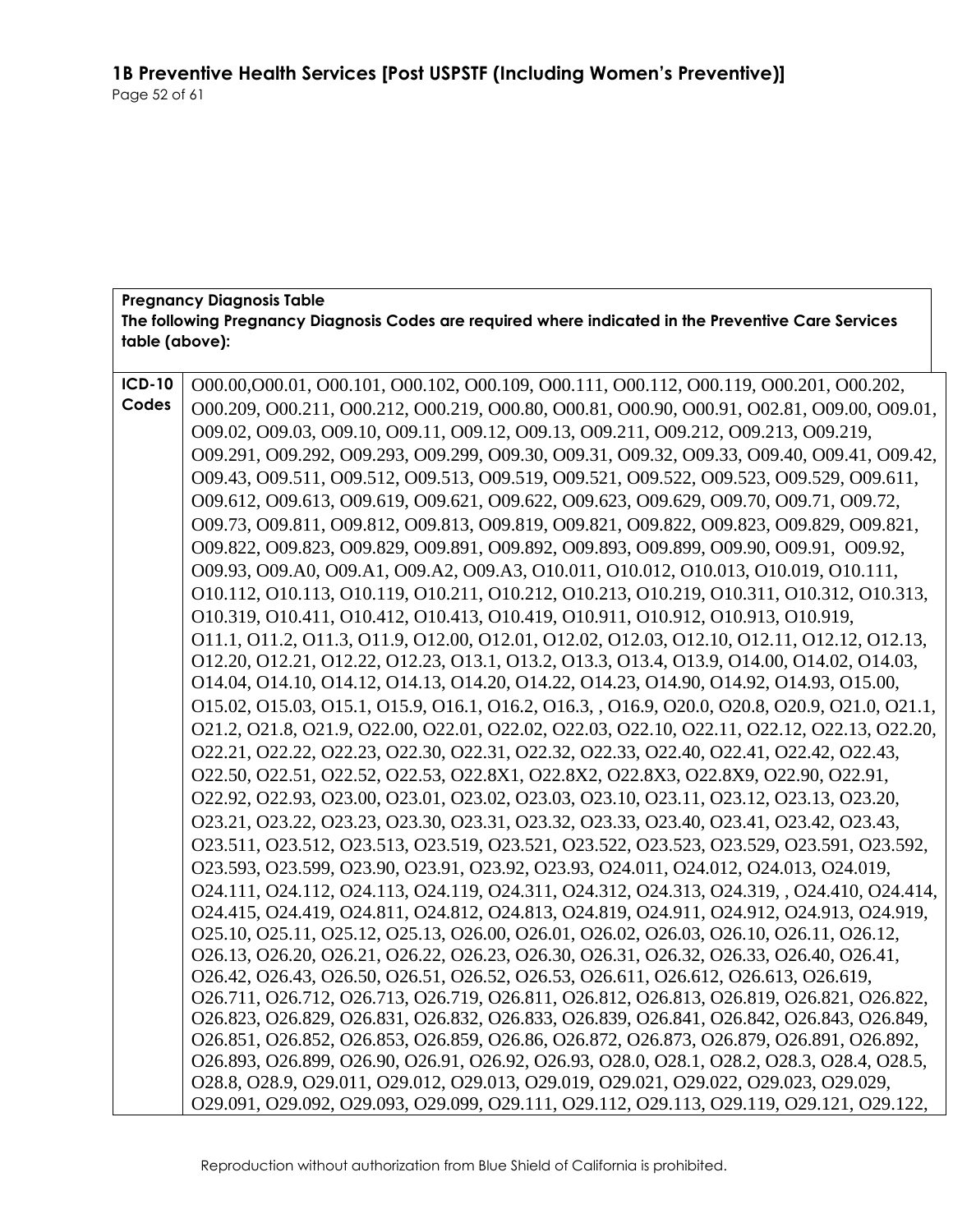| **Pregnancy Diagnosis Table**<br>**The following Pregnancy Diagnosis Codes are required where indicated in the Preventive Care Services table (above):** | |
|---|---|
| **ICD-10 Codes** | O00.00,O00.01, O00.101, O00.102, O00.109, O00.111, O00.112, O00.119, O00.201, O00.202, O00.209, O00.211, O00.212, O00.219, O00.80, O00.81, O00.90, O00.91, O02.81, O09.00, O09.01, O09.02, O09.03, O09.10, O09.11, O09.12, O09.13, O09.211, O09.212, O09.213, O09.219, O09.291, O09.292, O09.293, O09.299, O09.30, O09.31, O09.32, O09.33, O09.40, O09.41, O09.42, O09.43, O09.511, O09.512, O09.513, O09.519, O09.521, O09.522, O09.523, O09.529, O09.611, O09.612, O09.613, O09.619, O09.621, O09.622, O09.623, O09.629, O09.70, O09.71, O09.72, O09.73, O09.811, O09.812, O09.813, O09.819, O09.821, O09.822, O09.823, O09.829, O09.821, O09.822, O09.823, O09.829, O09.891, O09.892, O09.893, O09.899, O09.90, O09.91, O09.92, O09.93, O09.A0, O09.A1, O09.A2, O09.A3, O10.011, O10.012, O10.013, O10.019, O10.111, O10.112, O10.113, O10.119, O10.211, O10.212, O10.213, O10.219, O10.311, O10.312, O10.313, O10.319, O10.411, O10.412, O10.413, O10.419, O10.911, O10.912, O10.913, O10.919, O11.1, O11.2, O11.3, O11.9, O12.00, O12.01, O12.02, O12.03, O12.10, O12.11, O12.12, O12.13, O12.20, O12.21, O12.22, O12.23, O13.1, O13.2, O13.3, O13.4, O13.9, O14.00, O14.02, O14.03, O14.04, O14.10, O14.12, O14.13, O14.20, O14.22, O14.23, O14.90, O14.92, O14.93, O15.00, O15.02, O15.03, O15.1, O15.9, O16.1, O16.2, O16.3, , O16.9, O20.0, O20.8, O20.9, O21.0, O21.1, O21.2, O21.8, O21.9, O22.00, O22.01, O22.02, O22.03, O22.10, O22.11, O22.12, O22.13, O22.20, O22.21, O22.22, O22.23, O22.30, O22.31, O22.32, O22.33, O22.40, O22.41, O22.42, O22.43, O22.50, O22.51, O22.52, O22.53, O22.8X1, O22.8X2, O22.8X3, O22.8X9, O22.90, O22.91, O22.92, O22.93, O23.00, O23.01, O23.02, O23.03, O23.10, O23.11, O23.12, O23.13, O23.20, O23.21, O23.22, O23.23, O23.30, O23.31, O23.32, O23.33, O23.40, O23.41, O23.42, O23.43, O23.511, O23.512, O23.513, O23.519, O23.521, O23.522, O23.523, O23.529, O23.591, O23.592, O23.593, O23.599, O23.90, O23.91, O23.92, O23.93, O24.011, O24.012, O24.013, O24.019, O24.111, O24.112, O24.113, O24.119, O24.311, O24.312, O24.313, O24.319, , O24.410, O24.414, O24.415, O24.419, O24.811, O24.812, O24.813, O24.819, O24.911, O24.912, O24.913, O24.919, O25.10, O25.11, O25.12, O25.13, O26.00, O26.01, O26.02, O26.03, O26.10, O26.11, O26.12, O26.13, O26.20, O26.21, O26.22, O26.23, O26.30, O26.31, O26.32, O26.33, O26.40, O26.41, O26.42, O26.43, O26.50, O26.51, O26.52, O26.53, O26.611, O26.612, O26.613, O26.619, O26.711, O26.712, O26.713, O26.719, O26.811, O26.812, O26.813, O26.819, O26.821, O26.822, O26.823, O26.829, O26.831, O26.832, O26.833, O26.839, O26.841, O26.842, O26.843, O26.849, O26.851, O26.852, O26.853, O26.859, O26.86, O26.872, O26.873, O26.879, O26.891, O26.892, O26.893, O26.899, O26.90, O26.91, O26.92, O26.93, O28.0, O28.1, O28.2, O28.3, O28.4, O28.5, O28.8, O28.9, O29.011, O29.012, O29.013, O29.019, O29.021, O29.022, O29.023, O29.029, O29.091, O29.092, O29.093, O29.099, O29.111, O29.112, O29.113, O29.119, O29.121, O29.122, |

Reproduction without authorization from Blue Shield of California is prohibited.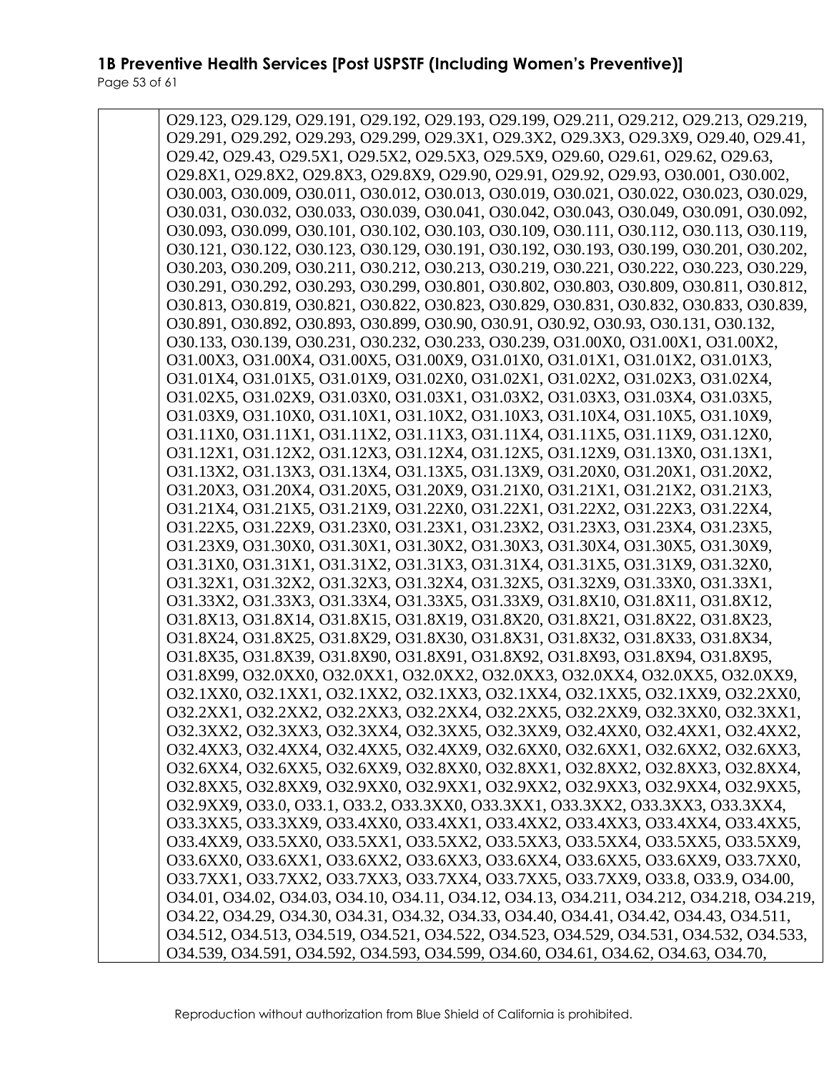| | O29.123, O29.129, O29.191, O29.192, O29.193, O29.199, O29.211, O29.212, O29.213, O29.219, O29.291, O29.292, O29.293, O29.299, O29.3X1, O29.3X2, O29.3X3, O29.3X9, O29.40, O29.41, O29.42, O29.43, O29.5X1, O29.5X2, O29.5X3, O29.5X9, O29.60, O29.61, O29.62, O29.63, O29.8X1, O29.8X2, O29.8X3, O29.8X9, O29.90, O29.91, O29.92, O29.93, O30.001, O30.002, O30.003, O30.009, O30.011, O30.012, O30.013, O30.019, O30.021, O30.022, O30.023, O30.029, O30.031, O30.032, O30.033, O30.039, O30.041, O30.042, O30.043, O30.049, O30.091, O30.092, O30.093, O30.099, O30.101, O30.102, O30.103, O30.109, O30.111, O30.112, O30.113, O30.119, O30.121, O30.122, O30.123, O30.129, O30.191, O30.192, O30.193, O30.199, O30.201, O30.202, O30.203, O30.209, O30.211, O30.212, O30.213, O30.219, O30.221, O30.222, O30.223, O30.229, O30.291, O30.292, O30.293, O30.299, O30.801, O30.802, O30.803, O30.809, O30.811, O30.812, O30.813, O30.819, O30.821, O30.822, O30.823, O30.829, O30.831, O30.832, O30.833, O30.839, O30.891, O30.892, O30.893, O30.899, O30.90, O30.91, O30.92, O30.93, O30.131, O30.132, O30.133, O30.139, O30.231, O30.232, O30.233, O30.239, O31.00X0, O31.00X1, O31.00X2, O31.00X3, O31.00X4, O31.00X5, O31.00X9, O31.01X0, O31.01X1, O31.01X2, O31.01X3, O31.01X4, O31.01X5, O31.01X9, O31.02X0, O31.02X1, O31.02X2, O31.02X3, O31.02X4, O31.02X5, O31.02X9, O31.03X0, O31.03X1, O31.03X2, O31.03X3, O31.03X4, O31.03X5, O31.03X9, O31.10X0, O31.10X1, O31.10X2, O31.10X3, O31.10X4, O31.10X5, O31.10X9, O31.11X0, O31.11X1, O31.11X2, O31.11X3, O31.11X4, O31.11X5, O31.11X9, O31.12X0, O31.12X1, O31.12X2, O31.12X3, O31.12X4, O31.12X5, O31.12X9, O31.13X0, O31.13X1, O31.13X2, O31.13X3, O31.13X4, O31.13X5, O31.13X9, O31.20X0, O31.20X1, O31.20X2, O31.20X3, O31.20X4, O31.20X5, O31.20X9, O31.21X0, O31.21X1, O31.21X2, O31.21X3, O31.21X4, O31.21X5, O31.21X9, O31.22X0, O31.22X1, O31.22X2, O31.22X3, O31.22X4, O31.22X5, O31.22X9, O31.23X0, O31.23X1, O31.23X2, O31.23X3, O31.23X4, O31.23X5, O31.23X9, O31.30X0, O31.30X1, O31.30X2, O31.30X3, O31.30X4, O31.30X5, O31.30X9, O31.31X0, O31.31X1, O31.31X2, O31.31X3, O31.31X4, O31.31X5, O31.31X9, O31.32X0, O31.32X1, O31.32X2, O31.32X3, O31.32X4, O31.32X5, O31.32X9, O31.33X0, O31.33X1, O31.33X2, O31.33X3, O31.33X4, O31.33X5, O31.33X9, O31.8X10, O31.8X11, O31.8X12, O31.8X13, O31.8X14, O31.8X15, O31.8X19, O31.8X20, O31.8X21, O31.8X22, O31.8X23, O31.8X24, O31.8X25, O31.8X29, O31.8X30, O31.8X31, O31.8X32, O31.8X33, O31.8X34, O31.8X35, O31.8X39, O31.8X90, O31.8X91, O31.8X92, O31.8X93, O31.8X94, O31.8X95, O31.8X99, O32.0XX0, O32.0XX1, O32.0XX2, O32.0XX3, O32.0XX4, O32.0XX5, O32.0XX9, O32.1XX0, O32.1XX1, O32.1XX2, O32.1XX3, O32.1XX4, O32.1XX5, O32.1XX9, O32.2XX0, O32.2XX1, O32.2XX2, O32.2XX3, O32.2XX4, O32.2XX5, O32.2XX9, O32.3XX0, O32.3XX1, O32.3XX2, O32.3XX3, O32.3XX4, O32.3XX5, O32.3XX9, O32.4XX0, O32.4XX1, O32.4XX2, O32.4XX3, O32.4XX4, O32.4XX5, O32.4XX9, O32.6XX0, O32.6XX1, O32.6XX2, O32.6XX3, O32.6XX4, O32.6XX5, O32.6XX9, O32.8XX0, O32.8XX1, O32.8XX2, O32.8XX3, O32.8XX4, O32.8XX5, O32.8XX9, O32.9XX0, O32.9XX1, O32.9XX2, O32.9XX3, O32.9XX4, O32.9XX5, O32.9XX9, O33.0, O33.1, O33.2, O33.3XX0, O33.3XX1, O33.3XX2, O33.3XX3, O33.3XX4, O33.3XX5, O33.3XX9, O33.4XX0, O33.4XX1, O33.4XX2, O33.4XX3, O33.4XX4, O33.4XX5, O33.4XX9, O33.5XX0, O33.5XX1, O33.5XX2, O33.5XX3, O33.5XX4, O33.5XX5, O33.5XX9, O33.6XX0, O33.6XX1, O33.6XX2, O33.6XX3, O33.6XX4, O33.6XX5, O33.6XX9, O33.7XX0, O33.7XX1, O33.7XX2, O33.7XX3, O33.7XX4, O33.7XX5, O33.7XX9, O33.8, O33.9, O34.00, O34.01, O34.02, O34.03, O34.10, O34.11, O34.12, O34.13, O34.211, O34.212, O34.218, O34.219, O34.22, O34.29, O34.30, O34.31, O34.32, O34.33, O34.40, O34.41, O34.42, O34.43, O34.511, O34.512, O34.513, O34.519, O34.521, O34.522, O34.523, O34.529, O34.531, O34.532, O34.533, O34.539, O34.591, O34.592, O34.593, O34.599, O34.60, O34.61, O34.62, O34.63, O34.70, |
|---|---|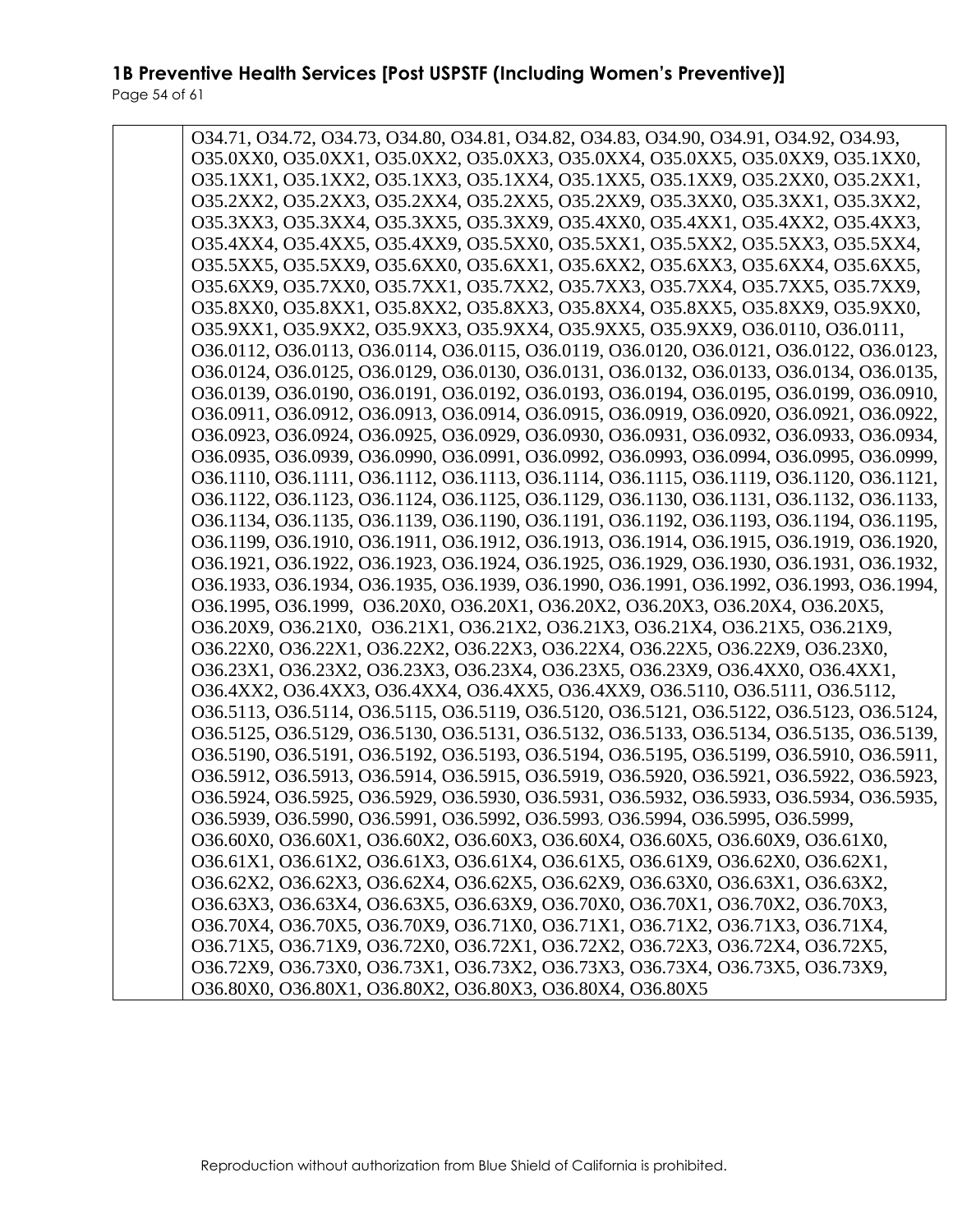|  | O34.71, O34.72, O34.73, O34.80, O34.81, O34.82, O34.83, O34.90, O34.91, O34.92, O34.93, O35.0XX0, O35.0XX1, O35.0XX2, O35.0XX3, O35.0XX4, O35.0XX5, O35.0XX9, O35.1XX0, O35.1XX1, O35.1XX2, O35.1XX3, O35.1XX4, O35.1XX5, O35.1XX9, O35.2XX0, O35.2XX1, O35.2XX2, O35.2XX3, O35.2XX4, O35.2XX5, O35.2XX9, O35.3XX0, O35.3XX1, O35.3XX2, O35.3XX3, O35.3XX4, O35.3XX5, O35.3XX9, O35.4XX0, O35.4XX1, O35.4XX2, O35.4XX3, O35.4XX4, O35.4XX5, O35.4XX9, O35.5XX0, O35.5XX1, O35.5XX2, O35.5XX3, O35.5XX4, O35.5XX5, O35.5XX9, O35.6XX0, O35.6XX1, O35.6XX2, O35.6XX3, O35.6XX4, O35.6XX5, O35.6XX9, O35.7XX0, O35.7XX1, O35.7XX2, O35.7XX3, O35.7XX4, O35.7XX5, O35.7XX9, O35.8XX0, O35.8XX1, O35.8XX2, O35.8XX3, O35.8XX4, O35.8XX5, O35.8XX9, O35.9XX0, O35.9XX1, O35.9XX2, O35.9XX3, O35.9XX4, O35.9XX5, O35.9XX9, O36.0110, O36.0111, O36.0112, O36.0113, O36.0114, O36.0115, O36.0119, O36.0120, O36.0121, O36.0122, O36.0123, O36.0124, O36.0125, O36.0129, O36.0130, O36.0131, O36.0132, O36.0133, O36.0134, O36.0135, O36.0139, O36.0190, O36.0191, O36.0192, O36.0193, O36.0194, O36.0195, O36.0199, O36.0910, O36.0911, O36.0912, O36.0913, O36.0914, O36.0915, O36.0919, O36.0920, O36.0921, O36.0922, O36.0923, O36.0924, O36.0925, O36.0929, O36.0930, O36.0931, O36.0932, O36.0933, O36.0934, O36.0935, O36.0939, O36.0990, O36.0991, O36.0992, O36.0993, O36.0994, O36.0995, O36.0999, O36.1110, O36.1111, O36.1112, O36.1113, O36.1114, O36.1115, O36.1119, O36.1120, O36.1121, O36.1122, O36.1123, O36.1124, O36.1125, O36.1129, O36.1130, O36.1131, O36.1132, O36.1133, O36.1134, O36.1135, O36.1139, O36.1190, O36.1191, O36.1192, O36.1193, O36.1194, O36.1195, O36.1199, O36.1910, O36.1911, O36.1912, O36.1913, O36.1914, O36.1915, O36.1919, O36.1920, O36.1921, O36.1922, O36.1923, O36.1924, O36.1925, O36.1929, O36.1930, O36.1931, O36.1932, O36.1933, O36.1934, O36.1935, O36.1939, O36.1990, O36.1991, O36.1992, O36.1993, O36.1994, O36.1995, O36.1999, O36.20X0, O36.20X1, O36.20X2, O36.20X3, O36.20X4, O36.20X5, O36.20X9, O36.21X0, O36.21X1, O36.21X2, O36.21X3, O36.21X4, O36.21X5, O36.21X9, O36.22X0, O36.22X1, O36.22X2, O36.22X3, O36.22X4, O36.22X5, O36.22X9, O36.23X0, O36.23X1, O36.23X2, O36.23X3, O36.23X4, O36.23X5, O36.23X9, O36.4XX0, O36.4XX1, O36.4XX2, O36.4XX3, O36.4XX4, O36.4XX5, O36.4XX9, O36.5110, O36.5111, O36.5112, O36.5113, O36.5114, O36.5115, O36.5119, O36.5120, O36.5121, O36.5122, O36.5123, O36.5124, O36.5125, O36.5129, O36.5130, O36.5131, O36.5132, O36.5133, O36.5134, O36.5135, O36.5139, O36.5190, O36.5191, O36.5192, O36.5193, O36.5194, O36.5195, O36.5199, O36.5910, O36.5911, O36.5912, O36.5913, O36.5914, O36.5915, O36.5919, O36.5920, O36.5921, O36.5922, O36.5923, O36.5924, O36.5925, O36.5929, O36.5930, O36.5931, O36.5932, O36.5933, O36.5934, O36.5935, O36.5939, O36.5990, O36.5991, O36.5992, O36.5993, O36.5994, O36.5995, O36.5999, O36.60X0, O36.60X1, O36.60X2, O36.60X3, O36.60X4, O36.60X5, O36.60X9, O36.61X0, O36.61X1, O36.61X2, O36.61X3, O36.61X4, O36.61X5, O36.61X9, O36.62X0, O36.62X1, O36.62X2, O36.62X3, O36.62X4, O36.62X5, O36.62X9, O36.63X0, O36.63X1, O36.63X2, O36.63X3, O36.63X4, O36.63X5, O36.63X9, O36.70X0, O36.70X1, O36.70X2, O36.70X3, O36.70X4, O36.70X5, O36.70X9, O36.71X0, O36.71X1, O36.71X2, O36.71X3, O36.71X4, O36.71X5, O36.71X9, O36.72X0, O36.72X1, O36.72X2, O36.72X3, O36.72X4, O36.72X5, O36.72X9, O36.73X0, O36.73X1, O36.73X2, O36.73X3, O36.73X4, O36.73X5, O36.73X9, O36.80X0, O36.80X1, O36.80X2, O36.80X3, O36.80X4, O36.80X5 |
|---|---|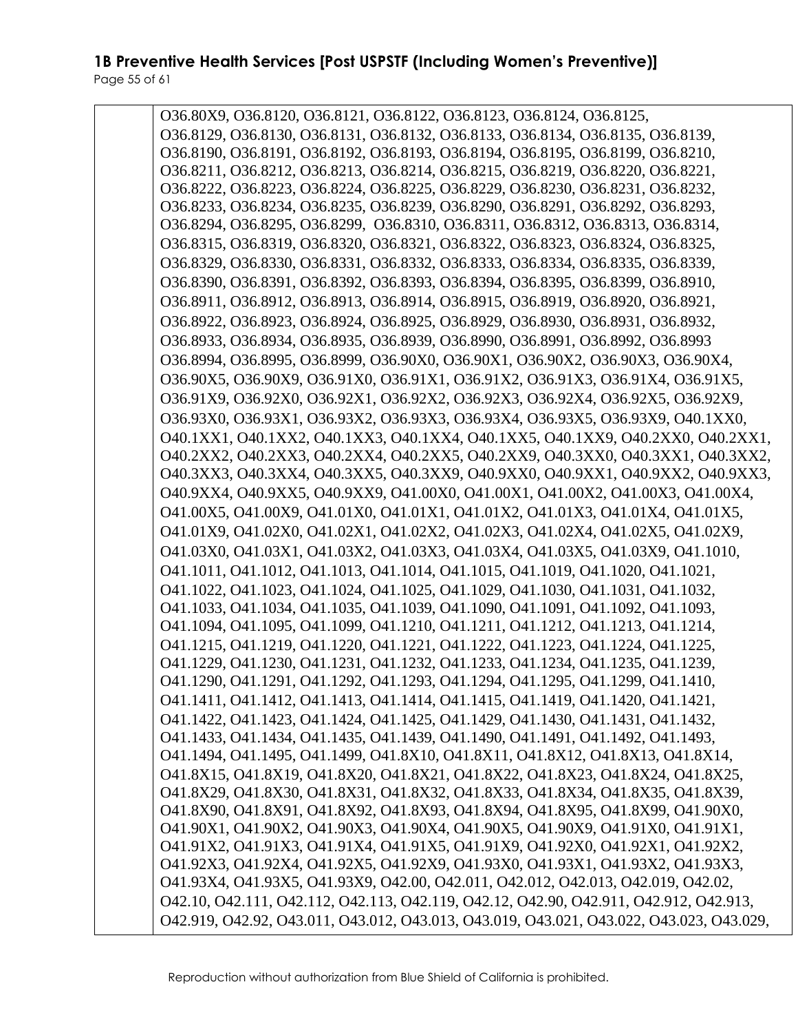| | |
|---|---|
| | O36.80X9, O36.8120, O36.8121, O36.8122, O36.8123, O36.8124, O36.8125, O36.8129, O36.8130, O36.8131, O36.8132, O36.8133, O36.8134, O36.8135, O36.8139, O36.8190, O36.8191, O36.8192, O36.8193, O36.8194, O36.8195, O36.8199, O36.8210, O36.8211, O36.8212, O36.8213, O36.8214, O36.8215, O36.8219, O36.8220, O36.8221, O36.8222, O36.8223, O36.8224, O36.8225, O36.8229, O36.8230, O36.8231, O36.8232, O36.8233, O36.8234, O36.8235, O36.8239, O36.8290, O36.8291, O36.8292, O36.8293, O36.8294, O36.8295, O36.8299, O36.8310, O36.8311, O36.8312, O36.8313, O36.8314, O36.8315, O36.8319, O36.8320, O36.8321, O36.8322, O36.8323, O36.8324, O36.8325, O36.8329, O36.8330, O36.8331, O36.8332, O36.8333, O36.8334, O36.8335, O36.8339, O36.8390, O36.8391, O36.8392, O36.8393, O36.8394, O36.8395, O36.8399, O36.8910, O36.8911, O36.8912, O36.8913, O36.8914, O36.8915, O36.8919, O36.8920, O36.8921, O36.8922, O36.8923, O36.8924, O36.8925, O36.8929, O36.8930, O36.8931, O36.8932, O36.8933, O36.8934, O36.8935, O36.8939, O36.8990, O36.8991, O36.8992, O36.8993 O36.8994, O36.8995, O36.8999, O36.90X0, O36.90X1, O36.90X2, O36.90X3, O36.90X4, O36.90X5, O36.90X9, O36.91X0, O36.91X1, O36.91X2, O36.91X3, O36.91X4, O36.91X5, O36.91X9, O36.92X0, O36.92X1, O36.92X2, O36.92X3, O36.92X4, O36.92X5, O36.92X9, O36.93X0, O36.93X1, O36.93X2, O36.93X3, O36.93X4, O36.93X5, O36.93X9, O40.1XX0, O40.1XX1, O40.1XX2, O40.1XX3, O40.1XX4, O40.1XX5, O40.1XX9, O40.2XX0, O40.2XX1, O40.2XX2, O40.2XX3, O40.2XX4, O40.2XX5, O40.2XX9, O40.3XX0, O40.3XX1, O40.3XX2, O40.3XX3, O40.3XX4, O40.3XX5, O40.3XX9, O40.9XX0, O40.9XX1, O40.9XX2, O40.9XX3, O40.9XX4, O40.9XX5, O40.9XX9, O41.00X0, O41.00X1, O41.00X2, O41.00X3, O41.00X4, O41.00X5, O41.00X9, O41.01X0, O41.01X1, O41.01X2, O41.01X3, O41.01X4, O41.01X5, O41.01X9, O41.02X0, O41.02X1, O41.02X2, O41.02X3, O41.02X4, O41.02X5, O41.02X9, O41.03X0, O41.03X1, O41.03X2, O41.03X3, O41.03X4, O41.03X5, O41.03X9, O41.1010, O41.1011, O41.1012, O41.1013, O41.1014, O41.1015, O41.1019, O41.1020, O41.1021, O41.1022, O41.1023, O41.1024, O41.1025, O41.1029, O41.1030, O41.1031, O41.1032, O41.1033, O41.1034, O41.1035, O41.1039, O41.1090, O41.1091, O41.1092, O41.1093, O41.1094, O41.1095, O41.1099, O41.1210, O41.1211, O41.1212, O41.1213, O41.1214, O41.1215, O41.1219, O41.1220, O41.1221, O41.1222, O41.1223, O41.1224, O41.1225, O41.1229, O41.1230, O41.1231, O41.1232, O41.1233, O41.1234, O41.1235, O41.1239, O41.1290, O41.1291, O41.1292, O41.1293, O41.1294, O41.1295, O41.1299, O41.1410, O41.1411, O41.1412, O41.1413, O41.1414, O41.1415, O41.1419, O41.1420, O41.1421, O41.1422, O41.1423, O41.1424, O41.1425, O41.1429, O41.1430, O41.1431, O41.1432, O41.1433, O41.1434, O41.1435, O41.1439, O41.1490, O41.1491, O41.1492, O41.1493, O41.1494, O41.1495, O41.1499, O41.8X10, O41.8X11, O41.8X12, O41.8X13, O41.8X14, O41.8X15, O41.8X19, O41.8X20, O41.8X21, O41.8X22, O41.8X23, O41.8X24, O41.8X25, O41.8X29, O41.8X30, O41.8X31, O41.8X32, O41.8X33, O41.8X34, O41.8X35, O41.8X39, O41.8X90, O41.8X91, O41.8X92, O41.8X93, O41.8X94, O41.8X95, O41.8X99, O41.90X0, O41.90X1, O41.90X2, O41.90X3, O41.90X4, O41.90X5, O41.90X9, O41.91X0, O41.91X1, O41.91X2, O41.91X3, O41.91X4, O41.91X5, O41.91X9, O41.92X0, O41.92X1, O41.92X2, O41.92X3, O41.92X4, O41.92X5, O41.92X9, O41.93X0, O41.93X1, O41.93X2, O41.93X3, O41.93X4, O41.93X5, O41.93X9, O42.00, O42.011, O42.012, O42.013, O42.019, O42.02, O42.10, O42.111, O42.112, O42.113, O42.119, O42.12, O42.90, O42.911, O42.912, O42.913, O42.919, O42.92, O43.011, O43.012, O43.013, O43.019, O43.021, O43.022, O43.023, O43.029, |

Reproduction without authorization from Blue Shield of California is prohibited.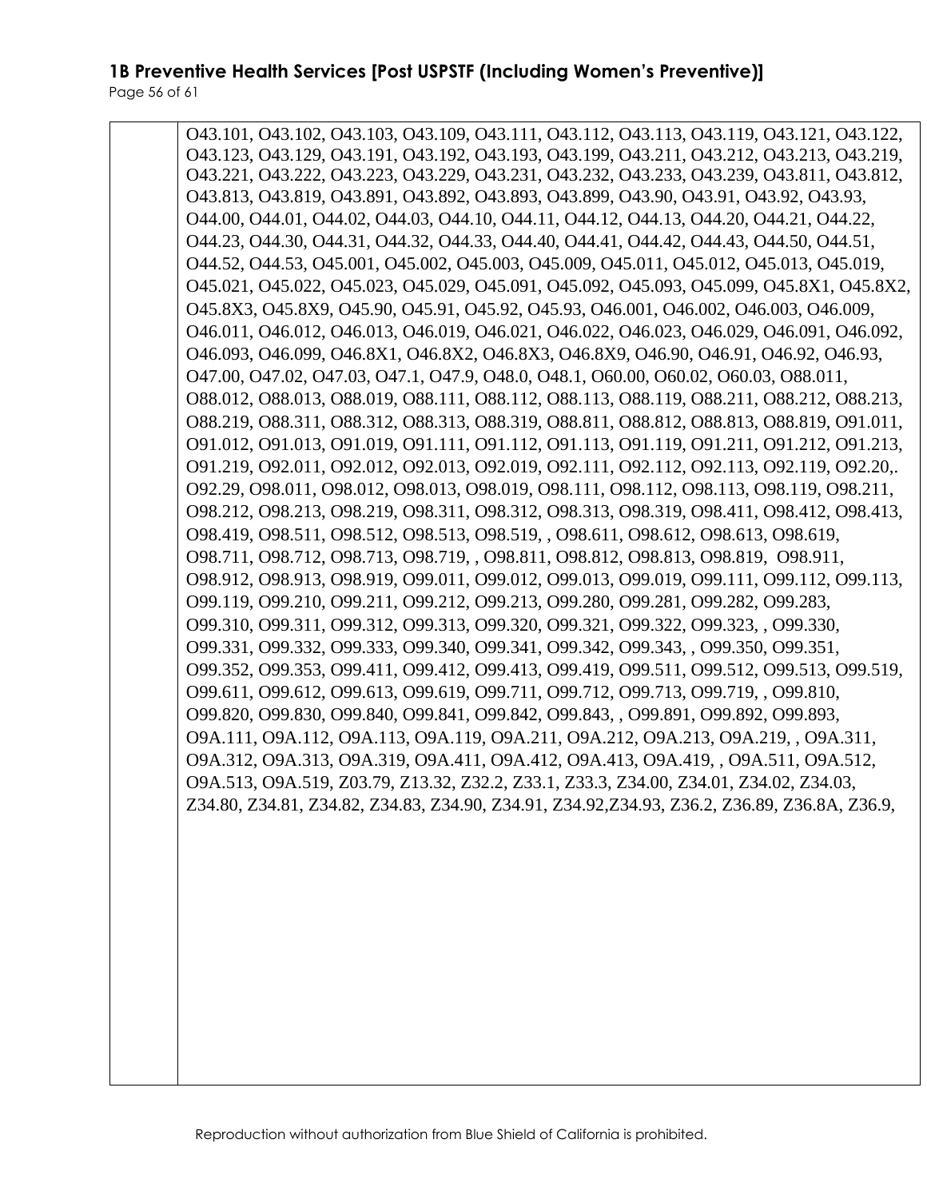| | O43.101, O43.102, O43.103, O43.109, O43.111, O43.112, O43.113, O43.119, O43.121, O43.122, O43.123, O43.129, O43.191, O43.192, O43.193, O43.199, O43.211, O43.212, O43.213, O43.219, O43.221, O43.222, O43.223, O43.229, O43.231, O43.232, O43.233, O43.239, O43.811, O43.812, O43.813, O43.819, O43.891, O43.892, O43.893, O43.899, O43.90, O43.91, O43.92, O43.93, O44.00, O44.01, O44.02, O44.03, O44.10, O44.11, O44.12, O44.13, O44.20, O44.21, O44.22, O44.23, O44.30, O44.31, O44.32, O44.33, O44.40, O44.41, O44.42, O44.43, O44.50, O44.51, O44.52, O44.53, O45.001, O45.002, O45.003, O45.009, O45.011, O45.012, O45.013, O45.019, O45.021, O45.022, O45.023, O45.029, O45.091, O45.092, O45.093, O45.099, O45.8X1, O45.8X2, O45.8X3, O45.8X9, O45.90, O45.91, O45.92, O45.93, O46.001, O46.002, O46.003, O46.009, O46.011, O46.012, O46.013, O46.019, O46.021, O46.022, O46.023, O46.029, O46.091, O46.092, O46.093, O46.099, O46.8X1, O46.8X2, O46.8X3, O46.8X9, O46.90, O46.91, O46.92, O46.93, O47.00, O47.02, O47.03, O47.1, O47.9, O48.0, O48.1, O60.00, O60.02, O60.03, O88.011, O88.012, O88.013, O88.019, O88.111, O88.112, O88.113, O88.119, O88.211, O88.212, O88.213, O88.219, O88.311, O88.312, O88.313, O88.319, O88.811, O88.812, O88.813, O88.819, O91.011, O91.012, O91.013, O91.019, O91.111, O91.112, O91.113, O91.119, O91.211, O91.212, O91.213, O91.219, O92.011, O92.012, O92.013, O92.019, O92.111, O92.112, O92.113, O92.119, O92.20,. O92.29, O98.011, O98.012, O98.013, O98.019, O98.111, O98.112, O98.113, O98.119, O98.211, O98.212, O98.213, O98.219, O98.311, O98.312, O98.313, O98.319, O98.411, O98.412, O98.413, O98.419, O98.511, O98.512, O98.513, O98.519, , O98.611, O98.612, O98.613, O98.619, O98.711, O98.712, O98.713, O98.719, , O98.811, O98.812, O98.813, O98.819, O98.911, O98.912, O98.913, O98.919, O99.011, O99.012, O99.013, O99.019, O99.111, O99.112, O99.113, O99.119, O99.210, O99.211, O99.212, O99.213, O99.280, O99.281, O99.282, O99.283, O99.310, O99.311, O99.312, O99.313, O99.320, O99.321, O99.322, O99.323, , O99.330, O99.331, O99.332, O99.333, O99.340, O99.341, O99.342, O99.343, , O99.350, O99.351, O99.352, O99.353, O99.411, O99.412, O99.413, O99.419, O99.511, O99.512, O99.513, O99.519, O99.611, O99.612, O99.613, O99.619, O99.711, O99.712, O99.713, O99.719, , O99.810, O99.820, O99.830, O99.840, O99.841, O99.842, O99.843, , O99.891, O99.892, O99.893, O9A.111, O9A.112, O9A.113, O9A.119, O9A.211, O9A.212, O9A.213, O9A.219, , O9A.311, O9A.312, O9A.313, O9A.319, O9A.411, O9A.412, O9A.413, O9A.419, , O9A.511, O9A.512, O9A.513, O9A.519, Z03.79, Z13.32, Z32.2, Z33.1, Z33.3, Z34.00, Z34.01, Z34.02, Z34.03, Z34.80, Z34.81, Z34.82, Z34.83, Z34.90, Z34.91, Z34.92,Z34.93, Z36.2, Z36.89, Z36.8A, Z36.9, |
|---|---|

Reproduction without authorization from Blue Shield of California is prohibited.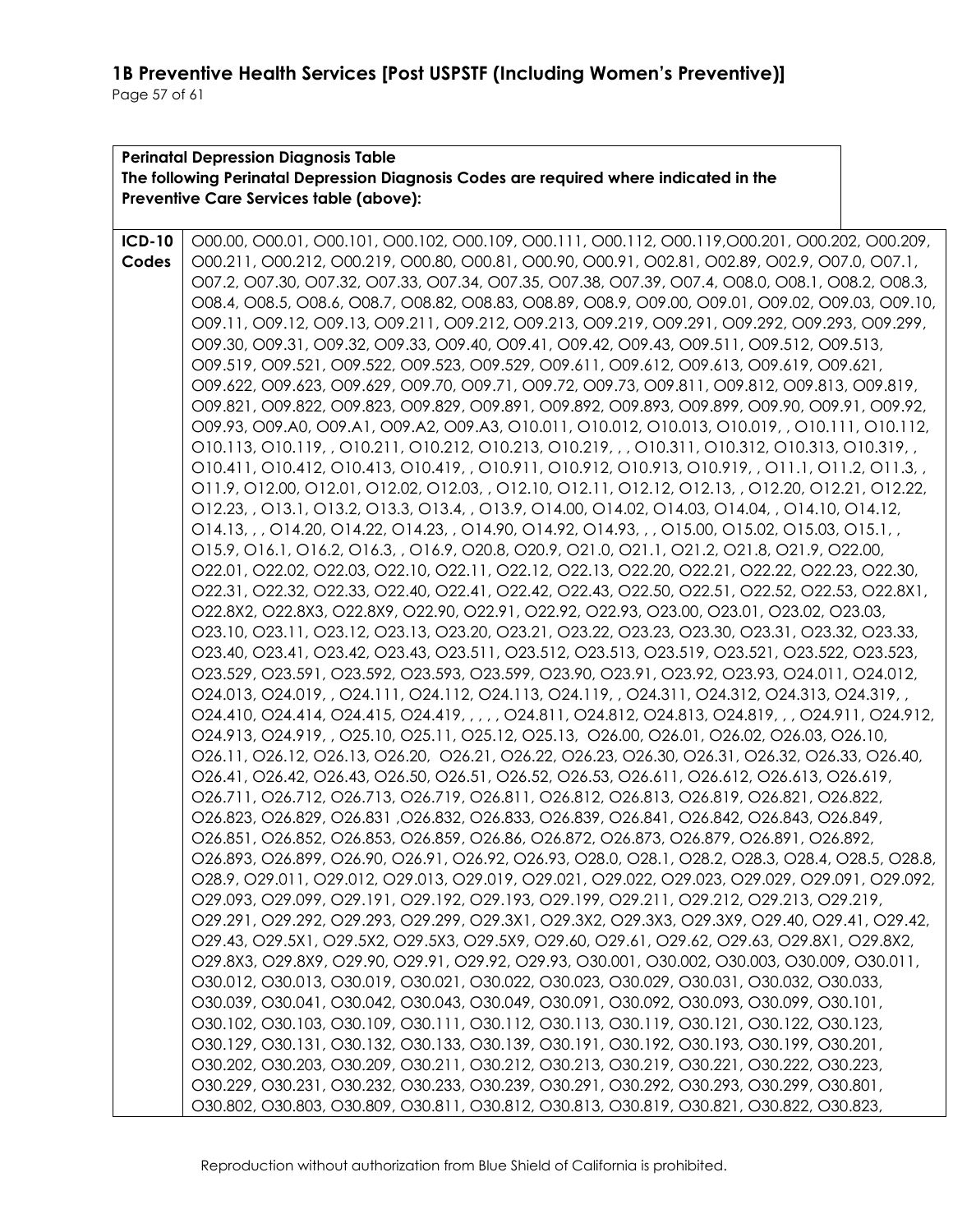| **Perinatal Depression Diagnosis Table**<br>**The following Perinatal Depression Diagnosis Codes are required where indicated in the Preventive Care Services table (above):** | |
|---|---|
| **ICD-10 Codes** | O00.00, O00.01, O00.101, O00.102, O00.109, O00.111, O00.112, O00.119,O00.201, O00.202, O00.209, O00.211, O00.212, O00.219, O00.80, O00.81, O00.90, O00.91, O02.81, O02.89, O02.9, O07.0, O07.1, O07.2, O07.30, O07.32, O07.33, O07.34, O07.35, O07.38, O07.39, O07.4, O08.0, O08.1, O08.2, O08.3, O08.4, O08.5, O08.6, O08.7, O08.82, O08.83, O08.89, O08.9, O09.00, O09.01, O09.02, O09.03, O09.10, O09.11, O09.12, O09.13, O09.211, O09.212, O09.213, O09.219, O09.291, O09.292, O09.293, O09.299, O09.30, O09.31, O09.32, O09.33, O09.40, O09.41, O09.42, O09.43, O09.511, O09.512, O09.513, O09.519, O09.521, O09.522, O09.523, O09.529, O09.611, O09.612, O09.613, O09.619, O09.621, O09.622, O09.623, O09.629, O09.70, O09.71, O09.72, O09.73, O09.811, O09.812, O09.813, O09.819, O09.821, O09.822, O09.823, O09.829, O09.891, O09.892, O09.893, O09.899, O09.90, O09.91, O09.92, O09.93, O09.A0, O09.A1, O09.A2, O09.A3, O10.011, O10.012, O10.013, O10.019, , O10.111, O10.112, O10.113, O10.119, , O10.211, O10.212, O10.213, O10.219, , , O10.311, O10.312, O10.313, O10.319, , O10.411, O10.412, O10.413, O10.419, , O10.911, O10.912, O10.913, O10.919, , O11.1, O11.2, O11.3, , O11.9, O12.00, O12.01, O12.02, O12.03, , O12.10, O12.11, O12.12, O12.13, , O12.20, O12.21, O12.22, O12.23, , O13.1, O13.2, O13.3, O13.4, , O13.9, O14.00, O14.02, O14.03, O14.04, , O14.10, O14.12, O14.13, , , O14.20, O14.22, O14.23, , O14.90, O14.92, O14.93, , , O15.00, O15.02, O15.03, O15.1, , O15.9, O16.1, O16.2, O16.3, , O16.9, O20.8, O20.9, O21.0, O21.1, O21.2, O21.8, O21.9, O22.00, O22.01, O22.02, O22.03, O22.10, O22.11, O22.12, O22.13, O22.20, O22.21, O22.22, O22.23, O22.30, O22.31, O22.32, O22.33, O22.40, O22.41, O22.42, O22.43, O22.50, O22.51, O22.52, O22.53, O22.8X1, O22.8X2, O22.8X3, O22.8X9, O22.90, O22.91, O22.92, O22.93, O23.00, O23.01, O23.02, O23.03, O23.10, O23.11, O23.12, O23.13, O23.20, O23.21, O23.22, O23.23, O23.30, O23.31, O23.32, O23.33, O23.40, O23.41, O23.42, O23.43, O23.511, O23.512, O23.513, O23.519, O23.521, O23.522, O23.523, O23.529, O23.591, O23.592, O23.593, O23.599, O23.90, O23.91, O23.92, O23.93, O24.011, O24.012, O24.013, O24.019, , O24.111, O24.112, O24.113, O24.119, , O24.311, O24.312, O24.313, O24.319, , O24.410, O24.414, O24.415, O24.419, , , , , O24.811, O24.812, O24.813, O24.819, , , O24.911, O24.912, O24.913, O24.919, , O25.10, O25.11, O25.12, O25.13, O26.00, O26.01, O26.02, O26.03, O26.10, O26.11, O26.12, O26.13, O26.20, O26.21, O26.22, O26.23, O26.30, O26.31, O26.32, O26.33, O26.40, O26.41, O26.42, O26.43, O26.50, O26.51, O26.52, O26.53, O26.611, O26.612, O26.613, O26.619, O26.711, O26.712, O26.713, O26.719, O26.811, O26.812, O26.813, O26.819, O26.821, O26.822, O26.823, O26.829, O26.831 ,O26.832, O26.833, O26.839, O26.841, O26.842, O26.843, O26.849, O26.851, O26.852, O26.853, O26.859, O26.86, O26.872, O26.873, O26.879, O26.891, O26.892, O26.893, O26.899, O26.90, O26.91, O26.92, O26.93, O28.0, O28.1, O28.2, O28.3, O28.4, O28.5, O28.8, O28.9, O29.011, O29.012, O29.013, O29.019, O29.021, O29.022, O29.023, O29.029, O29.091, O29.092, O29.093, O29.099, O29.191, O29.192, O29.193, O29.199, O29.211, O29.212, O29.213, O29.219, O29.291, O29.292, O29.293, O29.299, O29.3X1, O29.3X2, O29.3X3, O29.3X9, O29.40, O29.41, O29.42, O29.43, O29.5X1, O29.5X2, O29.5X3, O29.5X9, O29.60, O29.61, O29.62, O29.63, O29.8X1, O29.8X2, O29.8X3, O29.8X9, O29.90, O29.91, O29.92, O29.93, O30.001, O30.002, O30.003, O30.009, O30.011, O30.012, O30.013, O30.019, O30.021, O30.022, O30.023, O30.029, O30.031, O30.032, O30.033, O30.039, O30.041, O30.042, O30.043, O30.049, O30.091, O30.092, O30.093, O30.099, O30.101, O30.102, O30.103, O30.109, O30.111, O30.112, O30.113, O30.119, O30.121, O30.122, O30.123, O30.129, O30.131, O30.132, O30.133, O30.139, O30.191, O30.192, O30.193, O30.199, O30.201, O30.202, O30.203, O30.209, O30.211, O30.212, O30.213, O30.219, O30.221, O30.222, O30.223, O30.229, O30.231, O30.232, O30.233, O30.239, O30.291, O30.292, O30.293, O30.299, O30.801, O30.802, O30.803, O30.809, O30.811, O30.812, O30.813, O30.819, O30.821, O30.822, O30.823, |

Reproduction without authorization from Blue Shield of California is prohibited.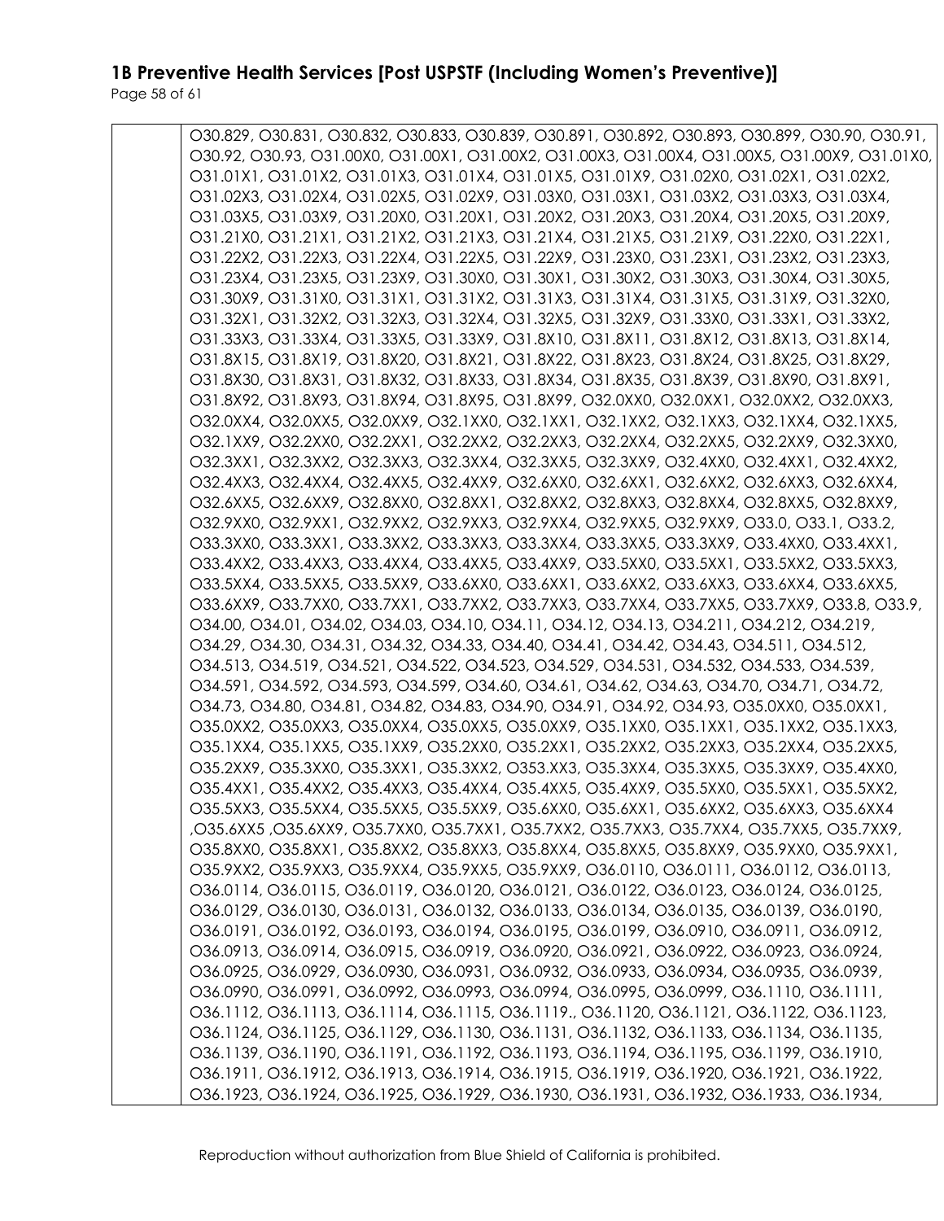| | O30.829, O30.831, O30.832, O30.833, O30.839, O30.891, O30.892, O30.893, O30.899, O30.90, O30.91, O30.92, O30.93, O31.00X0, O31.00X1, O31.00X2, O31.00X3, O31.00X4, O31.00X5, O31.00X9, O31.01X0, O31.01X1, O31.01X2, O31.01X3, O31.01X4, O31.01X5, O31.01X9, O31.02X0, O31.02X1, O31.02X2, O31.02X3, O31.02X4, O31.02X5, O31.02X9, O31.03X0, O31.03X1, O31.03X2, O31.03X3, O31.03X4, O31.03X5, O31.03X9, O31.20X0, O31.20X1, O31.20X2, O31.20X3, O31.20X4, O31.20X5, O31.20X9, O31.21X0, O31.21X1, O31.21X2, O31.21X3, O31.21X4, O31.21X5, O31.21X9, O31.22X0, O31.22X1, O31.22X2, O31.22X3, O31.22X4, O31.22X5, O31.22X9, O31.23X0, O31.23X1, O31.23X2, O31.23X3, O31.23X4, O31.23X5, O31.23X9, O31.30X0, O31.30X1, O31.30X2, O31.30X3, O31.30X4, O31.30X5, O31.30X9, O31.31X0, O31.31X1, O31.31X2, O31.31X3, O31.31X4, O31.31X5, O31.31X9, O31.32X0, O31.32X1, O31.32X2, O31.32X3, O31.32X4, O31.32X5, O31.32X9, O31.33X0, O31.33X1, O31.33X2, O31.33X3, O31.33X4, O31.33X5, O31.33X9, O31.8X10, O31.8X11, O31.8X12, O31.8X13, O31.8X14, O31.8X15, O31.8X19, O31.8X20, O31.8X21, O31.8X22, O31.8X23, O31.8X24, O31.8X25, O31.8X29, O31.8X30, O31.8X31, O31.8X32, O31.8X33, O31.8X34, O31.8X35, O31.8X39, O31.8X90, O31.8X91, O31.8X92, O31.8X93, O31.8X94, O31.8X95, O31.8X99, O32.0XX0, O32.0XX1, O32.0XX2, O32.0XX3, O32.0XX4, O32.0XX5, O32.0XX9, O32.1XX0, O32.1XX1, O32.1XX2, O32.1XX3, O32.1XX4, O32.1XX5, O32.1XX9, O32.2XX0, O32.2XX1, O32.2XX2, O32.2XX3, O32.2XX4, O32.2XX5, O32.2XX9, O32.3XX0, O32.3XX1, O32.3XX2, O32.3XX3, O32.3XX4, O32.3XX5, O32.3XX9, O32.4XX0, O32.4XX1, O32.4XX2, O32.4XX3, O32.4XX4, O32.4XX5, O32.4XX9, O32.6XX0, O32.6XX1, O32.6XX2, O32.6XX3, O32.6XX4, O32.6XX5, O32.6XX9, O32.8XX0, O32.8XX1, O32.8XX2, O32.8XX3, O32.8XX4, O32.8XX5, O32.8XX9, O32.9XX0, O32.9XX1, O32.9XX2, O32.9XX3, O32.9XX4, O32.9XX5, O32.9XX9, O33.0, O33.1, O33.2, O33.3XX0, O33.3XX1, O33.3XX2, O33.3XX3, O33.3XX4, O33.3XX5, O33.3XX9, O33.4XX0, O33.4XX1, O33.4XX2, O33.4XX3, O33.4XX4, O33.4XX5, O33.4XX9, O33.5XX0, O33.5XX1, O33.5XX2, O33.5XX3, O33.5XX4, O33.5XX5, O33.5XX9, O33.6XX0, O33.6XX1, O33.6XX2, O33.6XX3, O33.6XX4, O33.6XX5, O33.6XX9, O33.7XX0, O33.7XX1, O33.7XX2, O33.7XX3, O33.7XX4, O33.7XX5, O33.7XX9, O33.8, O33.9, O34.00, O34.01, O34.02, O34.03, O34.10, O34.11, O34.12, O34.13, O34.211, O34.212, O34.219, O34.29, O34.30, O34.31, O34.32, O34.33, O34.40, O34.41, O34.42, O34.43, O34.511, O34.512, O34.513, O34.519, O34.521, O34.522, O34.523, O34.529, O34.531, O34.532, O34.533, O34.539, O34.591, O34.592, O34.593, O34.599, O34.60, O34.61, O34.62, O34.63, O34.70, O34.71, O34.72, O34.73, O34.80, O34.81, O34.82, O34.83, O34.90, O34.91, O34.92, O34.93, O35.0XX0, O35.0XX1, O35.0XX2, O35.0XX3, O35.0XX4, O35.0XX5, O35.0XX9, O35.1XX0, O35.1XX1, O35.1XX2, O35.1XX3, O35.1XX4, O35.1XX5, O35.1XX9, O35.2XX0, O35.2XX1, O35.2XX2, O35.2XX3, O35.2XX4, O35.2XX5, O35.2XX9, O35.3XX0, O35.3XX1, O35.3XX2, O353.XX3, O35.3XX4, O35.3XX5, O35.3XX9, O35.4XX0, O35.4XX1, O35.4XX2, O35.4XX3, O35.4XX4, O35.4XX5, O35.4XX9, O35.5XX0, O35.5XX1, O35.5XX2, O35.5XX3, O35.5XX4, O35.5XX5, O35.5XX9, O35.6XX0, O35.6XX1, O35.6XX2, O35.6XX3, O35.6XX4 ,O35.6XX5 ,O35.6XX9, O35.7XX0, O35.7XX1, O35.7XX2, O35.7XX3, O35.7XX4, O35.7XX5, O35.7XX9, O35.8XX0, O35.8XX1, O35.8XX2, O35.8XX3, O35.8XX4, O35.8XX5, O35.8XX9, O35.9XX0, O35.9XX1, O35.9XX2, O35.9XX3, O35.9XX4, O35.9XX5, O35.9XX9, O36.0110, O36.0111, O36.0112, O36.0113, O36.0114, O36.0115, O36.0119, O36.0120, O36.0121, O36.0122, O36.0123, O36.0124, O36.0125, O36.0129, O36.0130, O36.0131, O36.0132, O36.0133, O36.0134, O36.0135, O36.0139, O36.0190, O36.0191, O36.0192, O36.0193, O36.0194, O36.0195, O36.0199, O36.0910, O36.0911, O36.0912, O36.0913, O36.0914, O36.0915, O36.0919, O36.0920, O36.0921, O36.0922, O36.0923, O36.0924, O36.0925, O36.0929, O36.0930, O36.0931, O36.0932, O36.0933, O36.0934, O36.0935, O36.0939, O36.0990, O36.0991, O36.0992, O36.0993, O36.0994, O36.0995, O36.0999, O36.1110, O36.1111, O36.1112, O36.1113, O36.1114, O36.1115, O36.1119., O36.1120, O36.1121, O36.1122, O36.1123, O36.1124, O36.1125, O36.1129, O36.1130, O36.1131, O36.1132, O36.1133, O36.1134, O36.1135, O36.1139, O36.1190, O36.1191, O36.1192, O36.1193, O36.1194, O36.1195, O36.1199, O36.1910, O36.1911, O36.1912, O36.1913, O36.1914, O36.1915, O36.1919, O36.1920, O36.1921, O36.1922, O36.1923, O36.1924, O36.1925, O36.1929, O36.1930, O36.1931, O36.1932, O36.1933, O36.1934, |
|---|---|

Reproduction without authorization from Blue Shield of California is prohibited.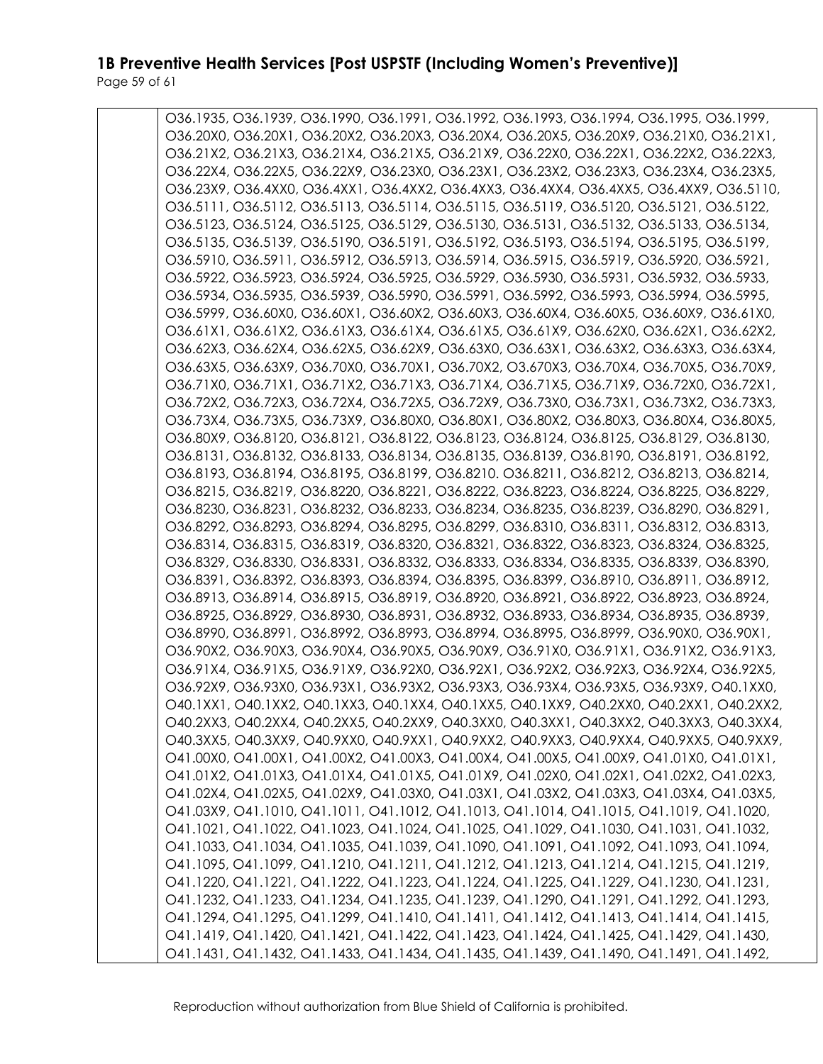| | |
|---|---|
| | O36.1935, O36.1939, O36.1990, O36.1991, O36.1992, O36.1993, O36.1994, O36.1995, O36.1999, O36.20X0, O36.20X1, O36.20X2, O36.20X3, O36.20X4, O36.20X5, O36.20X9, O36.21X0, O36.21X1, O36.21X2, O36.21X3, O36.21X4, O36.21X5, O36.21X9, O36.22X0, O36.22X1, O36.22X2, O36.22X3, O36.22X4, O36.22X5, O36.22X9, O36.23X0, O36.23X1, O36.23X2, O36.23X3, O36.23X4, O36.23X5, O36.23X9, O36.4XX0, O36.4XX1, O36.4XX2, O36.4XX3, O36.4XX4, O36.4XX5, O36.4XX9, O36.5110, O36.5111, O36.5112, O36.5113, O36.5114, O36.5115, O36.5119, O36.5120, O36.5121, O36.5122, O36.5123, O36.5124, O36.5125, O36.5129, O36.5130, O36.5131, O36.5132, O36.5133, O36.5134, O36.5135, O36.5139, O36.5190, O36.5191, O36.5192, O36.5193, O36.5194, O36.5195, O36.5199, O36.5910, O36.5911, O36.5912, O36.5913, O36.5914, O36.5915, O36.5919, O36.5920, O36.5921, O36.5922, O36.5923, O36.5924, O36.5925, O36.5929, O36.5930, O36.5931, O36.5932, O36.5933, O36.5934, O36.5935, O36.5939, O36.5990, O36.5991, O36.5992, O36.5993, O36.5994, O36.5995, O36.5999, O36.60X0, O36.60X1, O36.60X2, O36.60X3, O36.60X4, O36.60X5, O36.60X9, O36.61X0, O36.61X1, O36.61X2, O36.61X3, O36.61X4, O36.61X5, O36.61X9, O36.62X0, O36.62X1, O36.62X2, O36.62X3, O36.62X4, O36.62X5, O36.62X9, O36.63X0, O36.63X1, O36.63X2, O36.63X3, O36.63X4, O36.63X5, O36.63X9, O36.70X0, O36.70X1, O36.70X2, O3.670X3, O36.70X4, O36.70X5, O36.70X9, O36.71X0, O36.71X1, O36.71X2, O36.71X3, O36.71X4, O36.71X5, O36.71X9, O36.72X0, O36.72X1, O36.72X2, O36.72X3, O36.72X4, O36.72X5, O36.72X9, O36.73X0, O36.73X1, O36.73X2, O36.73X3, O36.73X4, O36.73X5, O36.73X9, O36.80X0, O36.80X1, O36.80X2, O36.80X3, O36.80X4, O36.80X5, O36.80X9, O36.8120, O36.8121, O36.8122, O36.8123, O36.8124, O36.8125, O36.8129, O36.8130, O36.8131, O36.8132, O36.8133, O36.8134, O36.8135, O36.8139, O36.8190, O36.8191, O36.8192, O36.8193, O36.8194, O36.8195, O36.8199, O36.8210. O36.8211, O36.8212, O36.8213, O36.8214, O36.8215, O36.8219, O36.8220, O36.8221, O36.8222, O36.8223, O36.8224, O36.8225, O36.8229, O36.8230, O36.8231, O36.8232, O36.8233, O36.8234, O36.8235, O36.8239, O36.8290, O36.8291, O36.8292, O36.8293, O36.8294, O36.8295, O36.8299, O36.8310, O36.8311, O36.8312, O36.8313, O36.8314, O36.8315, O36.8319, O36.8320, O36.8321, O36.8322, O36.8323, O36.8324, O36.8325, O36.8329, O36.8330, O36.8331, O36.8332, O36.8333, O36.8334, O36.8335, O36.8339, O36.8390, O36.8391, O36.8392, O36.8393, O36.8394, O36.8395, O36.8399, O36.8910, O36.8911, O36.8912, O36.8913, O36.8914, O36.8915, O36.8919, O36.8920, O36.8921, O36.8922, O36.8923, O36.8924, O36.8925, O36.8929, O36.8930, O36.8931, O36.8932, O36.8933, O36.8934, O36.8935, O36.8939, O36.8990, O36.8991, O36.8992, O36.8993, O36.8994, O36.8995, O36.8999, O36.90X0, O36.90X1, O36.90X2, O36.90X3, O36.90X4, O36.90X5, O36.90X9, O36.91X0, O36.91X1, O36.91X2, O36.91X3, O36.91X4, O36.91X5, O36.91X9, O36.92X0, O36.92X1, O36.92X2, O36.92X3, O36.92X4, O36.92X5, O36.92X9, O36.93X0, O36.93X1, O36.93X2, O36.93X3, O36.93X4, O36.93X5, O36.93X9, O40.1XX0, O40.1XX1, O40.1XX2, O40.1XX3, O40.1XX4, O40.1XX5, O40.1XX9, O40.2XX0, O40.2XX1, O40.2XX2, O40.2XX3, O40.2XX4, O40.2XX5, O40.2XX9, O40.3XX0, O40.3XX1, O40.3XX2, O40.3XX3, O40.3XX4, O40.3XX5, O40.3XX9, O40.9XX0, O40.9XX1, O40.9XX2, O40.9XX3, O40.9XX4, O40.9XX5, O40.9XX9, O41.00X0, O41.00X1, O41.00X2, O41.00X3, O41.00X4, O41.00X5, O41.00X9, O41.01X0, O41.01X1, O41.01X2, O41.01X3, O41.01X4, O41.01X5, O41.01X9, O41.02X0, O41.02X1, O41.02X2, O41.02X3, O41.02X4, O41.02X5, O41.02X9, O41.03X0, O41.03X1, O41.03X2, O41.03X3, O41.03X4, O41.03X5, O41.03X9, O41.1010, O41.1011, O41.1012, O41.1013, O41.1014, O41.1015, O41.1019, O41.1020, O41.1021, O41.1022, O41.1023, O41.1024, O41.1025, O41.1029, O41.1030, O41.1031, O41.1032, O41.1033, O41.1034, O41.1035, O41.1039, O41.1090, O41.1091, O41.1092, O41.1093, O41.1094, O41.1095, O41.1099, O41.1210, O41.1211, O41.1212, O41.1213, O41.1214, O41.1215, O41.1219, O41.1220, O41.1221, O41.1222, O41.1223, O41.1224, O41.1225, O41.1229, O41.1230, O41.1231, O41.1232, O41.1233, O41.1234, O41.1235, O41.1239, O41.1290, O41.1291, O41.1292, O41.1293, O41.1294, O41.1295, O41.1299, O41.1410, O41.1411, O41.1412, O41.1413, O41.1414, O41.1415, O41.1419, O41.1420, O41.1421, O41.1422, O41.1423, O41.1424, O41.1425, O41.1429, O41.1430, O41.1431, O41.1432, O41.1433, O41.1434, O41.1435, O41.1439, O41.1490, O41.1491, O41.1492, |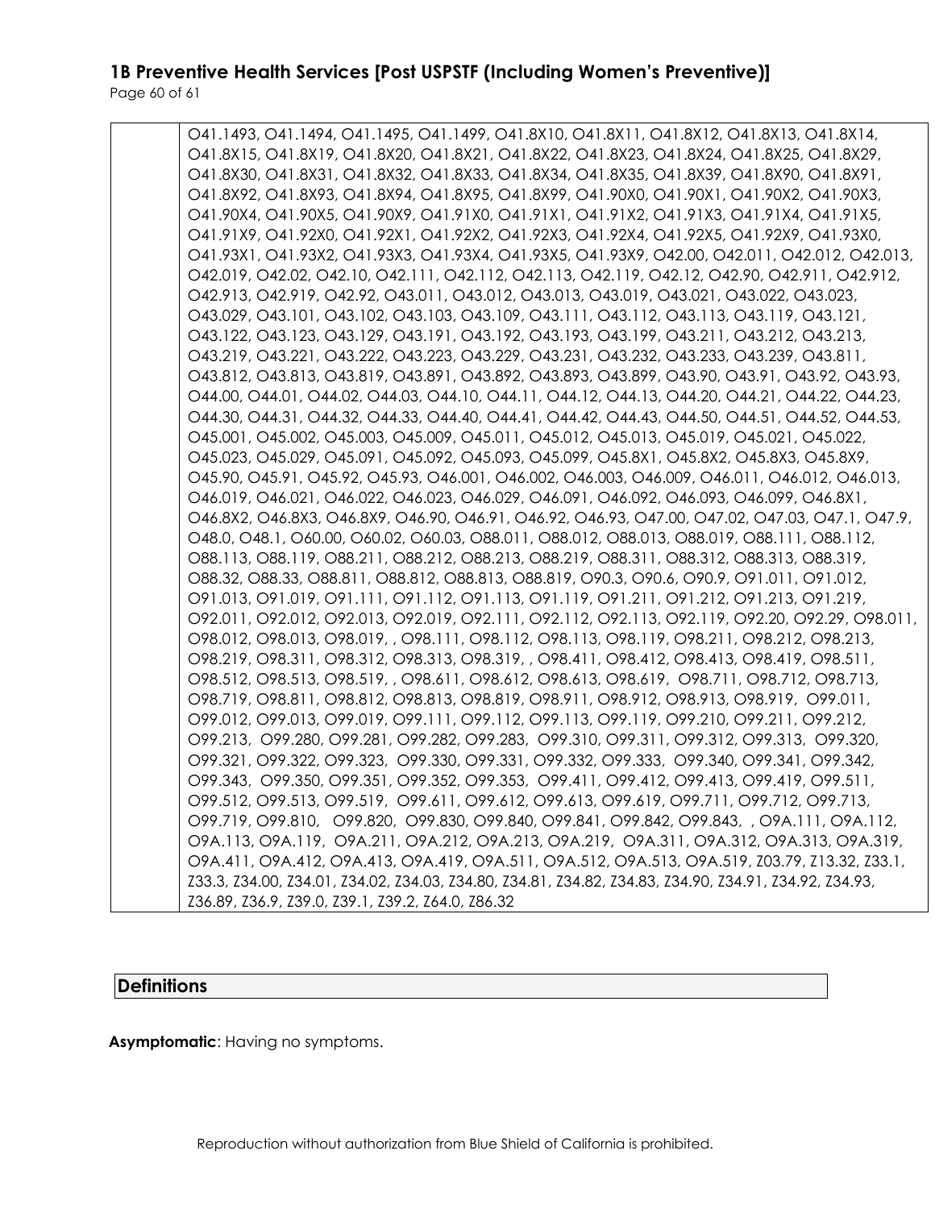| | O41.1493, O41.1494, O41.1495, O41.1499, O41.8X10, O41.8X11, O41.8X12, O41.8X13, O41.8X14, O41.8X15, O41.8X19, O41.8X20, O41.8X21, O41.8X22, O41.8X23, O41.8X24, O41.8X25, O41.8X29, O41.8X30, O41.8X31, O41.8X32, O41.8X33, O41.8X34, O41.8X35, O41.8X39, O41.8X90, O41.8X91, O41.8X92, O41.8X93, O41.8X94, O41.8X95, O41.8X99, O41.90X0, O41.90X1, O41.90X2, O41.90X3, O41.90X4, O41.90X5, O41.90X9, O41.91X0, O41.91X1, O41.91X2, O41.91X3, O41.91X4, O41.91X5, O41.91X9, O41.92X0, O41.92X1, O41.92X2, O41.92X3, O41.92X4, O41.92X5, O41.92X9, O41.93X0, O41.93X1, O41.93X2, O41.93X3, O41.93X4, O41.93X5, O41.93X9, O42.00, O42.011, O42.012, O42.013, O42.019, O42.02, O42.10, O42.111, O42.112, O42.113, O42.119, O42.12, O42.90, O42.911, O42.912, O42.913, O42.919, O42.92, O43.011, O43.012, O43.013, O43.019, O43.021, O43.022, O43.023, O43.029, O43.101, O43.102, O43.103, O43.109, O43.111, O43.112, O43.113, O43.119, O43.121, O43.122, O43.123, O43.129, O43.191, O43.192, O43.193, O43.199, O43.211, O43.212, O43.213, O43.219, O43.221, O43.222, O43.223, O43.229, O43.231, O43.232, O43.233, O43.239, O43.811, O43.812, O43.813, O43.819, O43.891, O43.892, O43.893, O43.899, O43.90, O43.91, O43.92, O43.93, O44.00, O44.01, O44.02, O44.03, O44.10, O44.11, O44.12, O44.13, O44.20, O44.21, O44.22, O44.23, O44.30, O44.31, O44.32, O44.33, O44.40, O44.41, O44.42, O44.43, O44.50, O44.51, O44.52, O44.53, O45.001, O45.002, O45.003, O45.009, O45.011, O45.012, O45.013, O45.019, O45.021, O45.022, O45.023, O45.029, O45.091, O45.092, O45.093, O45.099, O45.8X1, O45.8X2, O45.8X3, O45.8X9, O45.90, O45.91, O45.92, O45.93, O46.001, O46.002, O46.003, O46.009, O46.011, O46.012, O46.013, O46.019, O46.021, O46.022, O46.023, O46.029, O46.091, O46.092, O46.093, O46.099, O46.8X1, O46.8X2, O46.8X3, O46.8X9, O46.90, O46.91, O46.92, O46.93, O47.00, O47.02, O47.03, O47.1, O47.9, O48.0, O48.1, O60.00, O60.02, O60.03, O88.011, O88.012, O88.013, O88.019, O88.111, O88.112, O88.113, O88.119, O88.211, O88.212, O88.213, O88.219, O88.311, O88.312, O88.313, O88.319, O88.32, O88.33, O88.811, O88.812, O88.813, O88.819, O90.3, O90.6, O90.9, O91.011, O91.012, O91.013, O91.019, O91.111, O91.112, O91.113, O91.119, O91.211, O91.212, O91.213, O91.219, O92.011, O92.012, O92.013, O92.019, O92.111, O92.112, O92.113, O92.119, O92.20, O92.29, O98.011, O98.012, O98.013, O98.019, , O98.111, O98.112, O98.113, O98.119, O98.211, O98.212, O98.213, O98.219, O98.311, O98.312, O98.313, O98.319, , O98.411, O98.412, O98.413, O98.419, O98.511, O98.512, O98.513, O98.519, , O98.611, O98.612, O98.613, O98.619, O98.711, O98.712, O98.713, O98.719, O98.811, O98.812, O98.813, O98.819, O98.911, O98.912, O98.913, O98.919, O99.011, O99.012, O99.013, O99.019, O99.111, O99.112, O99.113, O99.119, O99.210, O99.211, O99.212, O99.213, O99.280, O99.281, O99.282, O99.283, O99.310, O99.311, O99.312, O99.313, O99.320, O99.321, O99.322, O99.323, O99.330, O99.331, O99.332, O99.333, O99.340, O99.341, O99.342, O99.343, O99.350, O99.351, O99.352, O99.353, O99.411, O99.412, O99.413, O99.419, O99.511, O99.512, O99.513, O99.519, O99.611, O99.612, O99.613, O99.619, O99.711, O99.712, O99.713, O99.719, O99.810, O99.820, O99.830, O99.840, O99.841, O99.842, O99.843, , O9A.111, O9A.112, O9A.113, O9A.119, O9A.211, O9A.212, O9A.213, O9A.219, O9A.311, O9A.312, O9A.313, O9A.319, O9A.411, O9A.412, O9A.413, O9A.419, O9A.511, O9A.512, O9A.513, O9A.519, Z03.79, Z13.32, Z33.1, Z33.3, Z34.00, Z34.01, Z34.02, Z34.03, Z34.80, Z34.81, Z34.82, Z34.83, Z34.90, Z34.91, Z34.92, Z34.93, Z36.89, Z36.9, Z39.0, Z39.1, Z39.2, Z64.0, Z86.32 |
|---|---|

## Definitions

**Asymptomatic**: Having no symptoms.

Reproduction without authorization from Blue Shield of California is prohibited.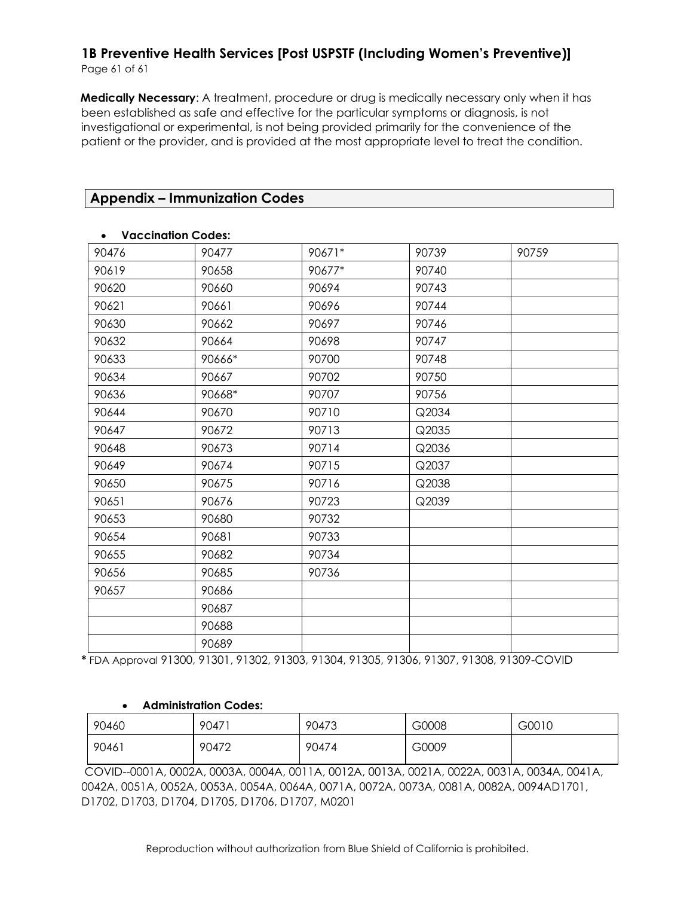**Medically Necessary**: A treatment, procedure or drug is medically necessary only when it has been established as safe and effective for the particular symptoms or diagnosis, is not investigational or experimental, is not being provided primarily for the convenience of the patient or the provider, and is provided at the most appropriate level to treat the condition.

## Appendix – Immunization Codes

- **Vaccination Codes:**

| | | | | |
|---|---|---|---|---|
| 90476 | 90477 | 90671* | 90739 | 90759 |
| 90619 | 90658 | 90677* | 90740 | |
| 90620 | 90660 | 90694 | 90743 | |
| 90621 | 90661 | 90696 | 90744 | |
| 90630 | 90662 | 90697 | 90746 | |
| 90632 | 90664 | 90698 | 90747 | |
| 90633 | 90666* | 90700 | 90748 | |
| 90634 | 90667 | 90702 | 90750 | |
| 90636 | 90668* | 90707 | 90756 | |
| 90644 | 90670 | 90710 | Q2034 | |
| 90647 | 90672 | 90713 | Q2035 | |
| 90648 | 90673 | 90714 | Q2036 | |
| 90649 | 90674 | 90715 | Q2037 | |
| 90650 | 90675 | 90716 | Q2038 | |
| 90651 | 90676 | 90723 | Q2039 | |
| 90653 | 90680 | 90732 | | |
| 90654 | 90681 | 90733 | | |
| 90655 | 90682 | 90734 | | |
| 90656 | 90685 | 90736 | | |
| 90657 | 90686 | | | |
| | 90687 | | | |
| | 90688 | | | |
| | 90689 | | | |

**\*** FDA Approval 91300, 91301, 91302, 91303, 91304, 91305, 91306, 91307, 91308, 91309-COVID

- **Administration Codes:**

| | | | | |
|---|---|---|---|---|
| 90460 | 90471 | 90473 | G0008 | G0010 |
| 90461 | 90472 | 90474 | G0009 | |

COVID--0001A, 0002A, 0003A, 0004A, 0011A, 0012A, 0013A, 0021A, 0022A, 0031A, 0034A, 0041A, 0042A, 0051A, 0052A, 0053A, 0054A, 0064A, 0071A, 0072A, 0073A, 0081A, 0082A, 0094AD1701, D1702, D1703, D1704, D1705, D1706, D1707, M0201

Reproduction without authorization from Blue Shield of California is prohibited.